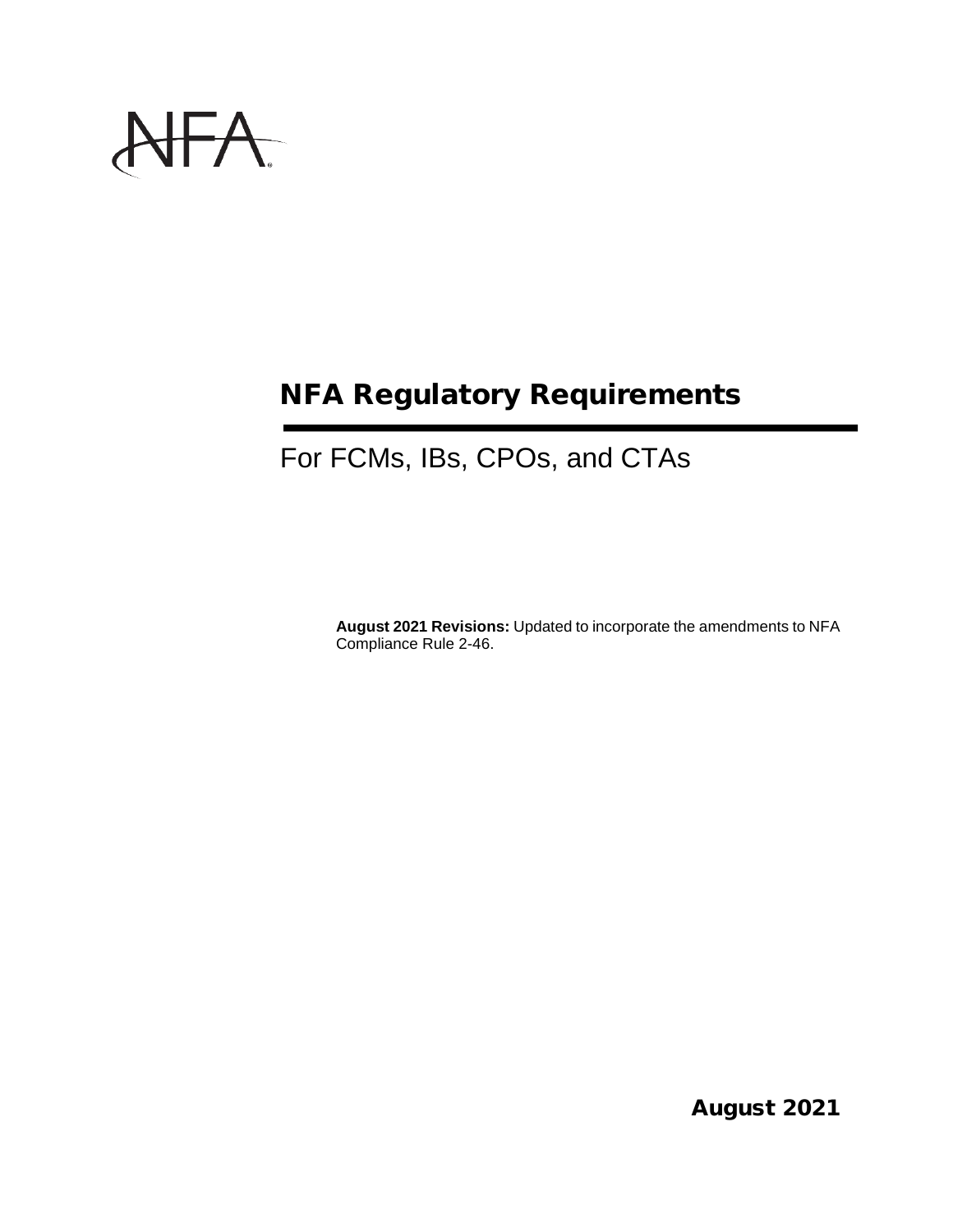NFA

# NFA Regulatory Requirements

## For FCMs, IBs, CPOs, and CTAs

**August 2021 Revisions:** Updated to incorporate the amendments to NFA Compliance Rule 2-46.

**August 2021**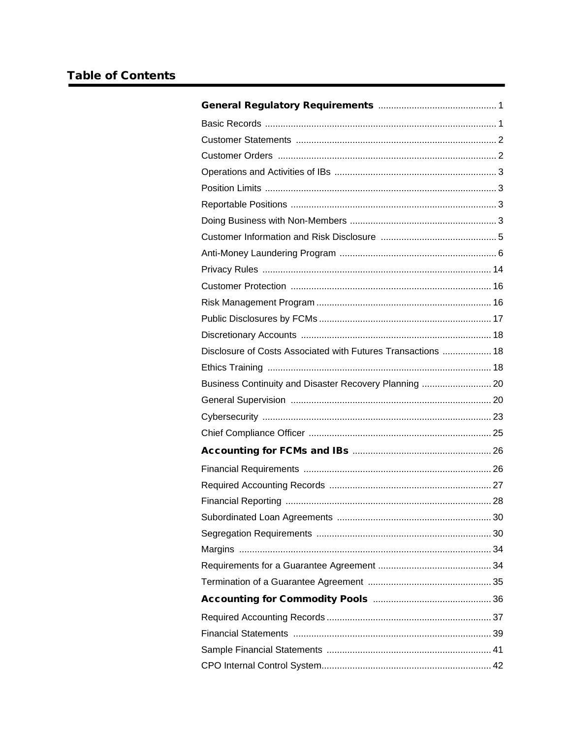## Table of Contents

**General Regulatory Requirements** .............................................. 1

Basic Records .......................................................................................... 1

Customer Statements .............................................................................. 2

Customer Orders ..................................................................................... 2

Operations and Activities of IBs ............................................................... 3

Position Limits .......................................................................................... 3

Reportable Positions ................................................................................ 3

Doing Business with Non-Members ......................................................... 3

Customer Information and Risk Disclosure ............................................. 5

Anti-Money Laundering Program ............................................................. 6

Privacy Rules ......................................................................................... 14

Customer Protection .............................................................................. 16

Risk Management Program .................................................................... 16

Public Disclosures by FCMs ................................................................... 17

Discretionary Accounts .......................................................................... 18

Disclosure of Costs Associated with Futures Transactions ................... 18

Ethics Training ....................................................................................... 18

Business Continuity and Disaster Recovery Planning ........................... 20

General Supervision .............................................................................. 20

Cybersecurity ......................................................................................... 23

Chief Compliance Officer ....................................................................... 25

**Accounting for FCMs and IBs** ...................................................... 26

Financial Requirements ......................................................................... 26

Required Accounting Records ............................................................... 27

Financial Reporting ................................................................................ 28

Subordinated Loan Agreements ............................................................ 30

Segregation Requirements .................................................................... 30

Margins .................................................................................................. 34

Requirements for a Guarantee Agreement ............................................ 34

Termination of a Guarantee Agreement ................................................ 35

**Accounting for Commodity Pools** ............................................. 36

Required Accounting Records ................................................................ 37

Financial Statements ............................................................................. 39

Sample Financial Statements ................................................................ 41

CPO Internal Control System.................................................................. 42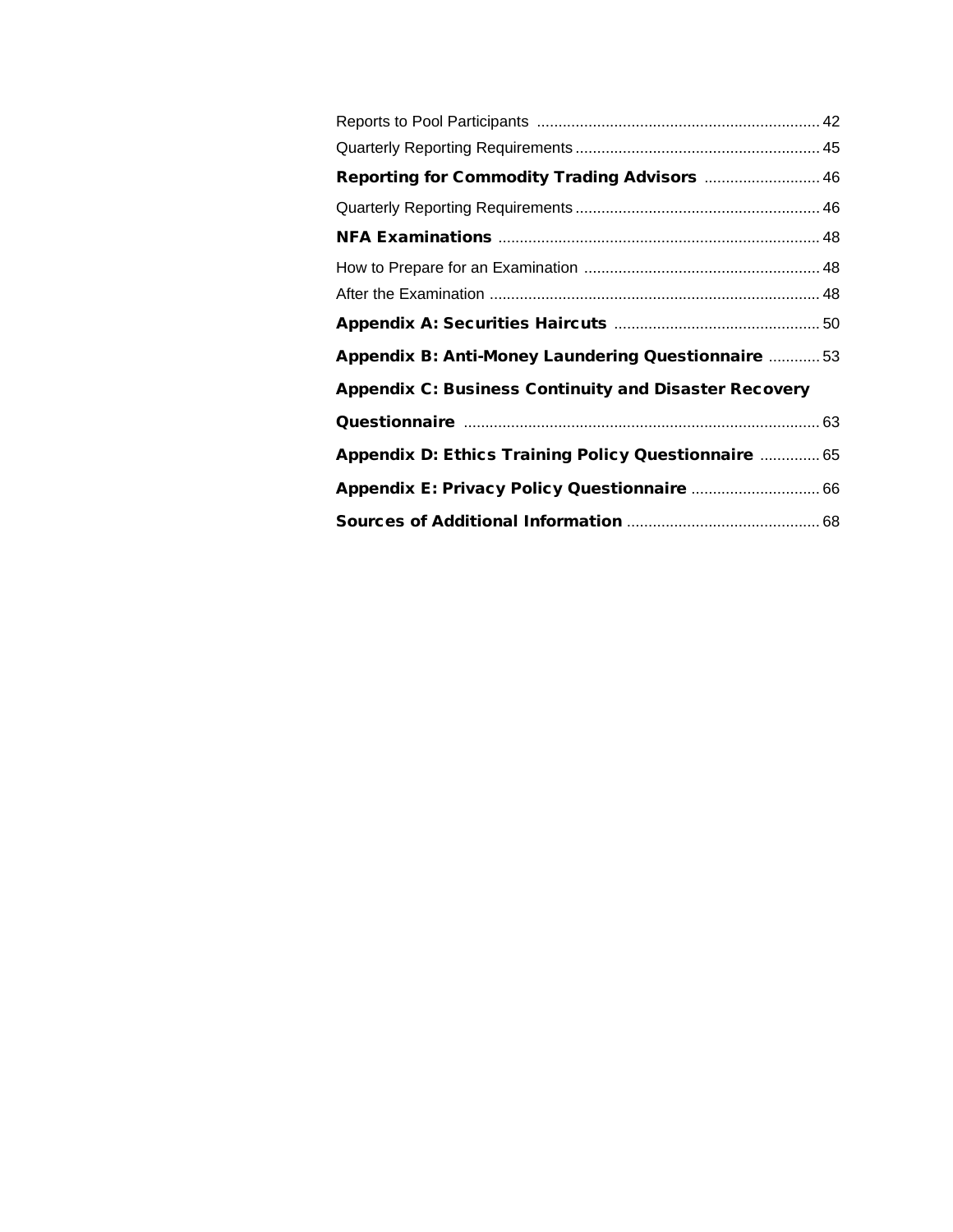Reports to Pool Participants .................................................................. 42

Quarterly Reporting Requirements......................................................... 45

**Reporting for Commodity Trading Advisors** ........................... 46

Quarterly Reporting Requirements......................................................... 46

**NFA Examinations** ........................................................................... 48

How to Prepare for an Examination ....................................................... 48

After the Examination ............................................................................. 48

**Appendix A: Securities Haircuts** ................................................ 50

**Appendix B: Anti-Money Laundering Questionnaire** ............ 53

**Appendix C: Business Continuity and Disaster Recovery Questionnaire** ................................................................................... 63

**Appendix D: Ethics Training Policy Questionnaire** .............. 65

**Appendix E: Privacy Policy Questionnaire** .............................. 66

**Sources of Additional Information** ............................................. 68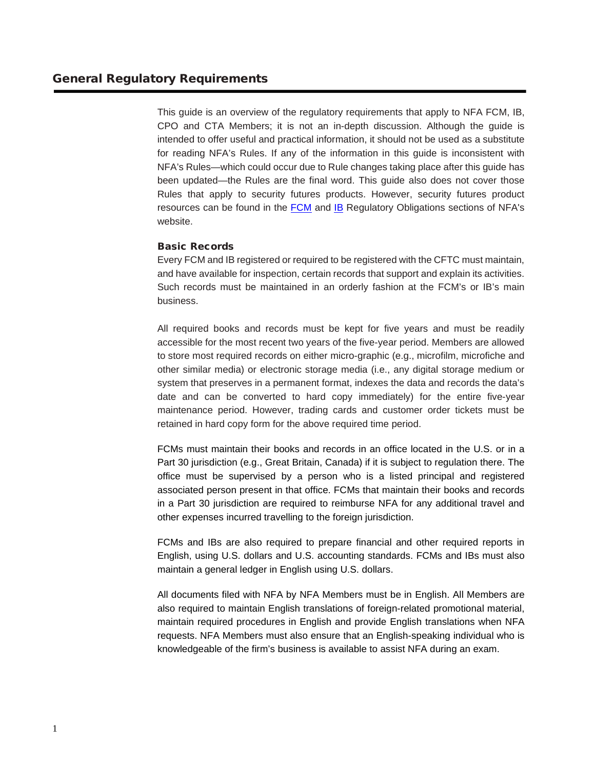# General Regulatory Requirements

This guide is an overview of the regulatory requirements that apply to NFA FCM, IB, CPO and CTA Members; it is not an in-depth discussion. Although the guide is intended to offer useful and practical information, it should not be used as a substitute for reading NFA's Rules. If any of the information in this guide is inconsistent with NFA's Rules—which could occur due to Rule changes taking place after this guide has been updated—the Rules are the final word. This guide also does not cover those Rules that apply to security futures products. However, security futures product resources can be found in the FCM and IB Regulatory Obligations sections of NFA's website.

### Basic Records

Every FCM and IB registered or required to be registered with the CFTC must maintain, and have available for inspection, certain records that support and explain its activities. Such records must be maintained in an orderly fashion at the FCM's or IB's main business.

All required books and records must be kept for five years and must be readily accessible for the most recent two years of the five-year period. Members are allowed to store most required records on either micro-graphic (e.g., microfilm, microfiche and other similar media) or electronic storage media (i.e., any digital storage medium or system that preserves in a permanent format, indexes the data and records the data's date and can be converted to hard copy immediately) for the entire five-year maintenance period. However, trading cards and customer order tickets must be retained in hard copy form for the above required time period.

FCMs must maintain their books and records in an office located in the U.S. or in a Part 30 jurisdiction (e.g., Great Britain, Canada) if it is subject to regulation there. The office must be supervised by a person who is a listed principal and registered associated person present in that office. FCMs that maintain their books and records in a Part 30 jurisdiction are required to reimburse NFA for any additional travel and other expenses incurred travelling to the foreign jurisdiction.

FCMs and IBs are also required to prepare financial and other required reports in English, using U.S. dollars and U.S. accounting standards. FCMs and IBs must also maintain a general ledger in English using U.S. dollars.

All documents filed with NFA by NFA Members must be in English. All Members are also required to maintain English translations of foreign-related promotional material, maintain required procedures in English and provide English translations when NFA requests. NFA Members must also ensure that an English-speaking individual who is knowledgeable of the firm's business is available to assist NFA during an exam.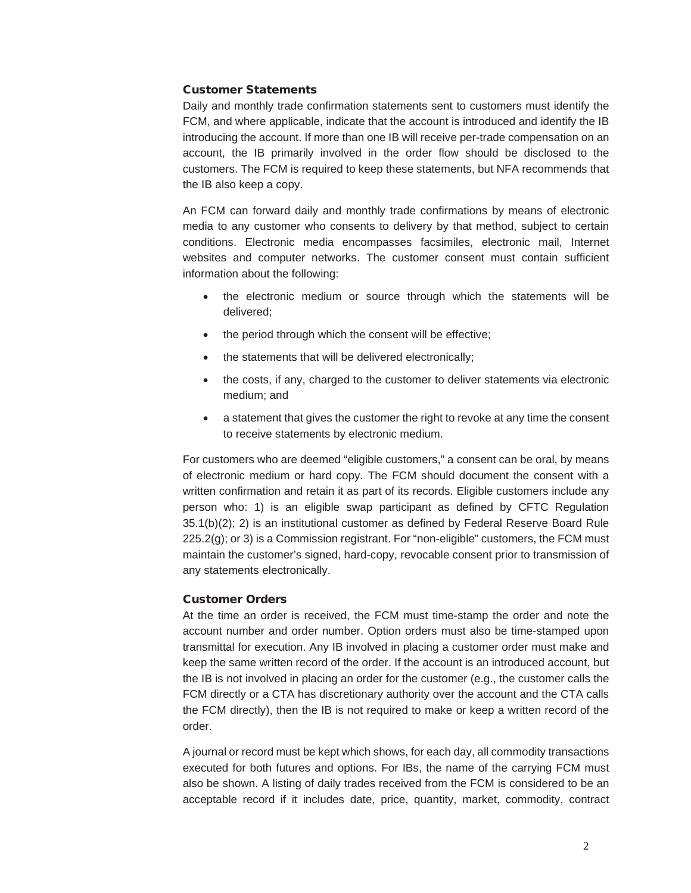### Customer Statements

Daily and monthly trade confirmation statements sent to customers must identify the FCM, and where applicable, indicate that the account is introduced and identify the IB introducing the account. If more than one IB will receive per-trade compensation on an account, the IB primarily involved in the order flow should be disclosed to the customers. The FCM is required to keep these statements, but NFA recommends that the IB also keep a copy.

An FCM can forward daily and monthly trade confirmations by means of electronic media to any customer who consents to delivery by that method, subject to certain conditions. Electronic media encompasses facsimiles, electronic mail, Internet websites and computer networks. The customer consent must contain sufficient information about the following:

- the electronic medium or source through which the statements will be delivered;
- the period through which the consent will be effective;
- the statements that will be delivered electronically;
- the costs, if any, charged to the customer to deliver statements via electronic medium; and
- a statement that gives the customer the right to revoke at any time the consent to receive statements by electronic medium.

For customers who are deemed "eligible customers," a consent can be oral, by means of electronic medium or hard copy. The FCM should document the consent with a written confirmation and retain it as part of its records. Eligible customers include any person who: 1) is an eligible swap participant as defined by CFTC Regulation 35.1(b)(2); 2) is an institutional customer as defined by Federal Reserve Board Rule 225.2(g); or 3) is a Commission registrant. For "non-eligible" customers, the FCM must maintain the customer's signed, hard-copy, revocable consent prior to transmission of any statements electronically.

### Customer Orders

At the time an order is received, the FCM must time-stamp the order and note the account number and order number. Option orders must also be time-stamped upon transmittal for execution. Any IB involved in placing a customer order must make and keep the same written record of the order. If the account is an introduced account, but the IB is not involved in placing an order for the customer (e.g., the customer calls the FCM directly or a CTA has discretionary authority over the account and the CTA calls the FCM directly), then the IB is not required to make or keep a written record of the order.

A journal or record must be kept which shows, for each day, all commodity transactions executed for both futures and options. For IBs, the name of the carrying FCM must also be shown. A listing of daily trades received from the FCM is considered to be an acceptable record if it includes date, price, quantity, market, commodity, contract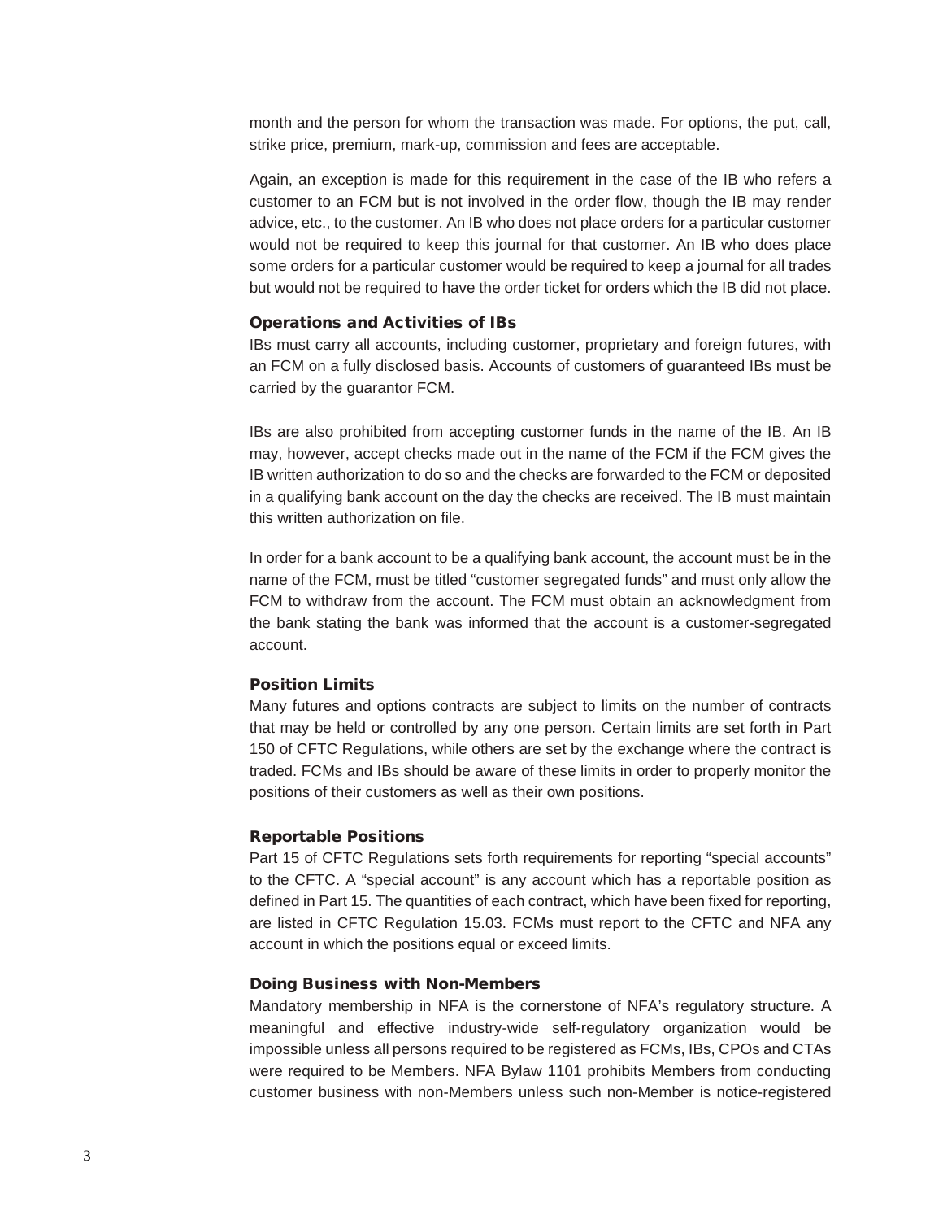month and the person for whom the transaction was made. For options, the put, call, strike price, premium, mark-up, commission and fees are acceptable.

Again, an exception is made for this requirement in the case of the IB who refers a customer to an FCM but is not involved in the order flow, though the IB may render advice, etc., to the customer. An IB who does not place orders for a particular customer would not be required to keep this journal for that customer. An IB who does place some orders for a particular customer would be required to keep a journal for all trades but would not be required to have the order ticket for orders which the IB did not place.

### Operations and Activities of IBs

IBs must carry all accounts, including customer, proprietary and foreign futures, with an FCM on a fully disclosed basis. Accounts of customers of guaranteed IBs must be carried by the guarantor FCM.

IBs are also prohibited from accepting customer funds in the name of the IB. An IB may, however, accept checks made out in the name of the FCM if the FCM gives the IB written authorization to do so and the checks are forwarded to the FCM or deposited in a qualifying bank account on the day the checks are received. The IB must maintain this written authorization on file.

In order for a bank account to be a qualifying bank account, the account must be in the name of the FCM, must be titled "customer segregated funds" and must only allow the FCM to withdraw from the account. The FCM must obtain an acknowledgment from the bank stating the bank was informed that the account is a customer-segregated account.

### Position Limits

Many futures and options contracts are subject to limits on the number of contracts that may be held or controlled by any one person. Certain limits are set forth in Part 150 of CFTC Regulations, while others are set by the exchange where the contract is traded. FCMs and IBs should be aware of these limits in order to properly monitor the positions of their customers as well as their own positions.

### Reportable Positions

Part 15 of CFTC Regulations sets forth requirements for reporting "special accounts" to the CFTC. A "special account" is any account which has a reportable position as defined in Part 15. The quantities of each contract, which have been fixed for reporting, are listed in CFTC Regulation 15.03. FCMs must report to the CFTC and NFA any account in which the positions equal or exceed limits.

### Doing Business with Non-Members

Mandatory membership in NFA is the cornerstone of NFA's regulatory structure. A meaningful and effective industry-wide self-regulatory organization would be impossible unless all persons required to be registered as FCMs, IBs, CPOs and CTAs were required to be Members. NFA Bylaw 1101 prohibits Members from conducting customer business with non-Members unless such non-Member is notice-registered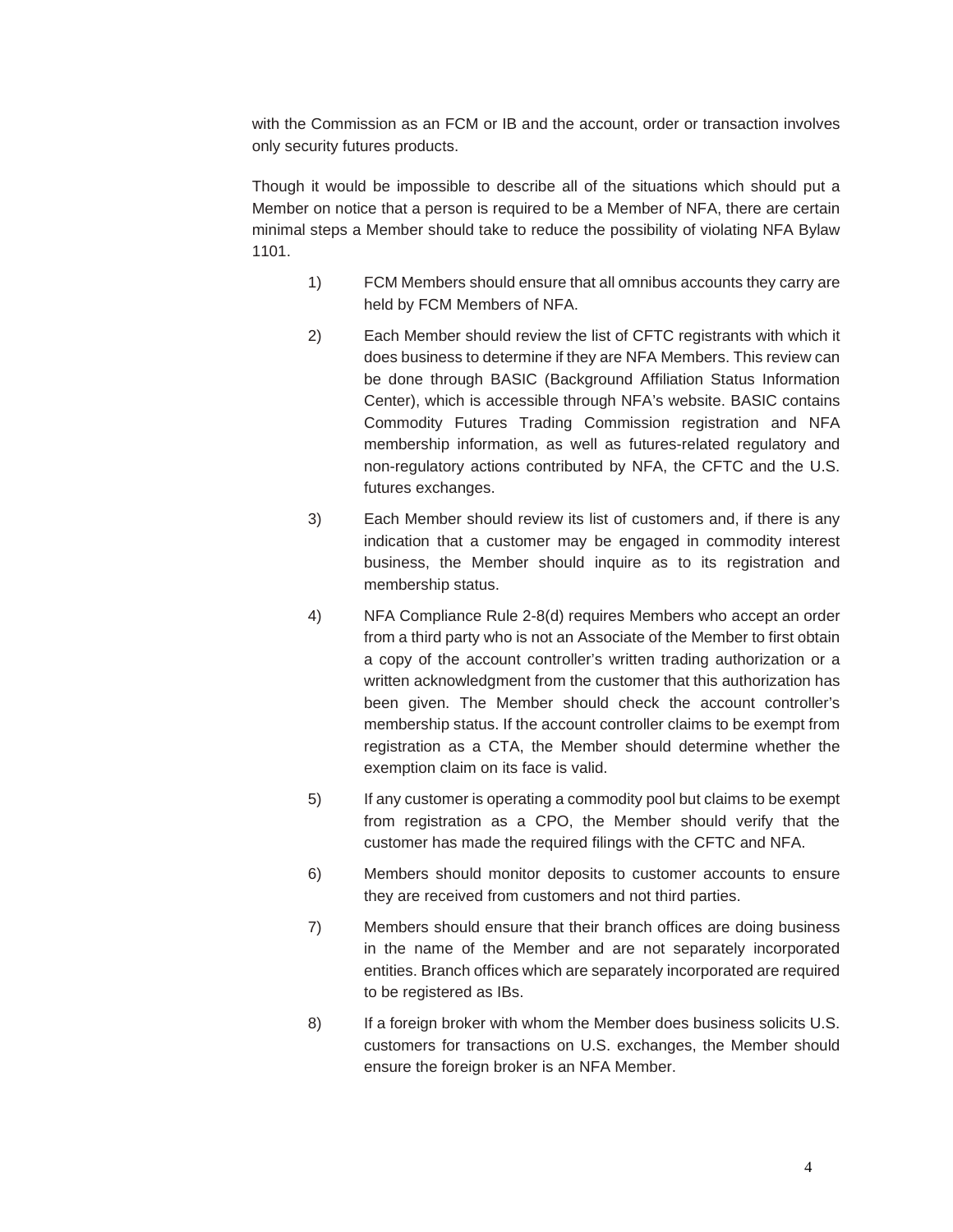with the Commission as an FCM or IB and the account, order or transaction involves only security futures products.

Though it would be impossible to describe all of the situations which should put a Member on notice that a person is required to be a Member of NFA, there are certain minimal steps a Member should take to reduce the possibility of violating NFA Bylaw 1101.

1) FCM Members should ensure that all omnibus accounts they carry are held by FCM Members of NFA.

2) Each Member should review the list of CFTC registrants with which it does business to determine if they are NFA Members. This review can be done through BASIC (Background Affiliation Status Information Center), which is accessible through NFA's website. BASIC contains Commodity Futures Trading Commission registration and NFA membership information, as well as futures-related regulatory and non-regulatory actions contributed by NFA, the CFTC and the U.S. futures exchanges.

3) Each Member should review its list of customers and, if there is any indication that a customer may be engaged in commodity interest business, the Member should inquire as to its registration and membership status.

4) NFA Compliance Rule 2-8(d) requires Members who accept an order from a third party who is not an Associate of the Member to first obtain a copy of the account controller's written trading authorization or a written acknowledgment from the customer that this authorization has been given. The Member should check the account controller's membership status. If the account controller claims to be exempt from registration as a CTA, the Member should determine whether the exemption claim on its face is valid.

5) If any customer is operating a commodity pool but claims to be exempt from registration as a CPO, the Member should verify that the customer has made the required filings with the CFTC and NFA.

6) Members should monitor deposits to customer accounts to ensure they are received from customers and not third parties.

7) Members should ensure that their branch offices are doing business in the name of the Member and are not separately incorporated entities. Branch offices which are separately incorporated are required to be registered as IBs.

8) If a foreign broker with whom the Member does business solicits U.S. customers for transactions on U.S. exchanges, the Member should ensure the foreign broker is an NFA Member.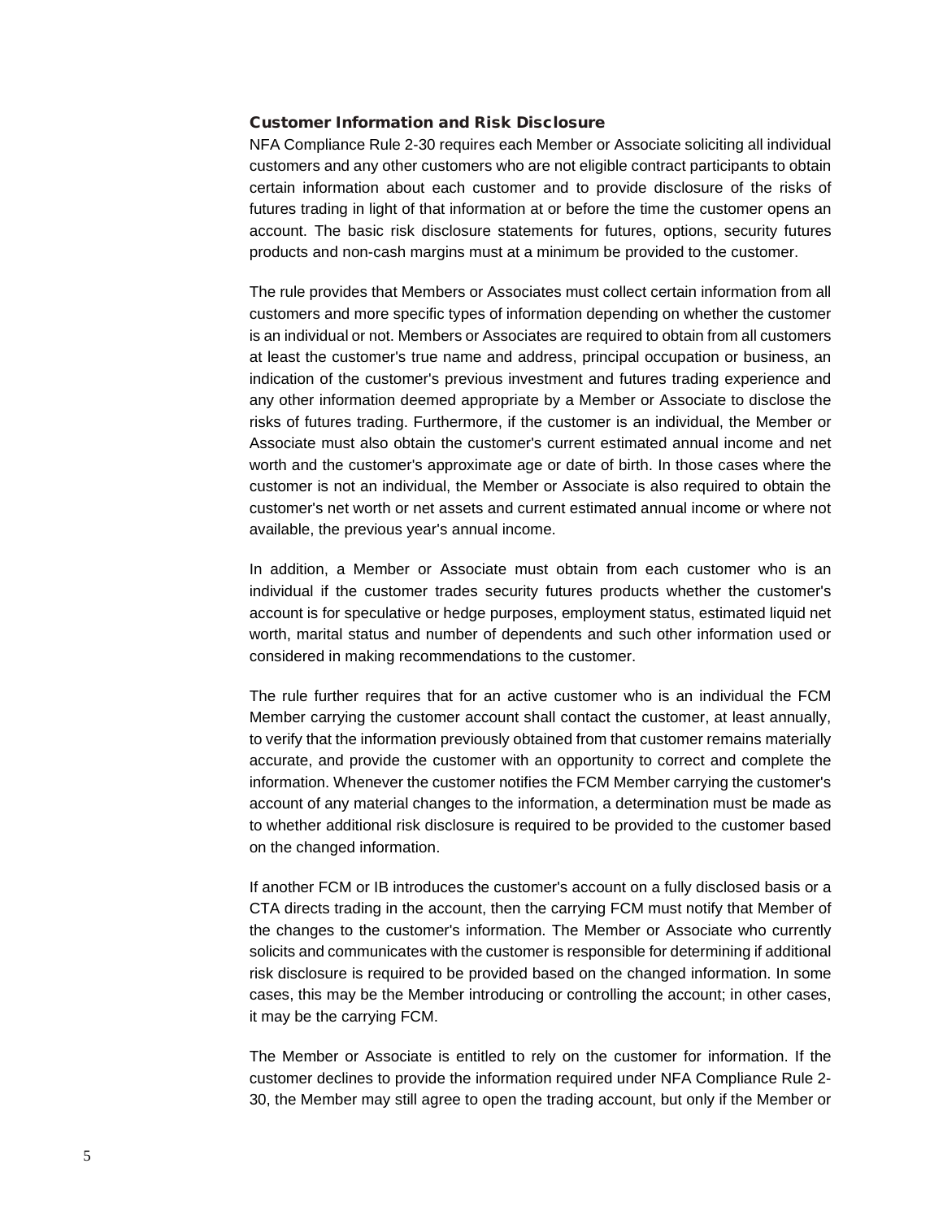### Customer Information and Risk Disclosure

NFA Compliance Rule 2-30 requires each Member or Associate soliciting all individual customers and any other customers who are not eligible contract participants to obtain certain information about each customer and to provide disclosure of the risks of futures trading in light of that information at or before the time the customer opens an account. The basic risk disclosure statements for futures, options, security futures products and non-cash margins must at a minimum be provided to the customer.

The rule provides that Members or Associates must collect certain information from all customers and more specific types of information depending on whether the customer is an individual or not. Members or Associates are required to obtain from all customers at least the customer's true name and address, principal occupation or business, an indication of the customer's previous investment and futures trading experience and any other information deemed appropriate by a Member or Associate to disclose the risks of futures trading. Furthermore, if the customer is an individual, the Member or Associate must also obtain the customer's current estimated annual income and net worth and the customer's approximate age or date of birth. In those cases where the customer is not an individual, the Member or Associate is also required to obtain the customer's net worth or net assets and current estimated annual income or where not available, the previous year's annual income.

In addition, a Member or Associate must obtain from each customer who is an individual if the customer trades security futures products whether the customer's account is for speculative or hedge purposes, employment status, estimated liquid net worth, marital status and number of dependents and such other information used or considered in making recommendations to the customer.

The rule further requires that for an active customer who is an individual the FCM Member carrying the customer account shall contact the customer, at least annually, to verify that the information previously obtained from that customer remains materially accurate, and provide the customer with an opportunity to correct and complete the information. Whenever the customer notifies the FCM Member carrying the customer's account of any material changes to the information, a determination must be made as to whether additional risk disclosure is required to be provided to the customer based on the changed information.

If another FCM or IB introduces the customer's account on a fully disclosed basis or a CTA directs trading in the account, then the carrying FCM must notify that Member of the changes to the customer's information. The Member or Associate who currently solicits and communicates with the customer is responsible for determining if additional risk disclosure is required to be provided based on the changed information. In some cases, this may be the Member introducing or controlling the account; in other cases, it may be the carrying FCM.

The Member or Associate is entitled to rely on the customer for information. If the customer declines to provide the information required under NFA Compliance Rule 2-30, the Member may still agree to open the trading account, but only if the Member or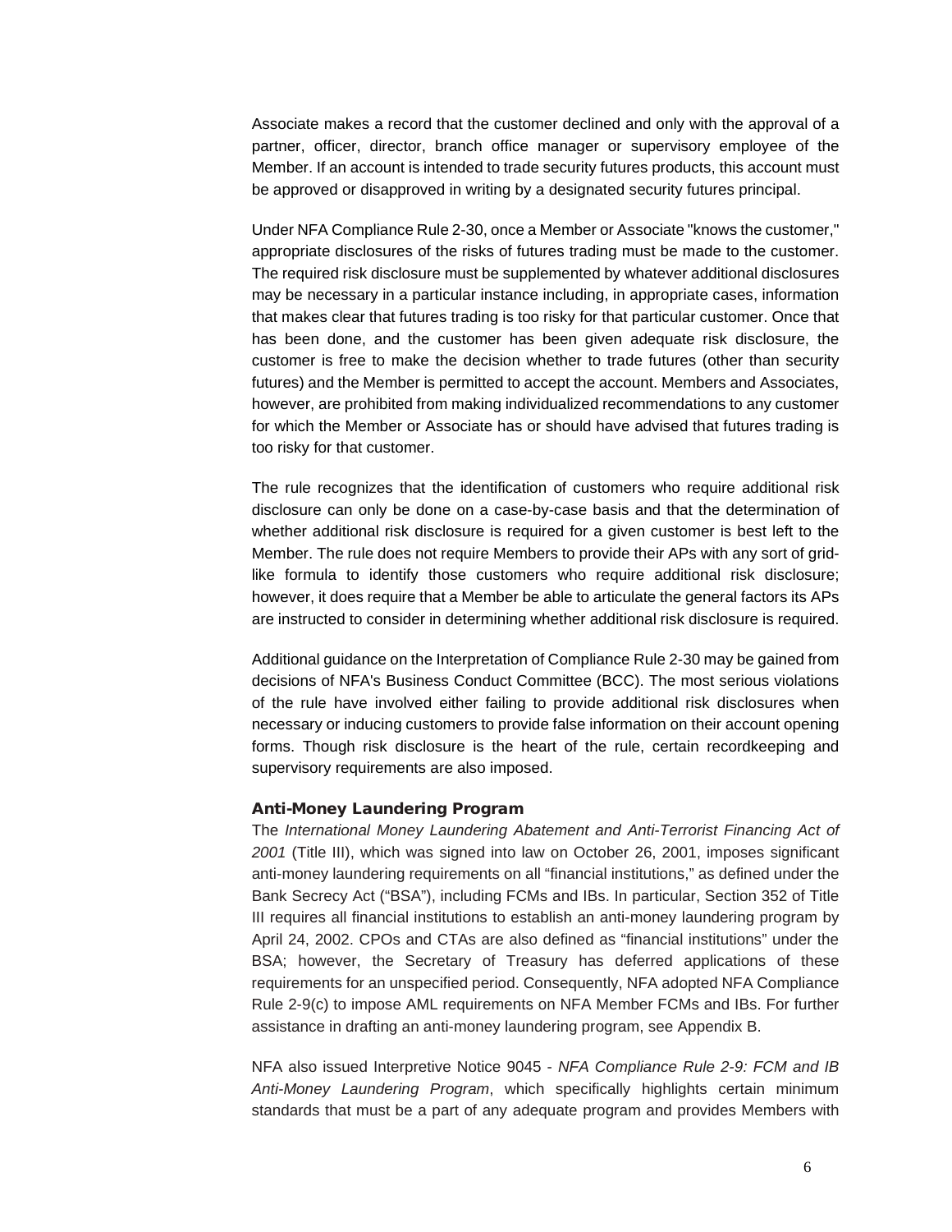Associate makes a record that the customer declined and only with the approval of a partner, officer, director, branch office manager or supervisory employee of the Member. If an account is intended to trade security futures products, this account must be approved or disapproved in writing by a designated security futures principal.

Under NFA Compliance Rule 2-30, once a Member or Associate "knows the customer," appropriate disclosures of the risks of futures trading must be made to the customer. The required risk disclosure must be supplemented by whatever additional disclosures may be necessary in a particular instance including, in appropriate cases, information that makes clear that futures trading is too risky for that particular customer. Once that has been done, and the customer has been given adequate risk disclosure, the customer is free to make the decision whether to trade futures (other than security futures) and the Member is permitted to accept the account. Members and Associates, however, are prohibited from making individualized recommendations to any customer for which the Member or Associate has or should have advised that futures trading is too risky for that customer.

The rule recognizes that the identification of customers who require additional risk disclosure can only be done on a case-by-case basis and that the determination of whether additional risk disclosure is required for a given customer is best left to the Member. The rule does not require Members to provide their APs with any sort of grid-like formula to identify those customers who require additional risk disclosure; however, it does require that a Member be able to articulate the general factors its APs are instructed to consider in determining whether additional risk disclosure is required.

Additional guidance on the Interpretation of Compliance Rule 2-30 may be gained from decisions of NFA's Business Conduct Committee (BCC). The most serious violations of the rule have involved either failing to provide additional risk disclosures when necessary or inducing customers to provide false information on their account opening forms. Though risk disclosure is the heart of the rule, certain recordkeeping and supervisory requirements are also imposed.

**Anti-Money Laundering Program**

The *International Money Laundering Abatement and Anti-Terrorist Financing Act of 2001* (Title III), which was signed into law on October 26, 2001, imposes significant anti-money laundering requirements on all "financial institutions," as defined under the Bank Secrecy Act ("BSA"), including FCMs and IBs. In particular, Section 352 of Title III requires all financial institutions to establish an anti-money laundering program by April 24, 2002. CPOs and CTAs are also defined as "financial institutions" under the BSA; however, the Secretary of Treasury has deferred applications of these requirements for an unspecified period. Consequently, NFA adopted NFA Compliance Rule 2-9(c) to impose AML requirements on NFA Member FCMs and IBs. For further assistance in drafting an anti-money laundering program, see Appendix B.

NFA also issued Interpretive Notice 9045 - *NFA Compliance Rule 2-9: FCM and IB Anti-Money Laundering Program*, which specifically highlights certain minimum standards that must be a part of any adequate program and provides Members with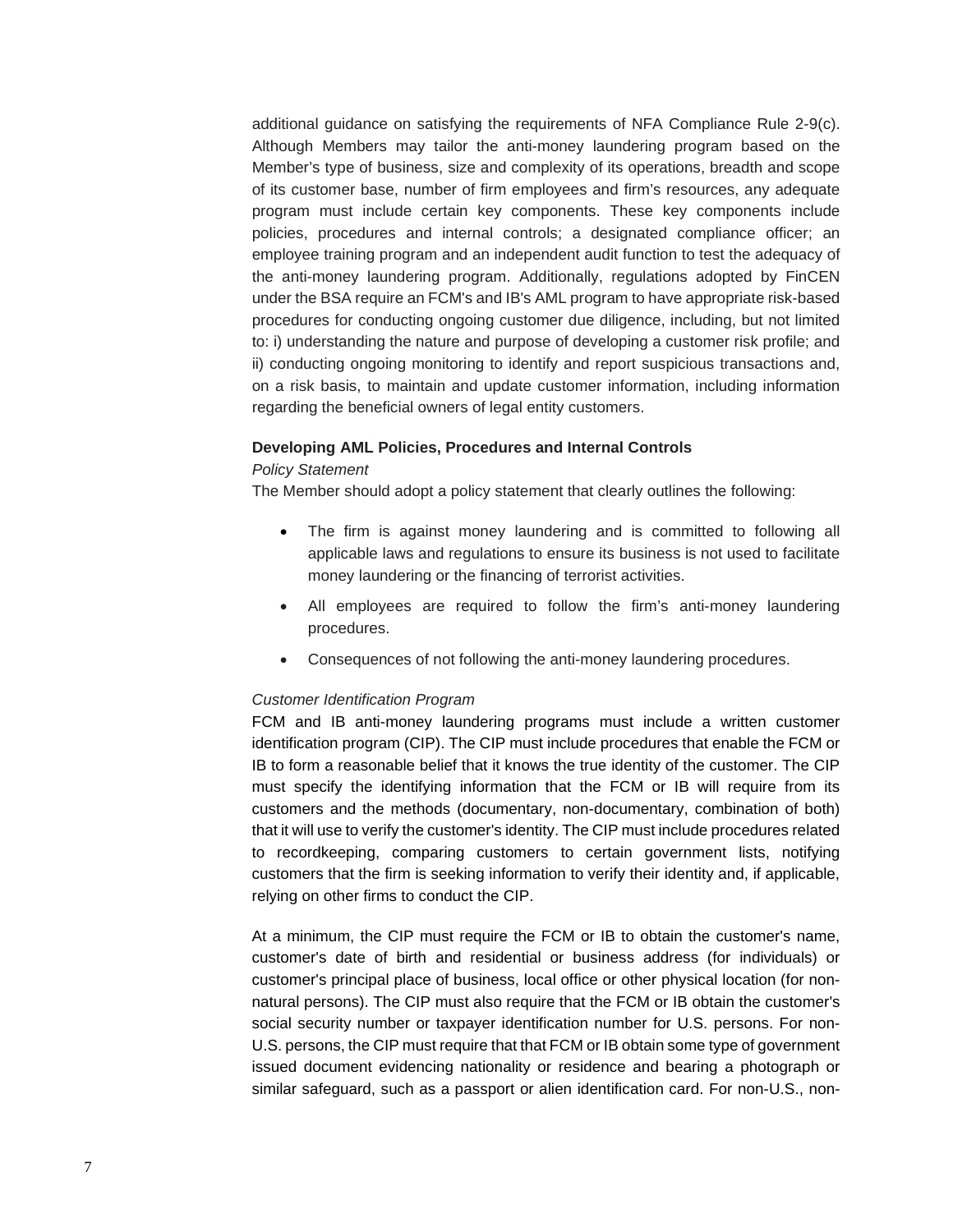additional guidance on satisfying the requirements of NFA Compliance Rule 2-9(c). Although Members may tailor the anti-money laundering program based on the Member's type of business, size and complexity of its operations, breadth and scope of its customer base, number of firm employees and firm's resources, any adequate program must include certain key components. These key components include policies, procedures and internal controls; a designated compliance officer; an employee training program and an independent audit function to test the adequacy of the anti-money laundering program. Additionally, regulations adopted by FinCEN under the BSA require an FCM's and IB's AML program to have appropriate risk-based procedures for conducting ongoing customer due diligence, including, but not limited to: i) understanding the nature and purpose of developing a customer risk profile; and ii) conducting ongoing monitoring to identify and report suspicious transactions and, on a risk basis, to maintain and update customer information, including information regarding the beneficial owners of legal entity customers.

**Developing AML Policies, Procedures and Internal Controls**

*Policy Statement*

The Member should adopt a policy statement that clearly outlines the following:

- The firm is against money laundering and is committed to following all applicable laws and regulations to ensure its business is not used to facilitate money laundering or the financing of terrorist activities.
- All employees are required to follow the firm's anti-money laundering procedures.
- Consequences of not following the anti-money laundering procedures.

*Customer Identification Program*

FCM and IB anti-money laundering programs must include a written customer identification program (CIP). The CIP must include procedures that enable the FCM or IB to form a reasonable belief that it knows the true identity of the customer. The CIP must specify the identifying information that the FCM or IB will require from its customers and the methods (documentary, non-documentary, combination of both) that it will use to verify the customer's identity. The CIP must include procedures related to recordkeeping, comparing customers to certain government lists, notifying customers that the firm is seeking information to verify their identity and, if applicable, relying on other firms to conduct the CIP.

At a minimum, the CIP must require the FCM or IB to obtain the customer's name, customer's date of birth and residential or business address (for individuals) or customer's principal place of business, local office or other physical location (for non-natural persons). The CIP must also require that the FCM or IB obtain the customer's social security number or taxpayer identification number for U.S. persons. For non-U.S. persons, the CIP must require that that FCM or IB obtain some type of government issued document evidencing nationality or residence and bearing a photograph or similar safeguard, such as a passport or alien identification card. For non-U.S., non-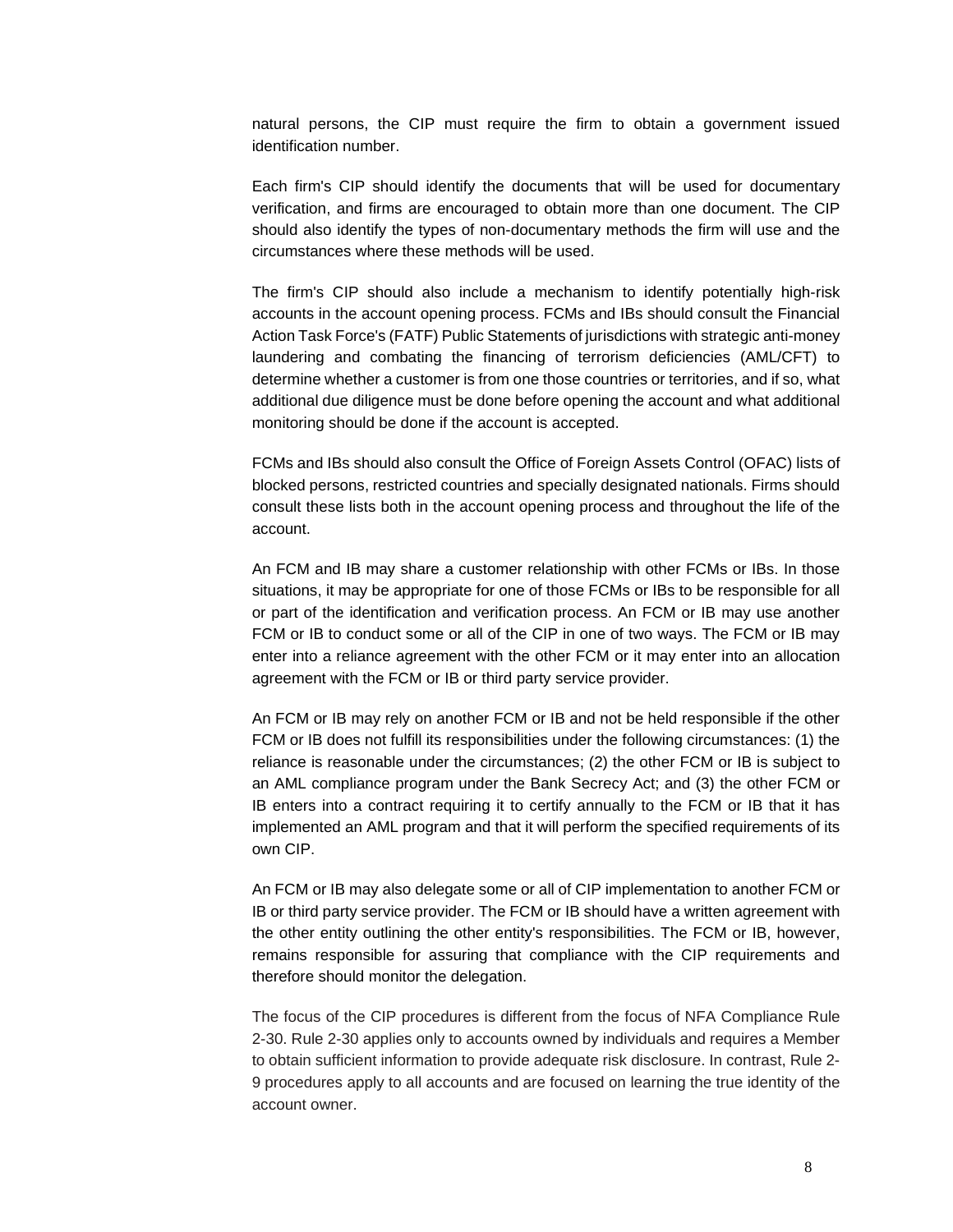natural persons, the CIP must require the firm to obtain a government issued identification number.

Each firm's CIP should identify the documents that will be used for documentary verification, and firms are encouraged to obtain more than one document. The CIP should also identify the types of non-documentary methods the firm will use and the circumstances where these methods will be used.

The firm's CIP should also include a mechanism to identify potentially high-risk accounts in the account opening process. FCMs and IBs should consult the Financial Action Task Force's (FATF) Public Statements of jurisdictions with strategic anti-money laundering and combating the financing of terrorism deficiencies (AML/CFT) to determine whether a customer is from one those countries or territories, and if so, what additional due diligence must be done before opening the account and what additional monitoring should be done if the account is accepted.

FCMs and IBs should also consult the Office of Foreign Assets Control (OFAC) lists of blocked persons, restricted countries and specially designated nationals. Firms should consult these lists both in the account opening process and throughout the life of the account.

An FCM and IB may share a customer relationship with other FCMs or IBs. In those situations, it may be appropriate for one of those FCMs or IBs to be responsible for all or part of the identification and verification process. An FCM or IB may use another FCM or IB to conduct some or all of the CIP in one of two ways. The FCM or IB may enter into a reliance agreement with the other FCM or it may enter into an allocation agreement with the FCM or IB or third party service provider.

An FCM or IB may rely on another FCM or IB and not be held responsible if the other FCM or IB does not fulfill its responsibilities under the following circumstances: (1) the reliance is reasonable under the circumstances; (2) the other FCM or IB is subject to an AML compliance program under the Bank Secrecy Act; and (3) the other FCM or IB enters into a contract requiring it to certify annually to the FCM or IB that it has implemented an AML program and that it will perform the specified requirements of its own CIP.

An FCM or IB may also delegate some or all of CIP implementation to another FCM or IB or third party service provider. The FCM or IB should have a written agreement with the other entity outlining the other entity's responsibilities. The FCM or IB, however, remains responsible for assuring that compliance with the CIP requirements and therefore should monitor the delegation.

The focus of the CIP procedures is different from the focus of NFA Compliance Rule 2-30. Rule 2-30 applies only to accounts owned by individuals and requires a Member to obtain sufficient information to provide adequate risk disclosure. In contrast, Rule 2-9 procedures apply to all accounts and are focused on learning the true identity of the account owner.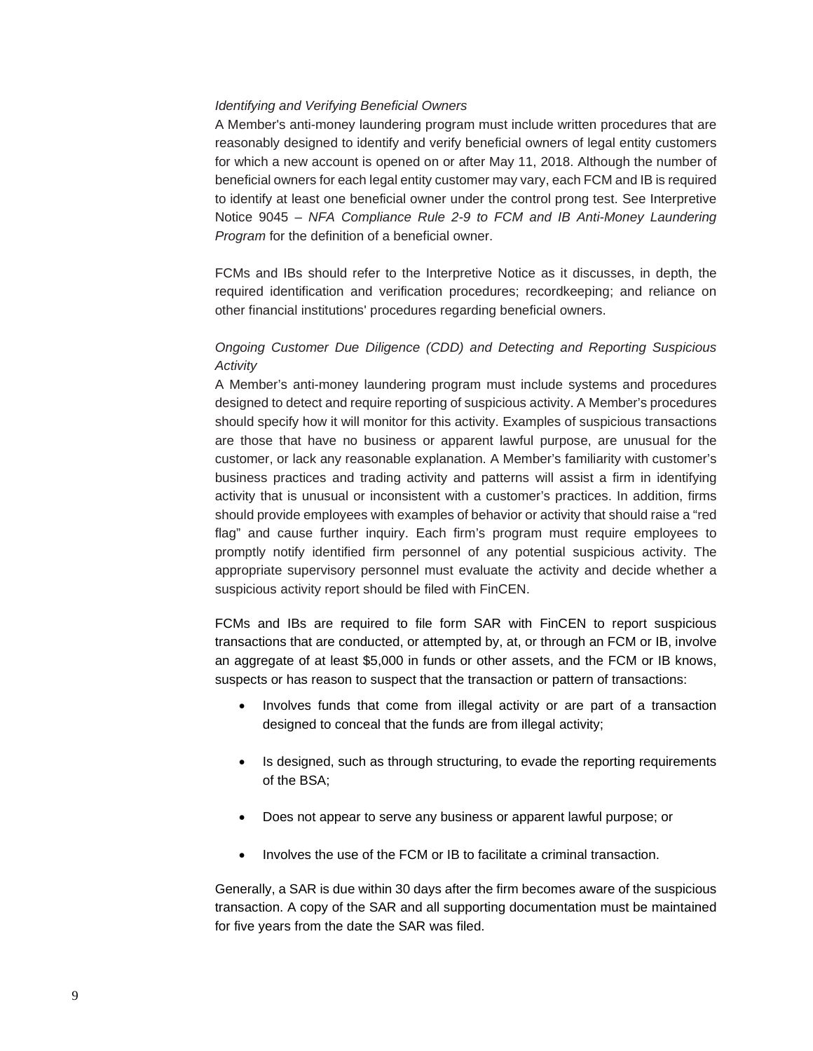*Identifying and Verifying Beneficial Owners*

A Member's anti-money laundering program must include written procedures that are reasonably designed to identify and verify beneficial owners of legal entity customers for which a new account is opened on or after May 11, 2018. Although the number of beneficial owners for each legal entity customer may vary, each FCM and IB is required to identify at least one beneficial owner under the control prong test. See Interpretive Notice 9045 – *NFA Compliance Rule 2-9 to FCM and IB Anti-Money Laundering Program* for the definition of a beneficial owner.

FCMs and IBs should refer to the Interpretive Notice as it discusses, in depth, the required identification and verification procedures; recordkeeping; and reliance on other financial institutions' procedures regarding beneficial owners.

*Ongoing Customer Due Diligence (CDD) and Detecting and Reporting Suspicious Activity*

A Member’s anti-money laundering program must include systems and procedures designed to detect and require reporting of suspicious activity. A Member’s procedures should specify how it will monitor for this activity. Examples of suspicious transactions are those that have no business or apparent lawful purpose, are unusual for the customer, or lack any reasonable explanation. A Member’s familiarity with customer’s business practices and trading activity and patterns will assist a firm in identifying activity that is unusual or inconsistent with a customer’s practices. In addition, firms should provide employees with examples of behavior or activity that should raise a “red flag” and cause further inquiry. Each firm’s program must require employees to promptly notify identified firm personnel of any potential suspicious activity. The appropriate supervisory personnel must evaluate the activity and decide whether a suspicious activity report should be filed with FinCEN.

FCMs and IBs are required to file form SAR with FinCEN to report suspicious transactions that are conducted, or attempted by, at, or through an FCM or IB, involve an aggregate of at least $5,000 in funds or other assets, and the FCM or IB knows, suspects or has reason to suspect that the transaction or pattern of transactions:

- Involves funds that come from illegal activity or are part of a transaction designed to conceal that the funds are from illegal activity;
- Is designed, such as through structuring, to evade the reporting requirements of the BSA;
- Does not appear to serve any business or apparent lawful purpose; or
- Involves the use of the FCM or IB to facilitate a criminal transaction.

Generally, a SAR is due within 30 days after the firm becomes aware of the suspicious transaction. A copy of the SAR and all supporting documentation must be maintained for five years from the date the SAR was filed.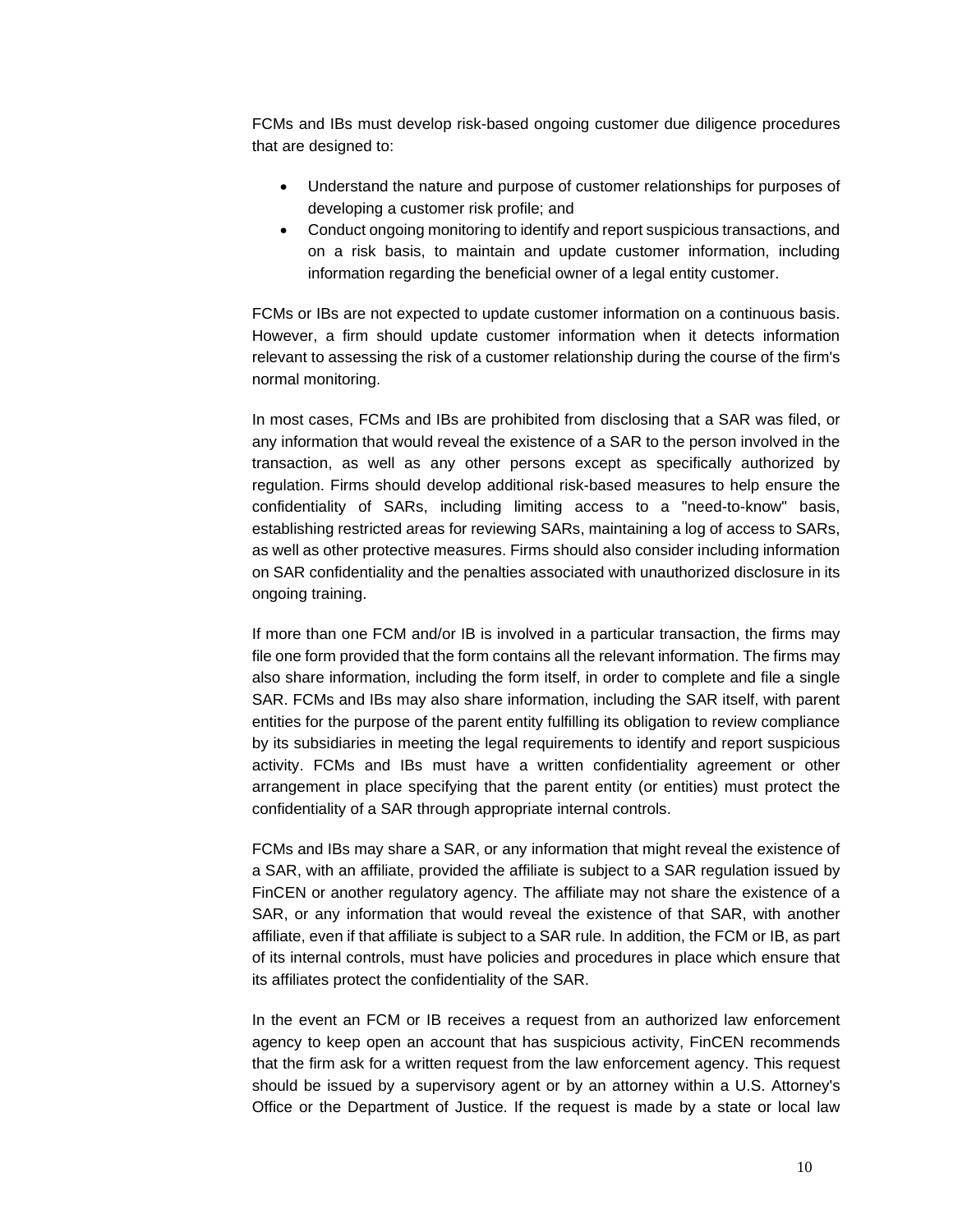FCMs and IBs must develop risk-based ongoing customer due diligence procedures that are designed to:

- Understand the nature and purpose of customer relationships for purposes of developing a customer risk profile; and
- Conduct ongoing monitoring to identify and report suspicious transactions, and on a risk basis, to maintain and update customer information, including information regarding the beneficial owner of a legal entity customer.

FCMs or IBs are not expected to update customer information on a continuous basis. However, a firm should update customer information when it detects information relevant to assessing the risk of a customer relationship during the course of the firm's normal monitoring.

In most cases, FCMs and IBs are prohibited from disclosing that a SAR was filed, or any information that would reveal the existence of a SAR to the person involved in the transaction, as well as any other persons except as specifically authorized by regulation. Firms should develop additional risk-based measures to help ensure the confidentiality of SARs, including limiting access to a "need-to-know" basis, establishing restricted areas for reviewing SARs, maintaining a log of access to SARs, as well as other protective measures. Firms should also consider including information on SAR confidentiality and the penalties associated with unauthorized disclosure in its ongoing training.

If more than one FCM and/or IB is involved in a particular transaction, the firms may file one form provided that the form contains all the relevant information. The firms may also share information, including the form itself, in order to complete and file a single SAR. FCMs and IBs may also share information, including the SAR itself, with parent entities for the purpose of the parent entity fulfilling its obligation to review compliance by its subsidiaries in meeting the legal requirements to identify and report suspicious activity. FCMs and IBs must have a written confidentiality agreement or other arrangement in place specifying that the parent entity (or entities) must protect the confidentiality of a SAR through appropriate internal controls.

FCMs and IBs may share a SAR, or any information that might reveal the existence of a SAR, with an affiliate, provided the affiliate is subject to a SAR regulation issued by FinCEN or another regulatory agency. The affiliate may not share the existence of a SAR, or any information that would reveal the existence of that SAR, with another affiliate, even if that affiliate is subject to a SAR rule. In addition, the FCM or IB, as part of its internal controls, must have policies and procedures in place which ensure that its affiliates protect the confidentiality of the SAR.

In the event an FCM or IB receives a request from an authorized law enforcement agency to keep open an account that has suspicious activity, FinCEN recommends that the firm ask for a written request from the law enforcement agency. This request should be issued by a supervisory agent or by an attorney within a U.S. Attorney's Office or the Department of Justice. If the request is made by a state or local law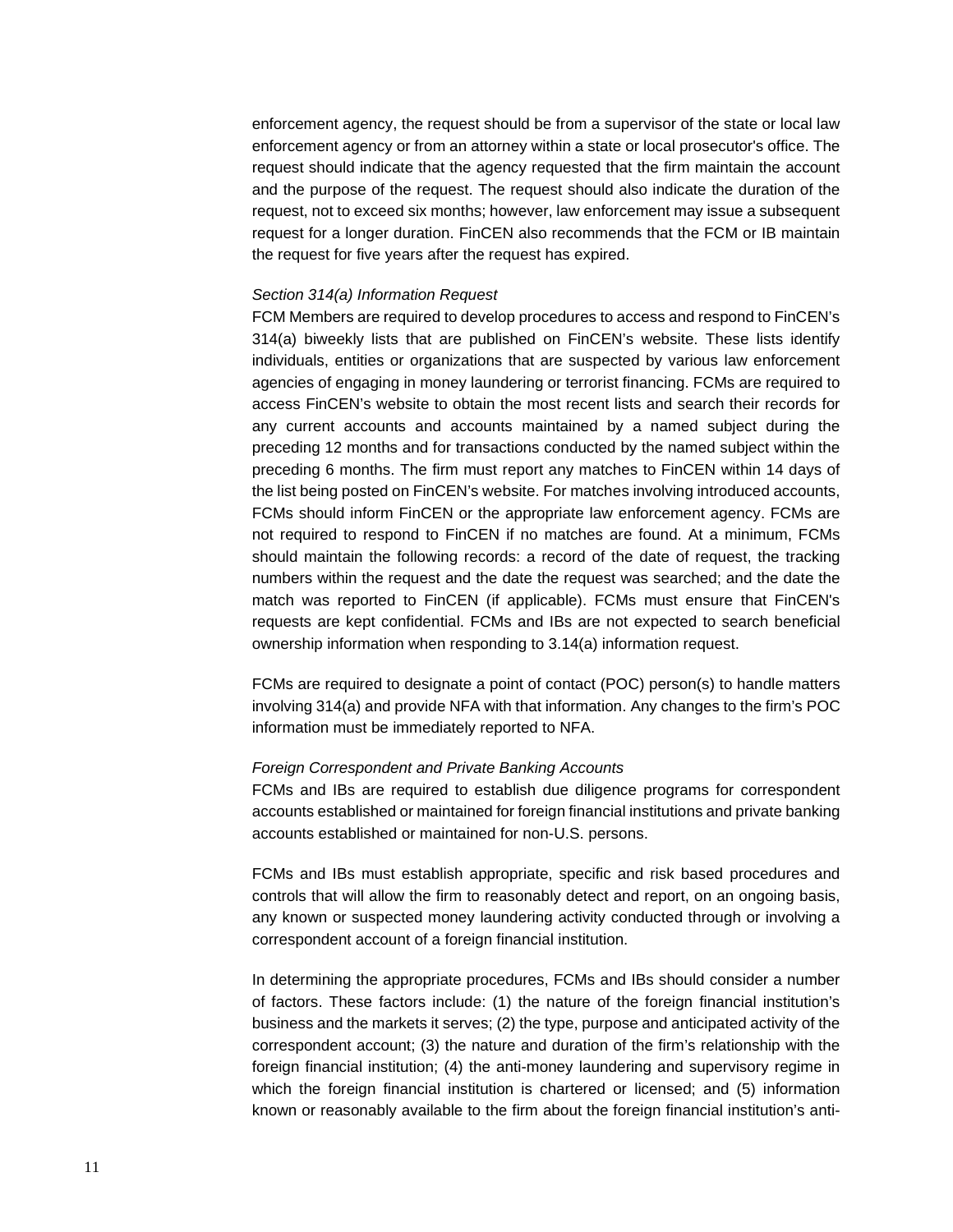enforcement agency, the request should be from a supervisor of the state or local law enforcement agency or from an attorney within a state or local prosecutor's office. The request should indicate that the agency requested that the firm maintain the account and the purpose of the request. The request should also indicate the duration of the request, not to exceed six months; however, law enforcement may issue a subsequent request for a longer duration. FinCEN also recommends that the FCM or IB maintain the request for five years after the request has expired.

*Section 314(a) Information Request*

FCM Members are required to develop procedures to access and respond to FinCEN's 314(a) biweekly lists that are published on FinCEN's website. These lists identify individuals, entities or organizations that are suspected by various law enforcement agencies of engaging in money laundering or terrorist financing. FCMs are required to access FinCEN's website to obtain the most recent lists and search their records for any current accounts and accounts maintained by a named subject during the preceding 12 months and for transactions conducted by the named subject within the preceding 6 months. The firm must report any matches to FinCEN within 14 days of the list being posted on FinCEN's website. For matches involving introduced accounts, FCMs should inform FinCEN or the appropriate law enforcement agency. FCMs are not required to respond to FinCEN if no matches are found. At a minimum, FCMs should maintain the following records: a record of the date of request, the tracking numbers within the request and the date the request was searched; and the date the match was reported to FinCEN (if applicable). FCMs must ensure that FinCEN's requests are kept confidential. FCMs and IBs are not expected to search beneficial ownership information when responding to 3.14(a) information request.

FCMs are required to designate a point of contact (POC) person(s) to handle matters involving 314(a) and provide NFA with that information. Any changes to the firm's POC information must be immediately reported to NFA.

*Foreign Correspondent and Private Banking Accounts*

FCMs and IBs are required to establish due diligence programs for correspondent accounts established or maintained for foreign financial institutions and private banking accounts established or maintained for non-U.S. persons.

FCMs and IBs must establish appropriate, specific and risk based procedures and controls that will allow the firm to reasonably detect and report, on an ongoing basis, any known or suspected money laundering activity conducted through or involving a correspondent account of a foreign financial institution.

In determining the appropriate procedures, FCMs and IBs should consider a number of factors. These factors include: (1) the nature of the foreign financial institution's business and the markets it serves; (2) the type, purpose and anticipated activity of the correspondent account; (3) the nature and duration of the firm's relationship with the foreign financial institution; (4) the anti-money laundering and supervisory regime in which the foreign financial institution is chartered or licensed; and (5) information known or reasonably available to the firm about the foreign financial institution's anti-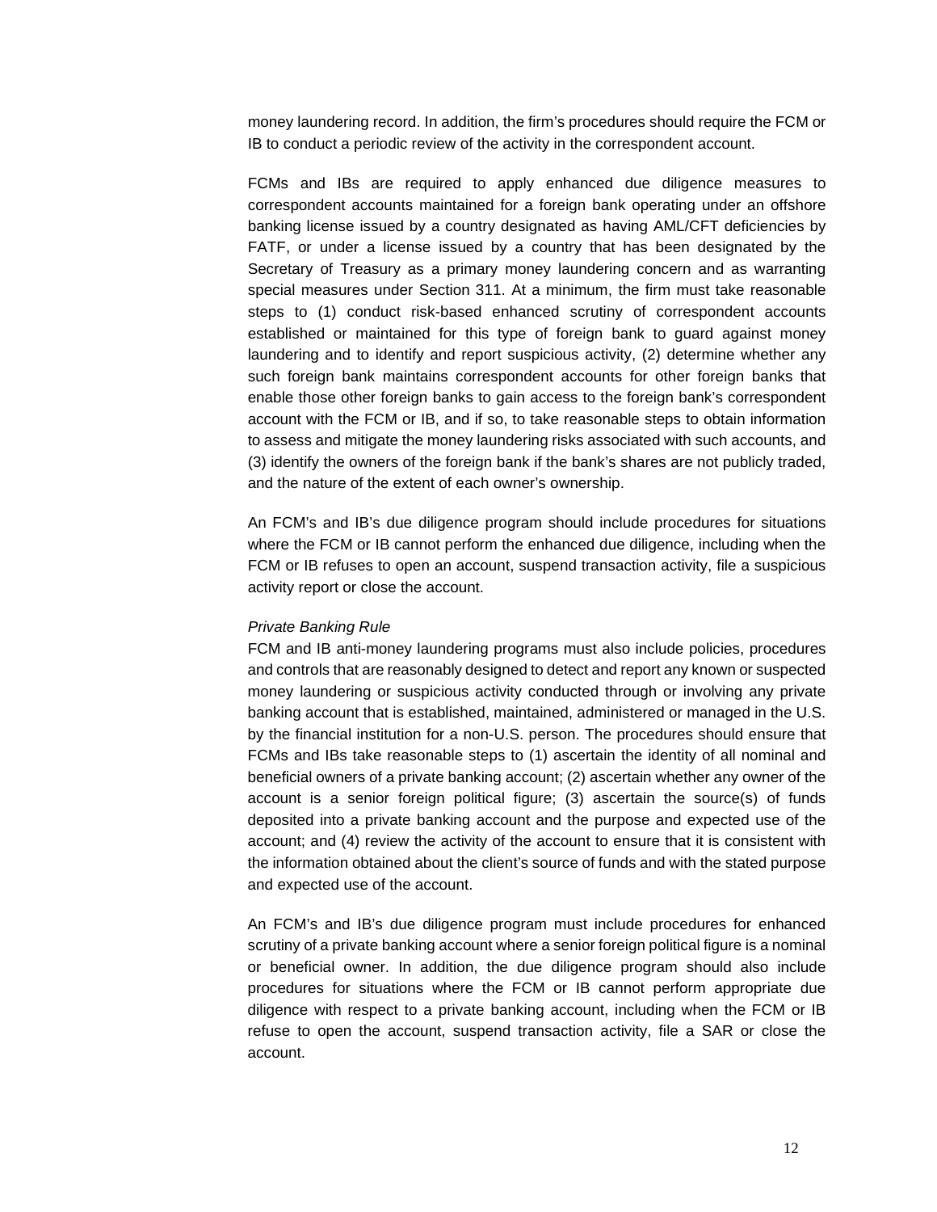money laundering record. In addition, the firm's procedures should require the FCM or IB to conduct a periodic review of the activity in the correspondent account.

FCMs and IBs are required to apply enhanced due diligence measures to correspondent accounts maintained for a foreign bank operating under an offshore banking license issued by a country designated as having AML/CFT deficiencies by FATF, or under a license issued by a country that has been designated by the Secretary of Treasury as a primary money laundering concern and as warranting special measures under Section 311. At a minimum, the firm must take reasonable steps to (1) conduct risk-based enhanced scrutiny of correspondent accounts established or maintained for this type of foreign bank to guard against money laundering and to identify and report suspicious activity, (2) determine whether any such foreign bank maintains correspondent accounts for other foreign banks that enable those other foreign banks to gain access to the foreign bank's correspondent account with the FCM or IB, and if so, to take reasonable steps to obtain information to assess and mitigate the money laundering risks associated with such accounts, and (3) identify the owners of the foreign bank if the bank's shares are not publicly traded, and the nature of the extent of each owner's ownership.

An FCM's and IB's due diligence program should include procedures for situations where the FCM or IB cannot perform the enhanced due diligence, including when the FCM or IB refuses to open an account, suspend transaction activity, file a suspicious activity report or close the account.

*Private Banking Rule*

FCM and IB anti-money laundering programs must also include policies, procedures and controls that are reasonably designed to detect and report any known or suspected money laundering or suspicious activity conducted through or involving any private banking account that is established, maintained, administered or managed in the U.S. by the financial institution for a non-U.S. person. The procedures should ensure that FCMs and IBs take reasonable steps to (1) ascertain the identity of all nominal and beneficial owners of a private banking account; (2) ascertain whether any owner of the account is a senior foreign political figure; (3) ascertain the source(s) of funds deposited into a private banking account and the purpose and expected use of the account; and (4) review the activity of the account to ensure that it is consistent with the information obtained about the client's source of funds and with the stated purpose and expected use of the account.

An FCM's and IB's due diligence program must include procedures for enhanced scrutiny of a private banking account where a senior foreign political figure is a nominal or beneficial owner. In addition, the due diligence program should also include procedures for situations where the FCM or IB cannot perform appropriate due diligence with respect to a private banking account, including when the FCM or IB refuse to open the account, suspend transaction activity, file a SAR or close the account.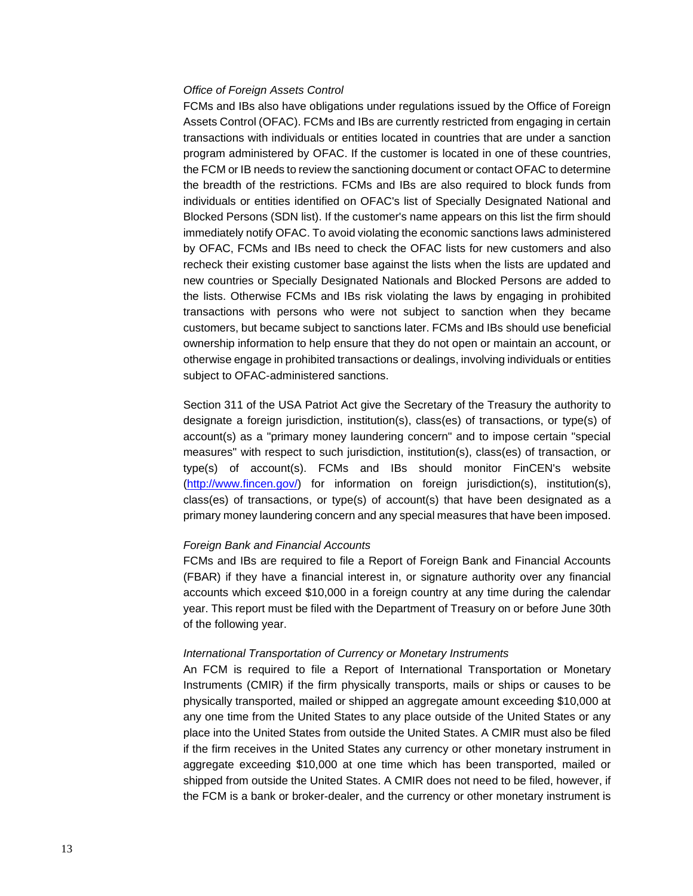*Office of Foreign Assets Control*

FCMs and IBs also have obligations under regulations issued by the Office of Foreign Assets Control (OFAC). FCMs and IBs are currently restricted from engaging in certain transactions with individuals or entities located in countries that are under a sanction program administered by OFAC. If the customer is located in one of these countries, the FCM or IB needs to review the sanctioning document or contact OFAC to determine the breadth of the restrictions. FCMs and IBs are also required to block funds from individuals or entities identified on OFAC's list of Specially Designated National and Blocked Persons (SDN list). If the customer's name appears on this list the firm should immediately notify OFAC. To avoid violating the economic sanctions laws administered by OFAC, FCMs and IBs need to check the OFAC lists for new customers and also recheck their existing customer base against the lists when the lists are updated and new countries or Specially Designated Nationals and Blocked Persons are added to the lists. Otherwise FCMs and IBs risk violating the laws by engaging in prohibited transactions with persons who were not subject to sanction when they became customers, but became subject to sanctions later. FCMs and IBs should use beneficial ownership information to help ensure that they do not open or maintain an account, or otherwise engage in prohibited transactions or dealings, involving individuals or entities subject to OFAC-administered sanctions.

Section 311 of the USA Patriot Act give the Secretary of the Treasury the authority to designate a foreign jurisdiction, institution(s), class(es) of transactions, or type(s) of account(s) as a "primary money laundering concern" and to impose certain "special measures" with respect to such jurisdiction, institution(s), class(es) of transaction, or type(s) of account(s). FCMs and IBs should monitor FinCEN's website (http://www.fincen.gov/) for information on foreign jurisdiction(s), institution(s), class(es) of transactions, or type(s) of account(s) that have been designated as a primary money laundering concern and any special measures that have been imposed.

*Foreign Bank and Financial Accounts*

FCMs and IBs are required to file a Report of Foreign Bank and Financial Accounts (FBAR) if they have a financial interest in, or signature authority over any financial accounts which exceed $10,000 in a foreign country at any time during the calendar year. This report must be filed with the Department of Treasury on or before June 30th of the following year.

*International Transportation of Currency or Monetary Instruments*

An FCM is required to file a Report of International Transportation or Monetary Instruments (CMIR) if the firm physically transports, mails or ships or causes to be physically transported, mailed or shipped an aggregate amount exceeding $10,000 at any one time from the United States to any place outside of the United States or any place into the United States from outside the United States. A CMIR must also be filed if the firm receives in the United States any currency or other monetary instrument in aggregate exceeding $10,000 at one time which has been transported, mailed or shipped from outside the United States. A CMIR does not need to be filed, however, if the FCM is a bank or broker-dealer, and the currency or other monetary instrument is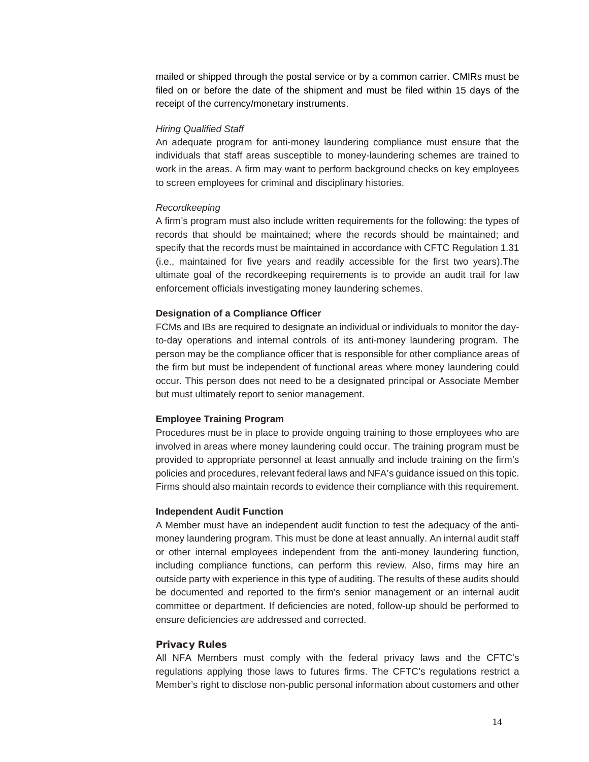mailed or shipped through the postal service or by a common carrier. CMIRs must be filed on or before the date of the shipment and must be filed within 15 days of the receipt of the currency/monetary instruments.

*Hiring Qualified Staff*

An adequate program for anti-money laundering compliance must ensure that the individuals that staff areas susceptible to money-laundering schemes are trained to work in the areas. A firm may want to perform background checks on key employees to screen employees for criminal and disciplinary histories.

*Recordkeeping*

A firm's program must also include written requirements for the following: the types of records that should be maintained; where the records should be maintained; and specify that the records must be maintained in accordance with CFTC Regulation 1.31 (i.e., maintained for five years and readily accessible for the first two years).The ultimate goal of the recordkeeping requirements is to provide an audit trail for law enforcement officials investigating money laundering schemes.

**Designation of a Compliance Officer**

FCMs and IBs are required to designate an individual or individuals to monitor the day-to-day operations and internal controls of its anti-money laundering program. The person may be the compliance officer that is responsible for other compliance areas of the firm but must be independent of functional areas where money laundering could occur. This person does not need to be a designated principal or Associate Member but must ultimately report to senior management.

**Employee Training Program**

Procedures must be in place to provide ongoing training to those employees who are involved in areas where money laundering could occur. The training program must be provided to appropriate personnel at least annually and include training on the firm's policies and procedures, relevant federal laws and NFA's guidance issued on this topic. Firms should also maintain records to evidence their compliance with this requirement.

**Independent Audit Function**

A Member must have an independent audit function to test the adequacy of the anti-money laundering program. This must be done at least annually. An internal audit staff or other internal employees independent from the anti-money laundering function, including compliance functions, can perform this review. Also, firms may hire an outside party with experience in this type of auditing. The results of these audits should be documented and reported to the firm's senior management or an internal audit committee or department. If deficiencies are noted, follow-up should be performed to ensure deficiencies are addressed and corrected.

## Privacy Rules

All NFA Members must comply with the federal privacy laws and the CFTC's regulations applying those laws to futures firms. The CFTC's regulations restrict a Member's right to disclose non-public personal information about customers and other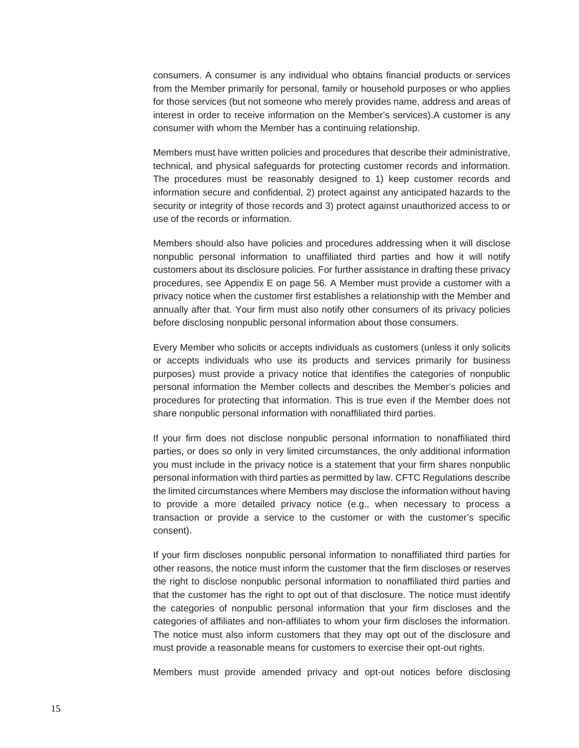consumers. A consumer is any individual who obtains financial products or services from the Member primarily for personal, family or household purposes or who applies for those services (but not someone who merely provides name, address and areas of interest in order to receive information on the Member's services).A customer is any consumer with whom the Member has a continuing relationship.

Members must have written policies and procedures that describe their administrative, technical, and physical safeguards for protecting customer records and information. The procedures must be reasonably designed to 1) keep customer records and information secure and confidential, 2) protect against any anticipated hazards to the security or integrity of those records and 3) protect against unauthorized access to or use of the records or information.

Members should also have policies and procedures addressing when it will disclose nonpublic personal information to unaffiliated third parties and how it will notify customers about its disclosure policies. For further assistance in drafting these privacy procedures, see Appendix E on page 56. A Member must provide a customer with a privacy notice when the customer first establishes a relationship with the Member and annually after that. Your firm must also notify other consumers of its privacy policies before disclosing nonpublic personal information about those consumers.

Every Member who solicits or accepts individuals as customers (unless it only solicits or accepts individuals who use its products and services primarily for business purposes) must provide a privacy notice that identifies the categories of nonpublic personal information the Member collects and describes the Member's policies and procedures for protecting that information. This is true even if the Member does not share nonpublic personal information with nonaffiliated third parties.

If your firm does not disclose nonpublic personal information to nonaffiliated third parties, or does so only in very limited circumstances, the only additional information you must include in the privacy notice is a statement that your firm shares nonpublic personal information with third parties as permitted by law. CFTC Regulations describe the limited circumstances where Members may disclose the information without having to provide a more detailed privacy notice (e.g., when necessary to process a transaction or provide a service to the customer or with the customer's specific consent).

If your firm discloses nonpublic personal information to nonaffiliated third parties for other reasons, the notice must inform the customer that the firm discloses or reserves the right to disclose nonpublic personal information to nonaffiliated third parties and that the customer has the right to opt out of that disclosure. The notice must identify the categories of nonpublic personal information that your firm discloses and the categories of affiliates and non-affiliates to whom your firm discloses the information. The notice must also inform customers that they may opt out of the disclosure and must provide a reasonable means for customers to exercise their opt-out rights.

Members must provide amended privacy and opt-out notices before disclosing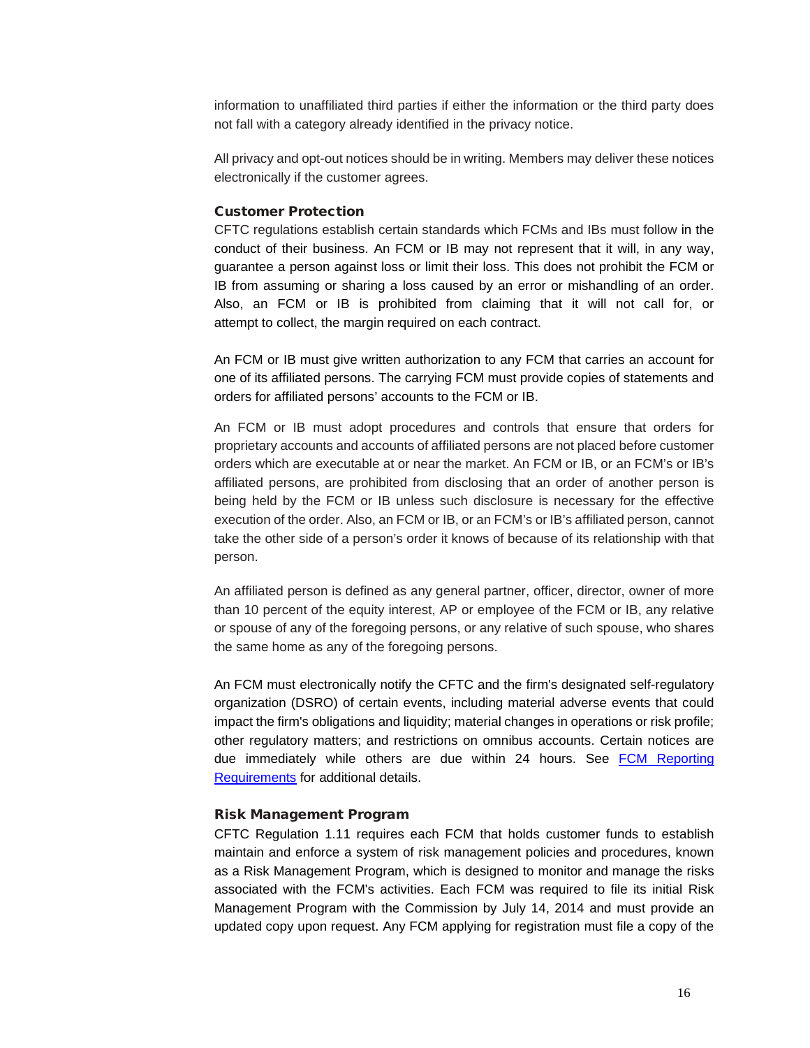information to unaffiliated third parties if either the information or the third party does not fall with a category already identified in the privacy notice.

All privacy and opt-out notices should be in writing. Members may deliver these notices electronically if the customer agrees.

### Customer Protection

CFTC regulations establish certain standards which FCMs and IBs must follow in the conduct of their business. An FCM or IB may not represent that it will, in any way, guarantee a person against loss or limit their loss. This does not prohibit the FCM or IB from assuming or sharing a loss caused by an error or mishandling of an order. Also, an FCM or IB is prohibited from claiming that it will not call for, or attempt to collect, the margin required on each contract.

An FCM or IB must give written authorization to any FCM that carries an account for one of its affiliated persons. The carrying FCM must provide copies of statements and orders for affiliated persons' accounts to the FCM or IB.

An FCM or IB must adopt procedures and controls that ensure that orders for proprietary accounts and accounts of affiliated persons are not placed before customer orders which are executable at or near the market. An FCM or IB, or an FCM's or IB's affiliated persons, are prohibited from disclosing that an order of another person is being held by the FCM or IB unless such disclosure is necessary for the effective execution of the order. Also, an FCM or IB, or an FCM's or IB's affiliated person, cannot take the other side of a person's order it knows of because of its relationship with that person.

An affiliated person is defined as any general partner, officer, director, owner of more than 10 percent of the equity interest, AP or employee of the FCM or IB, any relative or spouse of any of the foregoing persons, or any relative of such spouse, who shares the same home as any of the foregoing persons.

An FCM must electronically notify the CFTC and the firm's designated self-regulatory organization (DSRO) of certain events, including material adverse events that could impact the firm's obligations and liquidity; material changes in operations or risk profile; other regulatory matters; and restrictions on omnibus accounts. Certain notices are due immediately while others are due within 24 hours. See [FCM Reporting Requirements]() for additional details.

### Risk Management Program

CFTC Regulation 1.11 requires each FCM that holds customer funds to establish maintain and enforce a system of risk management policies and procedures, known as a Risk Management Program, which is designed to monitor and manage the risks associated with the FCM's activities. Each FCM was required to file its initial Risk Management Program with the Commission by July 14, 2014 and must provide an updated copy upon request. Any FCM applying for registration must file a copy of the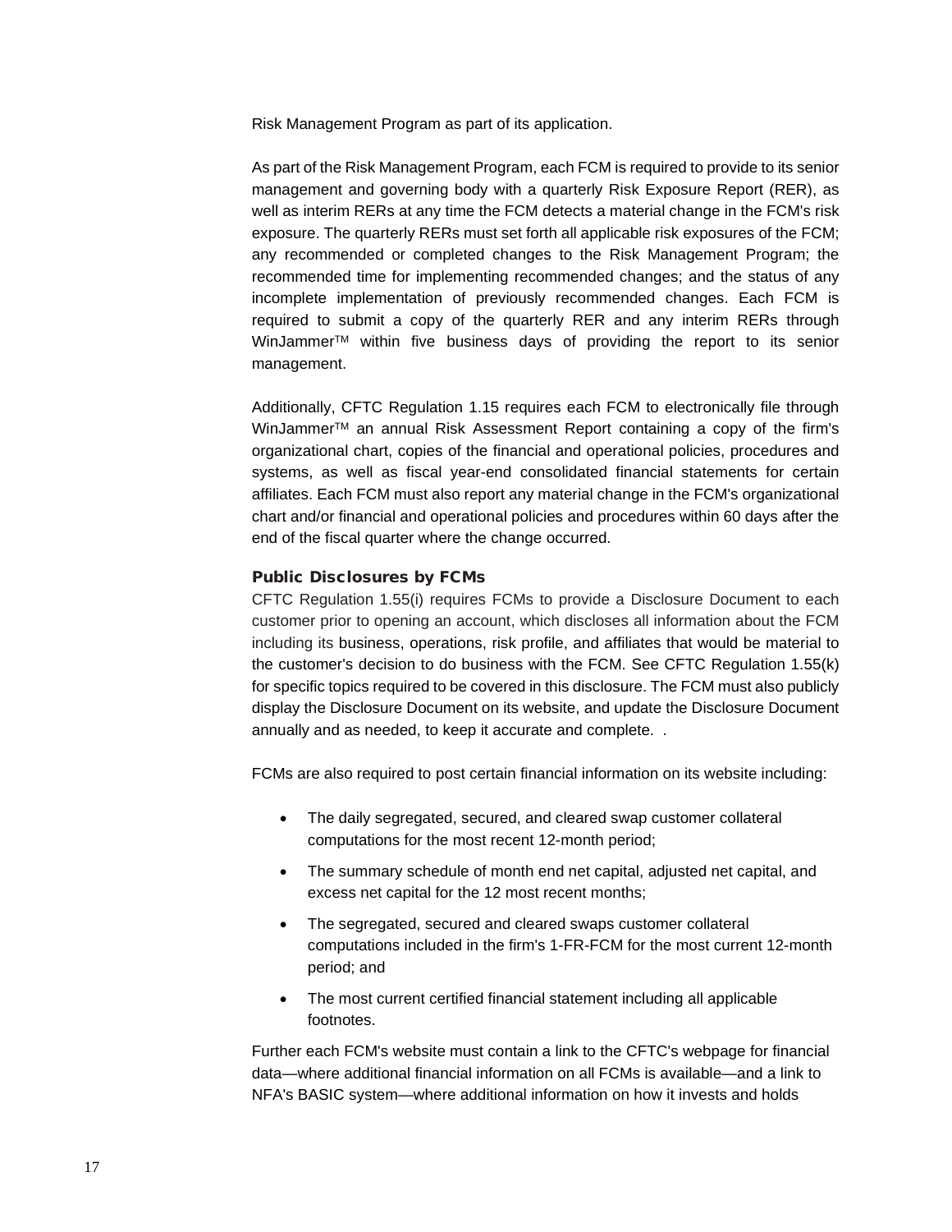Risk Management Program as part of its application.

As part of the Risk Management Program, each FCM is required to provide to its senior management and governing body with a quarterly Risk Exposure Report (RER), as well as interim RERs at any time the FCM detects a material change in the FCM's risk exposure. The quarterly RERs must set forth all applicable risk exposures of the FCM; any recommended or completed changes to the Risk Management Program; the recommended time for implementing recommended changes; and the status of any incomplete implementation of previously recommended changes. Each FCM is required to submit a copy of the quarterly RER and any interim RERs through WinJammer™ within five business days of providing the report to its senior management.

Additionally, CFTC Regulation 1.15 requires each FCM to electronically file through WinJammer™ an annual Risk Assessment Report containing a copy of the firm's organizational chart, copies of the financial and operational policies, procedures and systems, as well as fiscal year-end consolidated financial statements for certain affiliates. Each FCM must also report any material change in the FCM's organizational chart and/or financial and operational policies and procedures within 60 days after the end of the fiscal quarter where the change occurred.

### Public Disclosures by FCMs

CFTC Regulation 1.55(i) requires FCMs to provide a Disclosure Document to each customer prior to opening an account, which discloses all information about the FCM including its business, operations, risk profile, and affiliates that would be material to the customer's decision to do business with the FCM. See CFTC Regulation 1.55(k) for specific topics required to be covered in this disclosure. The FCM must also publicly display the Disclosure Document on its website, and update the Disclosure Document annually and as needed, to keep it accurate and complete. .

FCMs are also required to post certain financial information on its website including:

- The daily segregated, secured, and cleared swap customer collateral computations for the most recent 12-month period;
- The summary schedule of month end net capital, adjusted net capital, and excess net capital for the 12 most recent months;
- The segregated, secured and cleared swaps customer collateral computations included in the firm's 1-FR-FCM for the most current 12-month period; and
- The most current certified financial statement including all applicable footnotes.

Further each FCM's website must contain a link to the CFTC's webpage for financial data—where additional financial information on all FCMs is available—and a link to NFA's BASIC system—where additional information on how it invests and holds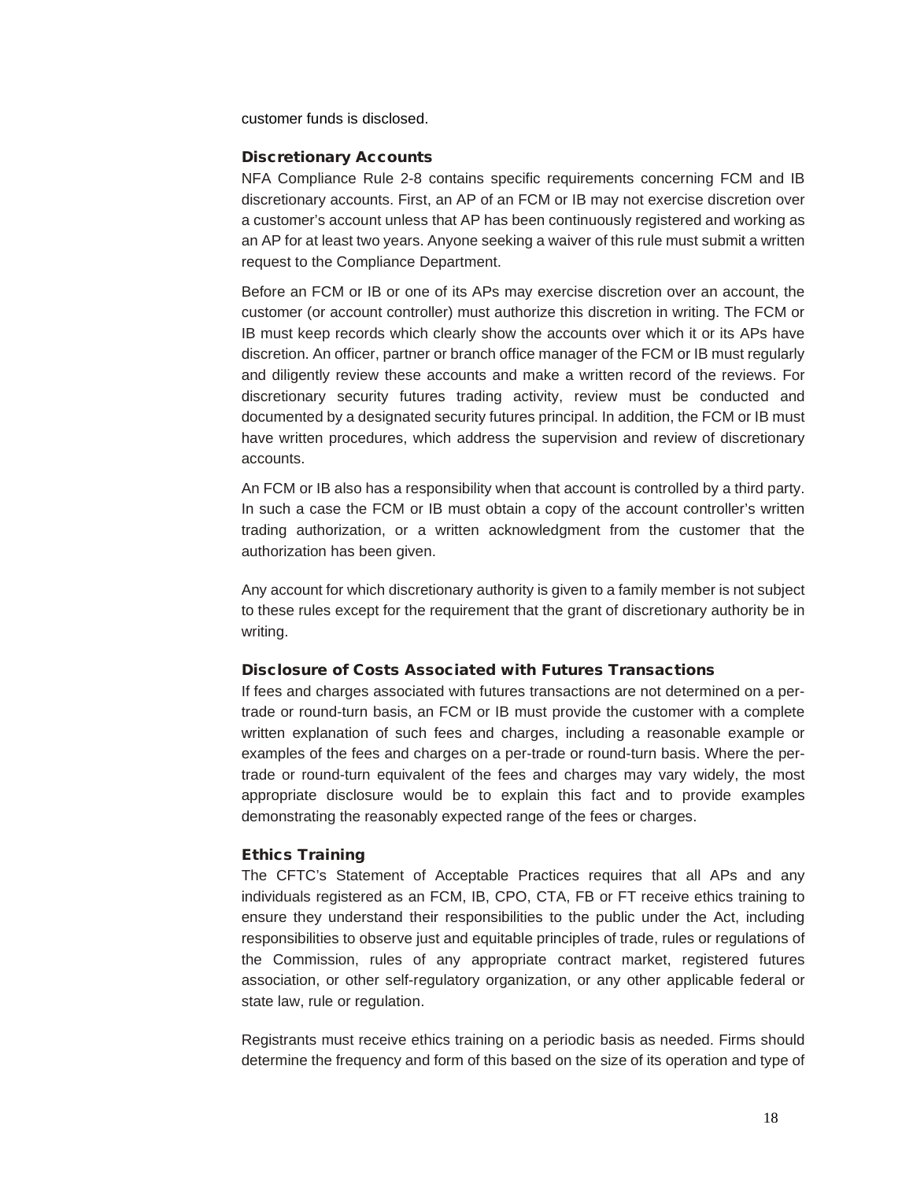customer funds is disclosed.

### Discretionary Accounts

NFA Compliance Rule 2-8 contains specific requirements concerning FCM and IB discretionary accounts. First, an AP of an FCM or IB may not exercise discretion over a customer's account unless that AP has been continuously registered and working as an AP for at least two years. Anyone seeking a waiver of this rule must submit a written request to the Compliance Department.

Before an FCM or IB or one of its APs may exercise discretion over an account, the customer (or account controller) must authorize this discretion in writing. The FCM or IB must keep records which clearly show the accounts over which it or its APs have discretion. An officer, partner or branch office manager of the FCM or IB must regularly and diligently review these accounts and make a written record of the reviews. For discretionary security futures trading activity, review must be conducted and documented by a designated security futures principal. In addition, the FCM or IB must have written procedures, which address the supervision and review of discretionary accounts.

An FCM or IB also has a responsibility when that account is controlled by a third party. In such a case the FCM or IB must obtain a copy of the account controller's written trading authorization, or a written acknowledgment from the customer that the authorization has been given.

Any account for which discretionary authority is given to a family member is not subject to these rules except for the requirement that the grant of discretionary authority be in writing.

### Disclosure of Costs Associated with Futures Transactions

If fees and charges associated with futures transactions are not determined on a per-trade or round-turn basis, an FCM or IB must provide the customer with a complete written explanation of such fees and charges, including a reasonable example or examples of the fees and charges on a per-trade or round-turn basis. Where the per-trade or round-turn equivalent of the fees and charges may vary widely, the most appropriate disclosure would be to explain this fact and to provide examples demonstrating the reasonably expected range of the fees or charges.

### Ethics Training

The CFTC's Statement of Acceptable Practices requires that all APs and any individuals registered as an FCM, IB, CPO, CTA, FB or FT receive ethics training to ensure they understand their responsibilities to the public under the Act, including responsibilities to observe just and equitable principles of trade, rules or regulations of the Commission, rules of any appropriate contract market, registered futures association, or other self-regulatory organization, or any other applicable federal or state law, rule or regulation.

Registrants must receive ethics training on a periodic basis as needed. Firms should determine the frequency and form of this based on the size of its operation and type of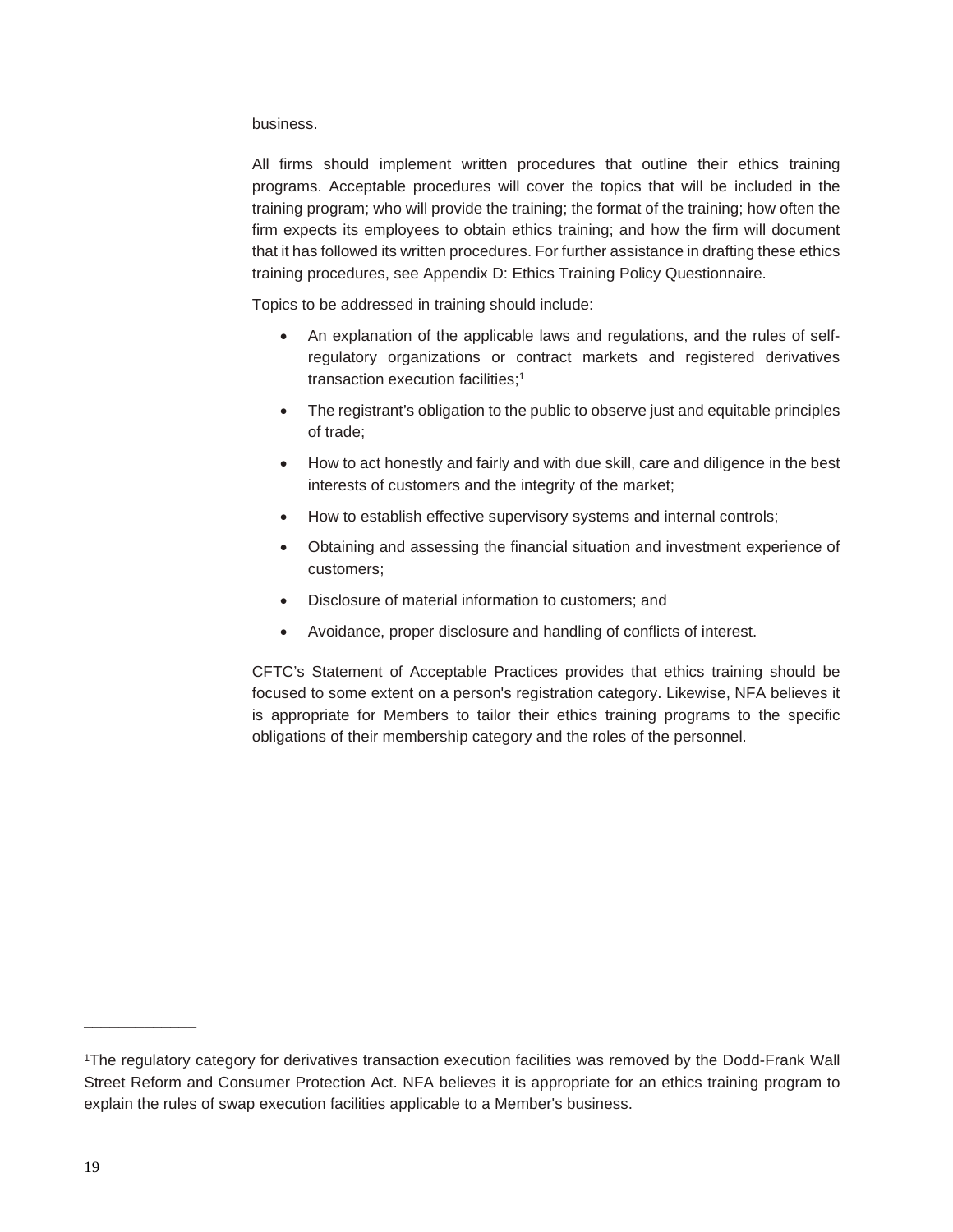business.

All firms should implement written procedures that outline their ethics training programs. Acceptable procedures will cover the topics that will be included in the training program; who will provide the training; the format of the training; how often the firm expects its employees to obtain ethics training; and how the firm will document that it has followed its written procedures. For further assistance in drafting these ethics training procedures, see Appendix D: Ethics Training Policy Questionnaire.

Topics to be addressed in training should include:

- An explanation of the applicable laws and regulations, and the rules of self-regulatory organizations or contract markets and registered derivatives transaction execution facilities;[1]
- The registrant's obligation to the public to observe just and equitable principles of trade;
- How to act honestly and fairly and with due skill, care and diligence in the best interests of customers and the integrity of the market;
- How to establish effective supervisory systems and internal controls;
- Obtaining and assessing the financial situation and investment experience of customers;
- Disclosure of material information to customers; and
- Avoidance, proper disclosure and handling of conflicts of interest.

CFTC's Statement of Acceptable Practices provides that ethics training should be focused to some extent on a person's registration category. Likewise, NFA believes it is appropriate for Members to tailor their ethics training programs to the specific obligations of their membership category and the roles of the personnel.

---

[1]The regulatory category for derivatives transaction execution facilities was removed by the Dodd-Frank Wall Street Reform and Consumer Protection Act. NFA believes it is appropriate for an ethics training program to explain the rules of swap execution facilities applicable to a Member's business.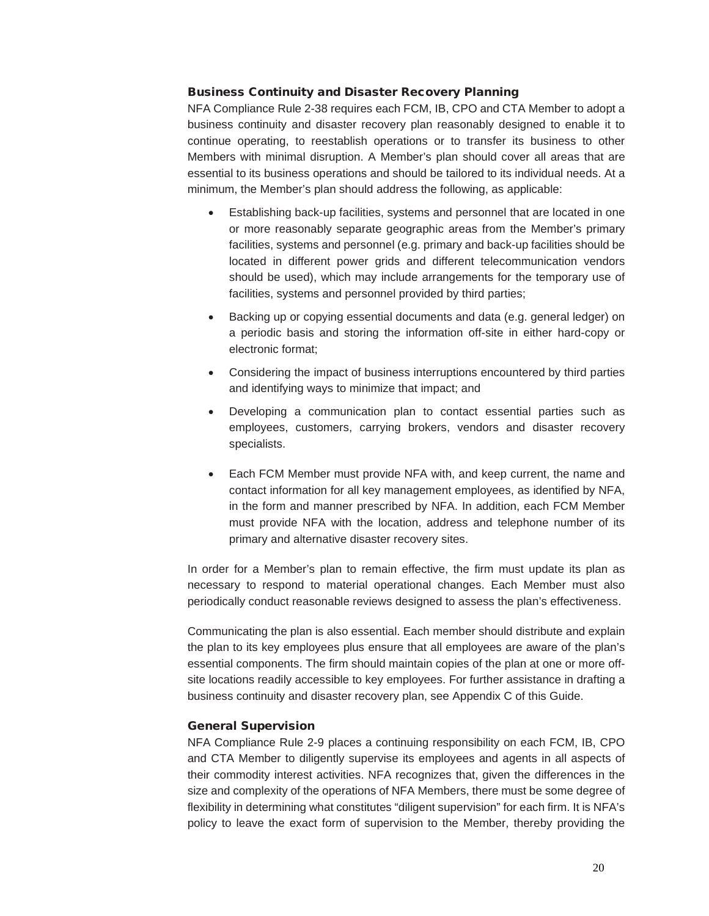### Business Continuity and Disaster Recovery Planning

NFA Compliance Rule 2-38 requires each FCM, IB, CPO and CTA Member to adopt a business continuity and disaster recovery plan reasonably designed to enable it to continue operating, to reestablish operations or to transfer its business to other Members with minimal disruption. A Member's plan should cover all areas that are essential to its business operations and should be tailored to its individual needs. At a minimum, the Member's plan should address the following, as applicable:

- Establishing back-up facilities, systems and personnel that are located in one or more reasonably separate geographic areas from the Member's primary facilities, systems and personnel (e.g. primary and back-up facilities should be located in different power grids and different telecommunication vendors should be used), which may include arrangements for the temporary use of facilities, systems and personnel provided by third parties;
- Backing up or copying essential documents and data (e.g. general ledger) on a periodic basis and storing the information off-site in either hard-copy or electronic format;
- Considering the impact of business interruptions encountered by third parties and identifying ways to minimize that impact; and
- Developing a communication plan to contact essential parties such as employees, customers, carrying brokers, vendors and disaster recovery specialists.
- Each FCM Member must provide NFA with, and keep current, the name and contact information for all key management employees, as identified by NFA, in the form and manner prescribed by NFA. In addition, each FCM Member must provide NFA with the location, address and telephone number of its primary and alternative disaster recovery sites.

In order for a Member's plan to remain effective, the firm must update its plan as necessary to respond to material operational changes. Each Member must also periodically conduct reasonable reviews designed to assess the plan's effectiveness.

Communicating the plan is also essential. Each member should distribute and explain the plan to its key employees plus ensure that all employees are aware of the plan's essential components. The firm should maintain copies of the plan at one or more off-site locations readily accessible to key employees. For further assistance in drafting a business continuity and disaster recovery plan, see Appendix C of this Guide.

### General Supervision

NFA Compliance Rule 2-9 places a continuing responsibility on each FCM, IB, CPO and CTA Member to diligently supervise its employees and agents in all aspects of their commodity interest activities. NFA recognizes that, given the differences in the size and complexity of the operations of NFA Members, there must be some degree of flexibility in determining what constitutes "diligent supervision" for each firm. It is NFA's policy to leave the exact form of supervision to the Member, thereby providing the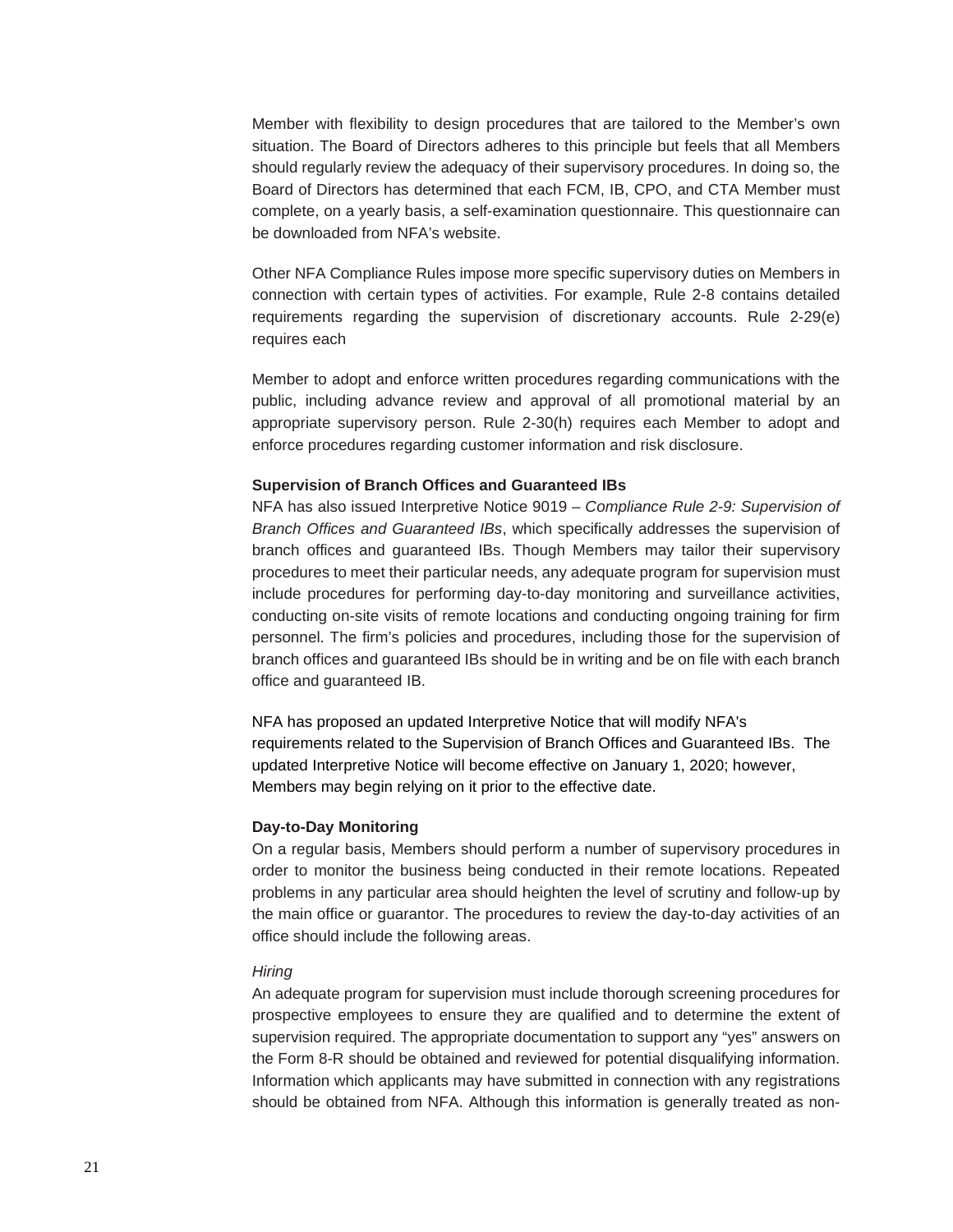Member with flexibility to design procedures that are tailored to the Member's own situation. The Board of Directors adheres to this principle but feels that all Members should regularly review the adequacy of their supervisory procedures. In doing so, the Board of Directors has determined that each FCM, IB, CPO, and CTA Member must complete, on a yearly basis, a self-examination questionnaire. This questionnaire can be downloaded from NFA's website.

Other NFA Compliance Rules impose more specific supervisory duties on Members in connection with certain types of activities. For example, Rule 2-8 contains detailed requirements regarding the supervision of discretionary accounts. Rule 2-29(e) requires each

Member to adopt and enforce written procedures regarding communications with the public, including advance review and approval of all promotional material by an appropriate supervisory person. Rule 2-30(h) requires each Member to adopt and enforce procedures regarding customer information and risk disclosure.

**Supervision of Branch Offices and Guaranteed IBs**

NFA has also issued Interpretive Notice 9019 – *Compliance Rule 2-9: Supervision of Branch Offices and Guaranteed IBs*, which specifically addresses the supervision of branch offices and guaranteed IBs. Though Members may tailor their supervisory procedures to meet their particular needs, any adequate program for supervision must include procedures for performing day-to-day monitoring and surveillance activities, conducting on-site visits of remote locations and conducting ongoing training for firm personnel. The firm's policies and procedures, including those for the supervision of branch offices and guaranteed IBs should be in writing and be on file with each branch office and guaranteed IB.

NFA has proposed an updated Interpretive Notice that will modify NFA's requirements related to the Supervision of Branch Offices and Guaranteed IBs. The updated Interpretive Notice will become effective on January 1, 2020; however, Members may begin relying on it prior to the effective date.

**Day-to-Day Monitoring**

On a regular basis, Members should perform a number of supervisory procedures in order to monitor the business being conducted in their remote locations. Repeated problems in any particular area should heighten the level of scrutiny and follow-up by the main office or guarantor. The procedures to review the day-to-day activities of an office should include the following areas.

*Hiring*

An adequate program for supervision must include thorough screening procedures for prospective employees to ensure they are qualified and to determine the extent of supervision required. The appropriate documentation to support any "yes" answers on the Form 8-R should be obtained and reviewed for potential disqualifying information. Information which applicants may have submitted in connection with any registrations should be obtained from NFA. Although this information is generally treated as non-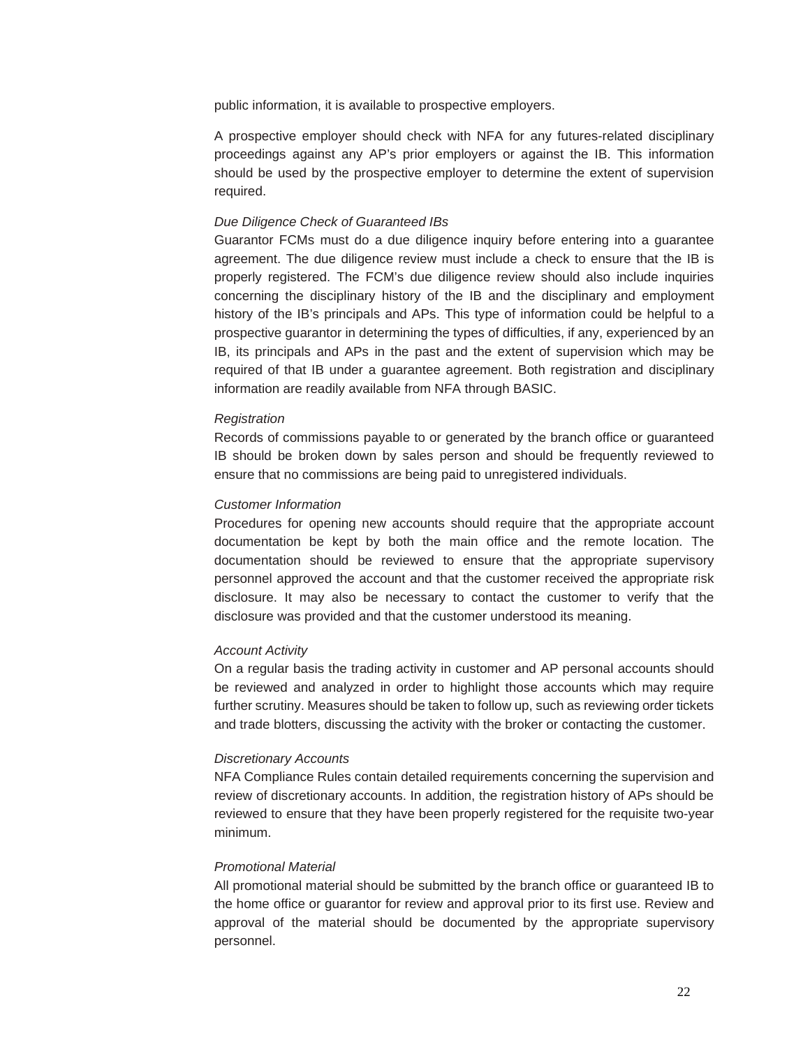public information, it is available to prospective employers.

A prospective employer should check with NFA for any futures-related disciplinary proceedings against any AP's prior employers or against the IB. This information should be used by the prospective employer to determine the extent of supervision required.

*Due Diligence Check of Guaranteed IBs*

Guarantor FCMs must do a due diligence inquiry before entering into a guarantee agreement. The due diligence review must include a check to ensure that the IB is properly registered. The FCM's due diligence review should also include inquiries concerning the disciplinary history of the IB and the disciplinary and employment history of the IB's principals and APs. This type of information could be helpful to a prospective guarantor in determining the types of difficulties, if any, experienced by an IB, its principals and APs in the past and the extent of supervision which may be required of that IB under a guarantee agreement. Both registration and disciplinary information are readily available from NFA through BASIC.

*Registration*

Records of commissions payable to or generated by the branch office or guaranteed IB should be broken down by sales person and should be frequently reviewed to ensure that no commissions are being paid to unregistered individuals.

*Customer Information*

Procedures for opening new accounts should require that the appropriate account documentation be kept by both the main office and the remote location. The documentation should be reviewed to ensure that the appropriate supervisory personnel approved the account and that the customer received the appropriate risk disclosure. It may also be necessary to contact the customer to verify that the disclosure was provided and that the customer understood its meaning.

*Account Activity*

On a regular basis the trading activity in customer and AP personal accounts should be reviewed and analyzed in order to highlight those accounts which may require further scrutiny. Measures should be taken to follow up, such as reviewing order tickets and trade blotters, discussing the activity with the broker or contacting the customer.

*Discretionary Accounts*

NFA Compliance Rules contain detailed requirements concerning the supervision and review of discretionary accounts. In addition, the registration history of APs should be reviewed to ensure that they have been properly registered for the requisite two-year minimum.

*Promotional Material*

All promotional material should be submitted by the branch office or guaranteed IB to the home office or guarantor for review and approval prior to its first use. Review and approval of the material should be documented by the appropriate supervisory personnel.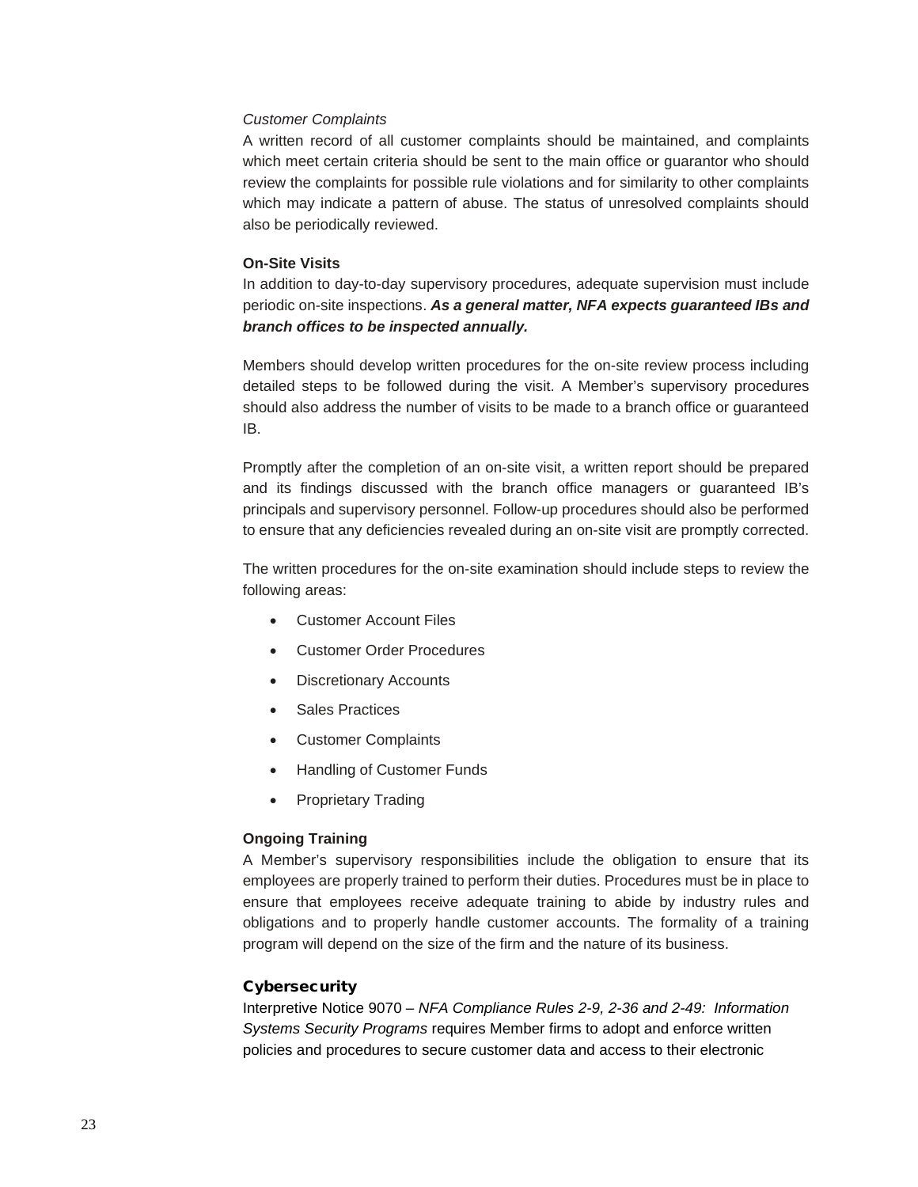*Customer Complaints*

A written record of all customer complaints should be maintained, and complaints which meet certain criteria should be sent to the main office or guarantor who should review the complaints for possible rule violations and for similarity to other complaints which may indicate a pattern of abuse. The status of unresolved complaints should also be periodically reviewed.

**On-Site Visits**

In addition to day-to-day supervisory procedures, adequate supervision must include periodic on-site inspections. ***As a general matter, NFA expects guaranteed IBs and branch offices to be inspected annually.***

Members should develop written procedures for the on-site review process including detailed steps to be followed during the visit. A Member's supervisory procedures should also address the number of visits to be made to a branch office or guaranteed IB.

Promptly after the completion of an on-site visit, a written report should be prepared and its findings discussed with the branch office managers or guaranteed IB's principals and supervisory personnel. Follow-up procedures should also be performed to ensure that any deficiencies revealed during an on-site visit are promptly corrected.

The written procedures for the on-site examination should include steps to review the following areas:

- Customer Account Files
- Customer Order Procedures
- Discretionary Accounts
- Sales Practices
- Customer Complaints
- Handling of Customer Funds
- Proprietary Trading

**Ongoing Training**

A Member's supervisory responsibilities include the obligation to ensure that its employees are properly trained to perform their duties. Procedures must be in place to ensure that employees receive adequate training to abide by industry rules and obligations and to properly handle customer accounts. The formality of a training program will depend on the size of the firm and the nature of its business.

## Cybersecurity

Interpretive Notice 9070 – *NFA Compliance Rules 2-9, 2-36 and 2-49: Information Systems Security Programs* requires Member firms to adopt and enforce written policies and procedures to secure customer data and access to their electronic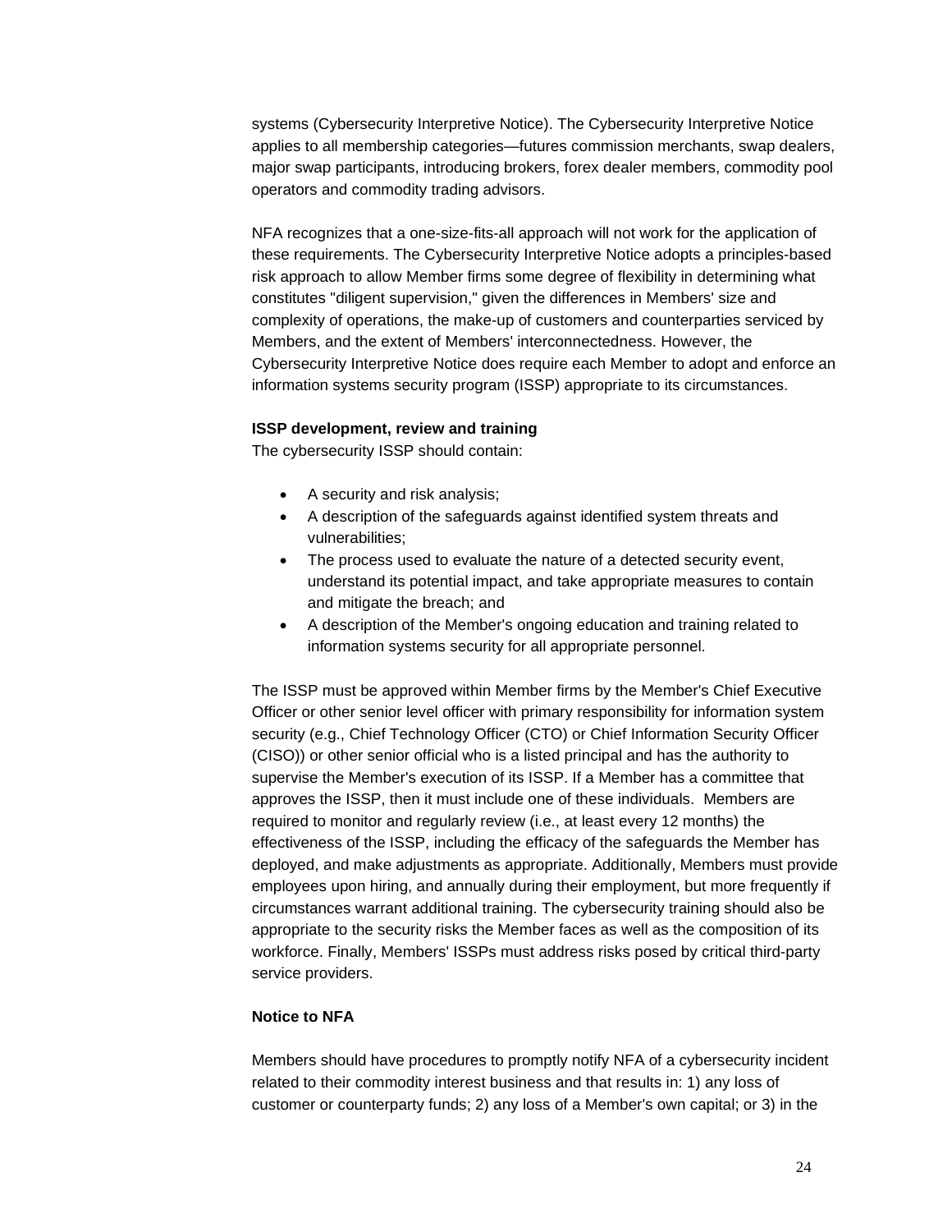systems (Cybersecurity Interpretive Notice). The Cybersecurity Interpretive Notice applies to all membership categories—futures commission merchants, swap dealers, major swap participants, introducing brokers, forex dealer members, commodity pool operators and commodity trading advisors.

NFA recognizes that a one-size-fits-all approach will not work for the application of these requirements. The Cybersecurity Interpretive Notice adopts a principles-based risk approach to allow Member firms some degree of flexibility in determining what constitutes "diligent supervision," given the differences in Members' size and complexity of operations, the make-up of customers and counterparties serviced by Members, and the extent of Members' interconnectedness. However, the Cybersecurity Interpretive Notice does require each Member to adopt and enforce an information systems security program (ISSP) appropriate to its circumstances.

**ISSP development, review and training**

The cybersecurity ISSP should contain:

- A security and risk analysis;
- A description of the safeguards against identified system threats and vulnerabilities;
- The process used to evaluate the nature of a detected security event, understand its potential impact, and take appropriate measures to contain and mitigate the breach; and
- A description of the Member's ongoing education and training related to information systems security for all appropriate personnel.

The ISSP must be approved within Member firms by the Member's Chief Executive Officer or other senior level officer with primary responsibility for information system security (e.g., Chief Technology Officer (CTO) or Chief Information Security Officer (CISO)) or other senior official who is a listed principal and has the authority to supervise the Member's execution of its ISSP. If a Member has a committee that approves the ISSP, then it must include one of these individuals. Members are required to monitor and regularly review (i.e., at least every 12 months) the effectiveness of the ISSP, including the efficacy of the safeguards the Member has deployed, and make adjustments as appropriate. Additionally, Members must provide employees upon hiring, and annually during their employment, but more frequently if circumstances warrant additional training. The cybersecurity training should also be appropriate to the security risks the Member faces as well as the composition of its workforce. Finally, Members' ISSPs must address risks posed by critical third-party service providers.

**Notice to NFA**

Members should have procedures to promptly notify NFA of a cybersecurity incident related to their commodity interest business and that results in: 1) any loss of customer or counterparty funds; 2) any loss of a Member's own capital; or 3) in the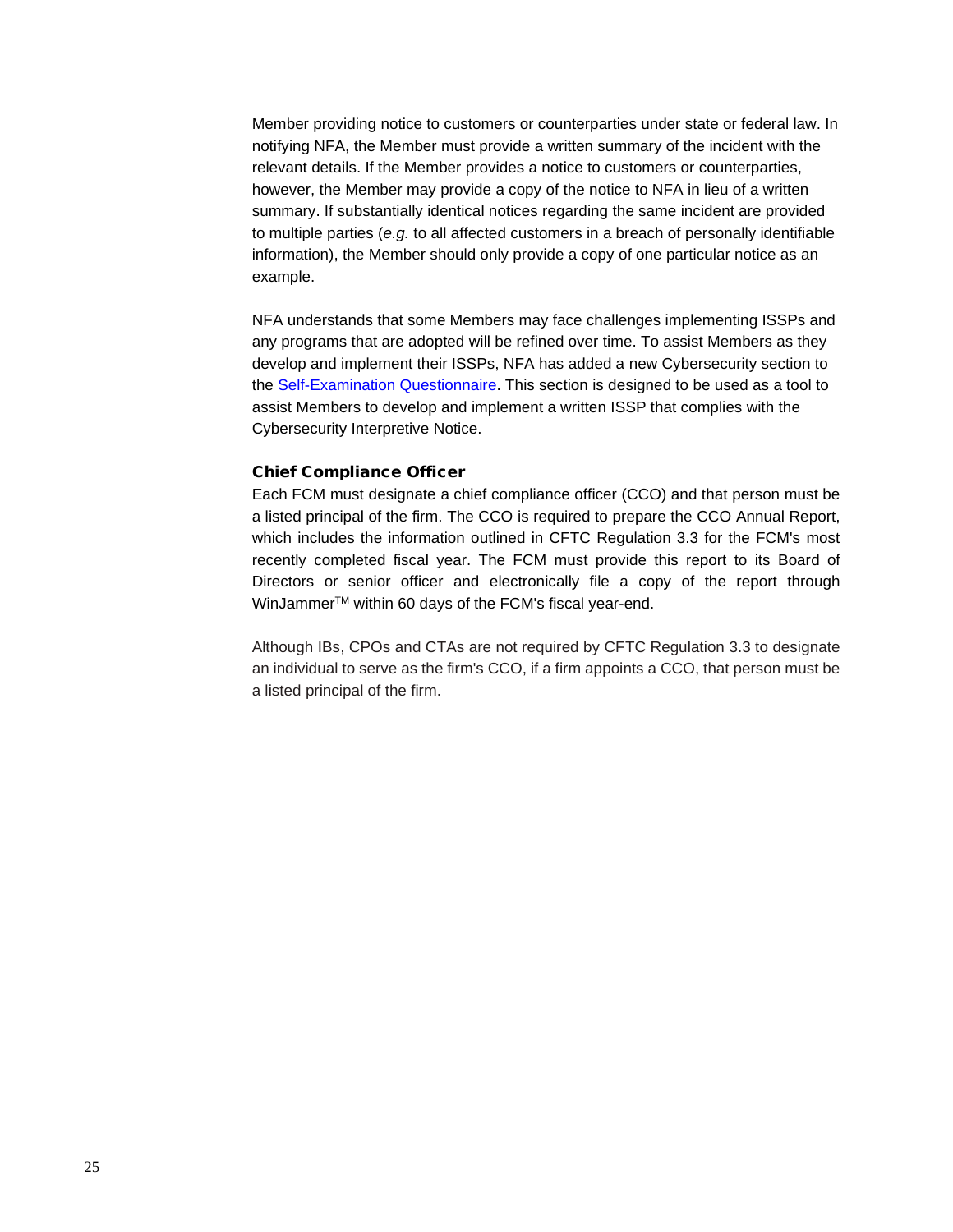Member providing notice to customers or counterparties under state or federal law. In notifying NFA, the Member must provide a written summary of the incident with the relevant details. If the Member provides a notice to customers or counterparties, however, the Member may provide a copy of the notice to NFA in lieu of a written summary. If substantially identical notices regarding the same incident are provided to multiple parties (*e.g.* to all affected customers in a breach of personally identifiable information), the Member should only provide a copy of one particular notice as an example.

NFA understands that some Members may face challenges implementing ISSPs and any programs that are adopted will be refined over time. To assist Members as they develop and implement their ISSPs, NFA has added a new Cybersecurity section to the [Self-Examination Questionnaire](). This section is designed to be used as a tool to assist Members to develop and implement a written ISSP that complies with the Cybersecurity Interpretive Notice.

### Chief Compliance Officer

Each FCM must designate a chief compliance officer (CCO) and that person must be a listed principal of the firm. The CCO is required to prepare the CCO Annual Report, which includes the information outlined in CFTC Regulation 3.3 for the FCM's most recently completed fiscal year. The FCM must provide this report to its Board of Directors or senior officer and electronically file a copy of the report through WinJammer™ within 60 days of the FCM's fiscal year-end.

Although IBs, CPOs and CTAs are not required by CFTC Regulation 3.3 to designate an individual to serve as the firm's CCO, if a firm appoints a CCO, that person must be a listed principal of the firm.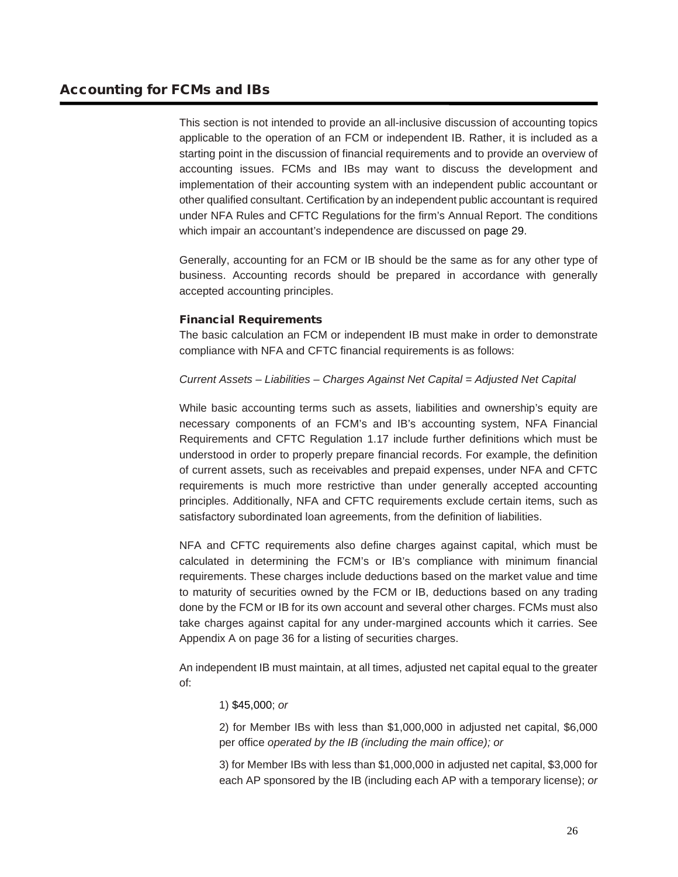## Accounting for FCMs and IBs

This section is not intended to provide an all-inclusive discussion of accounting topics applicable to the operation of an FCM or independent IB. Rather, it is included as a starting point in the discussion of financial requirements and to provide an overview of accounting issues. FCMs and IBs may want to discuss the development and implementation of their accounting system with an independent public accountant or other qualified consultant. Certification by an independent public accountant is required under NFA Rules and CFTC Regulations for the firm's Annual Report. The conditions which impair an accountant's independence are discussed on page 29.

Generally, accounting for an FCM or IB should be the same as for any other type of business. Accounting records should be prepared in accordance with generally accepted accounting principles.

### Financial Requirements

The basic calculation an FCM or independent IB must make in order to demonstrate compliance with NFA and CFTC financial requirements is as follows:

*Current Assets – Liabilities – Charges Against Net Capital = Adjusted Net Capital*

While basic accounting terms such as assets, liabilities and ownership's equity are necessary components of an FCM's and IB's accounting system, NFA Financial Requirements and CFTC Regulation 1.17 include further definitions which must be understood in order to properly prepare financial records. For example, the definition of current assets, such as receivables and prepaid expenses, under NFA and CFTC requirements is much more restrictive than under generally accepted accounting principles. Additionally, NFA and CFTC requirements exclude certain items, such as satisfactory subordinated loan agreements, from the definition of liabilities.

NFA and CFTC requirements also define charges against capital, which must be calculated in determining the FCM's or IB's compliance with minimum financial requirements. These charges include deductions based on the market value and time to maturity of securities owned by the FCM or IB, deductions based on any trading done by the FCM or IB for its own account and several other charges. FCMs must also take charges against capital for any under-margined accounts which it carries. See Appendix A on page 36 for a listing of securities charges.

An independent IB must maintain, at all times, adjusted net capital equal to the greater of:

1) $45,000; *or*

2) for Member IBs with less than $1,000,000 in adjusted net capital, $6,000 per office *operated by the IB (including the main office); or*

3) for Member IBs with less than $1,000,000 in adjusted net capital, $3,000 for each AP sponsored by the IB (including each AP with a temporary license); *or*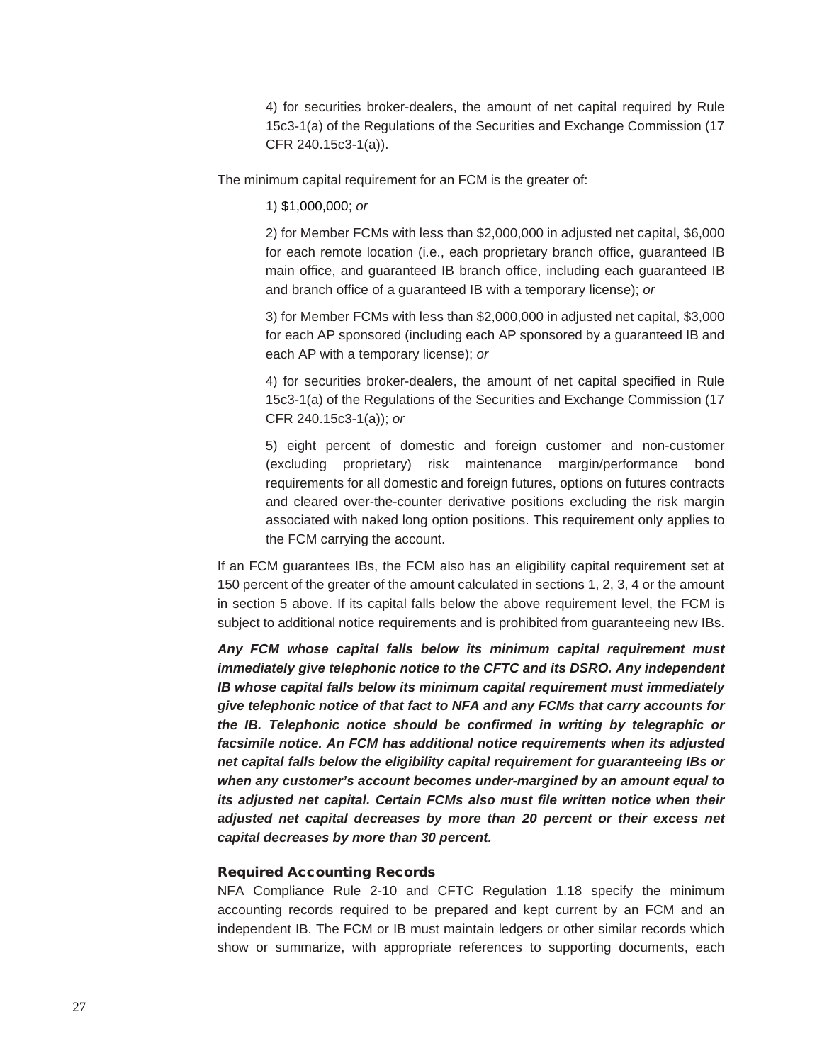4) for securities broker-dealers, the amount of net capital required by Rule 15c3-1(a) of the Regulations of the Securities and Exchange Commission (17 CFR 240.15c3-1(a)).

The minimum capital requirement for an FCM is the greater of:

1) $1,000,000; *or*

2) for Member FCMs with less than $2,000,000 in adjusted net capital, $6,000 for each remote location (i.e., each proprietary branch office, guaranteed IB main office, and guaranteed IB branch office, including each guaranteed IB and branch office of a guaranteed IB with a temporary license); *or*

3) for Member FCMs with less than $2,000,000 in adjusted net capital, $3,000 for each AP sponsored (including each AP sponsored by a guaranteed IB and each AP with a temporary license); *or*

4) for securities broker-dealers, the amount of net capital specified in Rule 15c3-1(a) of the Regulations of the Securities and Exchange Commission (17 CFR 240.15c3-1(a)); *or*

5) eight percent of domestic and foreign customer and non-customer (excluding proprietary) risk maintenance margin/performance bond requirements for all domestic and foreign futures, options on futures contracts and cleared over-the-counter derivative positions excluding the risk margin associated with naked long option positions. This requirement only applies to the FCM carrying the account.

If an FCM guarantees IBs, the FCM also has an eligibility capital requirement set at 150 percent of the greater of the amount calculated in sections 1, 2, 3, 4 or the amount in section 5 above. If its capital falls below the above requirement level, the FCM is subject to additional notice requirements and is prohibited from guaranteeing new IBs.

***Any FCM whose capital falls below its minimum capital requirement must immediately give telephonic notice to the CFTC and its DSRO. Any independent IB whose capital falls below its minimum capital requirement must immediately give telephonic notice of that fact to NFA and any FCMs that carry accounts for the IB. Telephonic notice should be confirmed in writing by telegraphic or facsimile notice. An FCM has additional notice requirements when its adjusted net capital falls below the eligibility capital requirement for guaranteeing IBs or when any customer's account becomes under-margined by an amount equal to its adjusted net capital. Certain FCMs also must file written notice when their adjusted net capital decreases by more than 20 percent or their excess net capital decreases by more than 30 percent.***

### Required Accounting Records

NFA Compliance Rule 2-10 and CFTC Regulation 1.18 specify the minimum accounting records required to be prepared and kept current by an FCM and an independent IB. The FCM or IB must maintain ledgers or other similar records which show or summarize, with appropriate references to supporting documents, each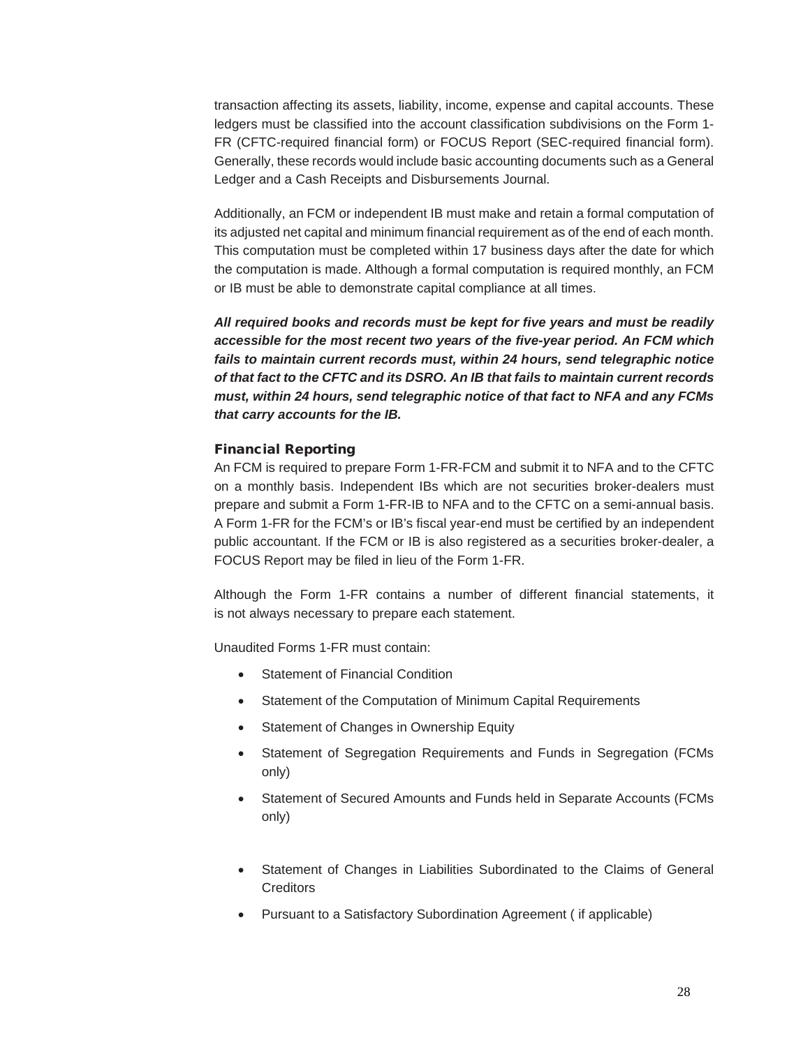transaction affecting its assets, liability, income, expense and capital accounts. These ledgers must be classified into the account classification subdivisions on the Form 1-FR (CFTC-required financial form) or FOCUS Report (SEC-required financial form). Generally, these records would include basic accounting documents such as a General Ledger and a Cash Receipts and Disbursements Journal.

Additionally, an FCM or independent IB must make and retain a formal computation of its adjusted net capital and minimum financial requirement as of the end of each month. This computation must be completed within 17 business days after the date for which the computation is made. Although a formal computation is required monthly, an FCM or IB must be able to demonstrate capital compliance at all times.

***All required books and records must be kept for five years and must be readily accessible for the most recent two years of the five-year period. An FCM which fails to maintain current records must, within 24 hours, send telegraphic notice of that fact to the CFTC and its DSRO. An IB that fails to maintain current records must, within 24 hours, send telegraphic notice of that fact to NFA and any FCMs that carry accounts for the IB.***

### Financial Reporting

An FCM is required to prepare Form 1-FR-FCM and submit it to NFA and to the CFTC on a monthly basis. Independent IBs which are not securities broker-dealers must prepare and submit a Form 1-FR-IB to NFA and to the CFTC on a semi-annual basis. A Form 1-FR for the FCM's or IB's fiscal year-end must be certified by an independent public accountant. If the FCM or IB is also registered as a securities broker-dealer, a FOCUS Report may be filed in lieu of the Form 1-FR.

Although the Form 1-FR contains a number of different financial statements, it is not always necessary to prepare each statement.

Unaudited Forms 1-FR must contain:

- Statement of Financial Condition
- Statement of the Computation of Minimum Capital Requirements
- Statement of Changes in Ownership Equity
- Statement of Segregation Requirements and Funds in Segregation (FCMs only)
- Statement of Secured Amounts and Funds held in Separate Accounts (FCMs only)
- Statement of Changes in Liabilities Subordinated to the Claims of General Creditors
- Pursuant to a Satisfactory Subordination Agreement ( if applicable)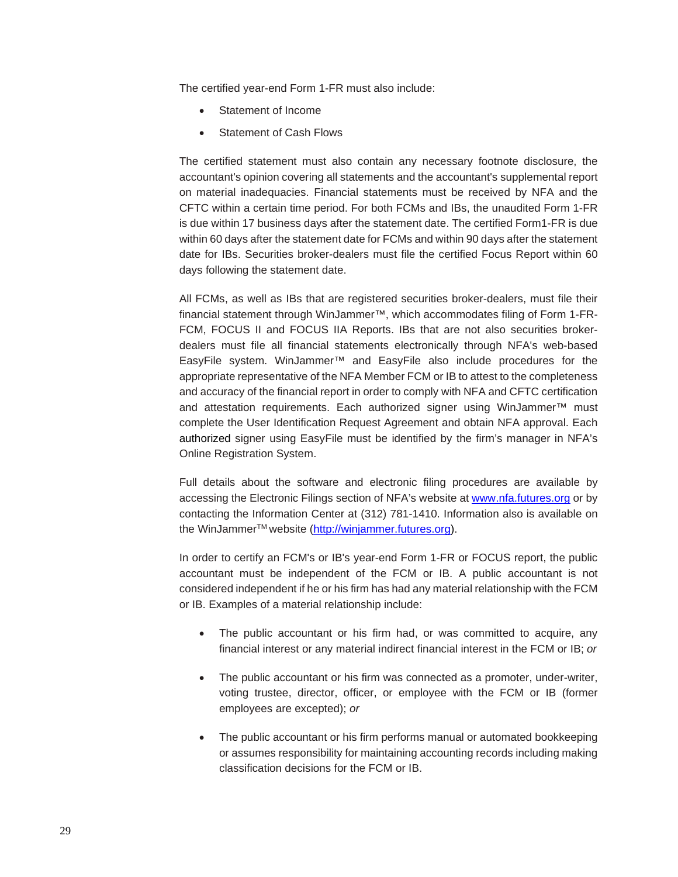The certified year-end Form 1-FR must also include:

- Statement of Income
- Statement of Cash Flows

The certified statement must also contain any necessary footnote disclosure, the accountant's opinion covering all statements and the accountant's supplemental report on material inadequacies. Financial statements must be received by NFA and the CFTC within a certain time period. For both FCMs and IBs, the unaudited Form 1-FR is due within 17 business days after the statement date. The certified Form1-FR is due within 60 days after the statement date for FCMs and within 90 days after the statement date for IBs. Securities broker-dealers must file the certified Focus Report within 60 days following the statement date.

All FCMs, as well as IBs that are registered securities broker-dealers, must file their financial statement through WinJammer™, which accommodates filing of Form 1-FR-FCM, FOCUS II and FOCUS IIA Reports. IBs that are not also securities broker-dealers must file all financial statements electronically through NFA's web-based EasyFile system. WinJammer™ and EasyFile also include procedures for the appropriate representative of the NFA Member FCM or IB to attest to the completeness and accuracy of the financial report in order to comply with NFA and CFTC certification and attestation requirements. Each authorized signer using WinJammer™ must complete the User Identification Request Agreement and obtain NFA approval. Each authorized signer using EasyFile must be identified by the firm's manager in NFA's Online Registration System.

Full details about the software and electronic filing procedures are available by accessing the Electronic Filings section of NFA's website at [www.nfa.futures.org](www.nfa.futures.org) or by contacting the Information Center at (312) 781-1410. Information also is available on the WinJammer™ website ([http://winjammer.futures.org](http://winjammer.futures.org)).

In order to certify an FCM's or IB's year-end Form 1-FR or FOCUS report, the public accountant must be independent of the FCM or IB. A public accountant is not considered independent if he or his firm has had any material relationship with the FCM or IB. Examples of a material relationship include:

- The public accountant or his firm had, or was committed to acquire, any financial interest or any material indirect financial interest in the FCM or IB; *or*
- The public accountant or his firm was connected as a promoter, under-writer, voting trustee, director, officer, or employee with the FCM or IB (former employees are excepted); *or*
- The public accountant or his firm performs manual or automated bookkeeping or assumes responsibility for maintaining accounting records including making classification decisions for the FCM or IB.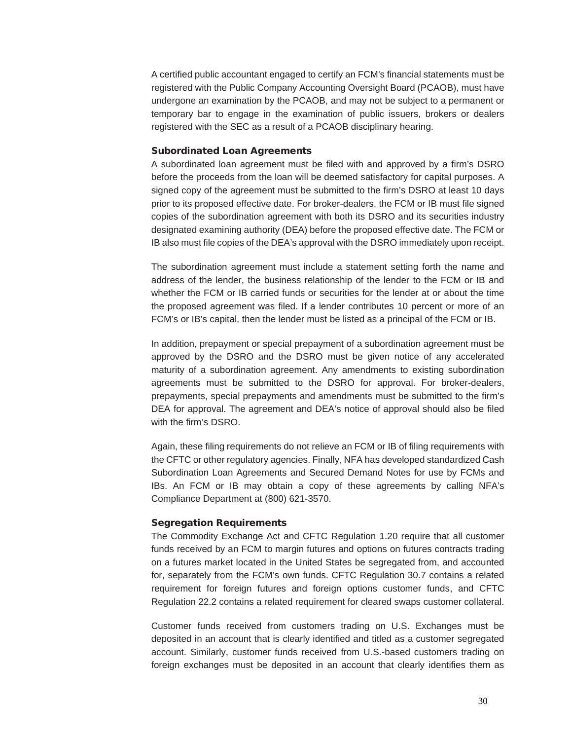A certified public accountant engaged to certify an FCM's financial statements must be registered with the Public Company Accounting Oversight Board (PCAOB), must have undergone an examination by the PCAOB, and may not be subject to a permanent or temporary bar to engage in the examination of public issuers, brokers or dealers registered with the SEC as a result of a PCAOB disciplinary hearing.

### Subordinated Loan Agreements

A subordinated loan agreement must be filed with and approved by a firm's DSRO before the proceeds from the loan will be deemed satisfactory for capital purposes. A signed copy of the agreement must be submitted to the firm's DSRO at least 10 days prior to its proposed effective date. For broker-dealers, the FCM or IB must file signed copies of the subordination agreement with both its DSRO and its securities industry designated examining authority (DEA) before the proposed effective date. The FCM or IB also must file copies of the DEA's approval with the DSRO immediately upon receipt.

The subordination agreement must include a statement setting forth the name and address of the lender, the business relationship of the lender to the FCM or IB and whether the FCM or IB carried funds or securities for the lender at or about the time the proposed agreement was filed. If a lender contributes 10 percent or more of an FCM's or IB's capital, then the lender must be listed as a principal of the FCM or IB.

In addition, prepayment or special prepayment of a subordination agreement must be approved by the DSRO and the DSRO must be given notice of any accelerated maturity of a subordination agreement. Any amendments to existing subordination agreements must be submitted to the DSRO for approval. For broker-dealers, prepayments, special prepayments and amendments must be submitted to the firm's DEA for approval. The agreement and DEA's notice of approval should also be filed with the firm's DSRO.

Again, these filing requirements do not relieve an FCM or IB of filing requirements with the CFTC or other regulatory agencies. Finally, NFA has developed standardized Cash Subordination Loan Agreements and Secured Demand Notes for use by FCMs and IBs. An FCM or IB may obtain a copy of these agreements by calling NFA's Compliance Department at (800) 621-3570.

### Segregation Requirements

The Commodity Exchange Act and CFTC Regulation 1.20 require that all customer funds received by an FCM to margin futures and options on futures contracts trading on a futures market located in the United States be segregated from, and accounted for, separately from the FCM's own funds. CFTC Regulation 30.7 contains a related requirement for foreign futures and foreign options customer funds, and CFTC Regulation 22.2 contains a related requirement for cleared swaps customer collateral.

Customer funds received from customers trading on U.S. Exchanges must be deposited in an account that is clearly identified and titled as a customer segregated account. Similarly, customer funds received from U.S.-based customers trading on foreign exchanges must be deposited in an account that clearly identifies them as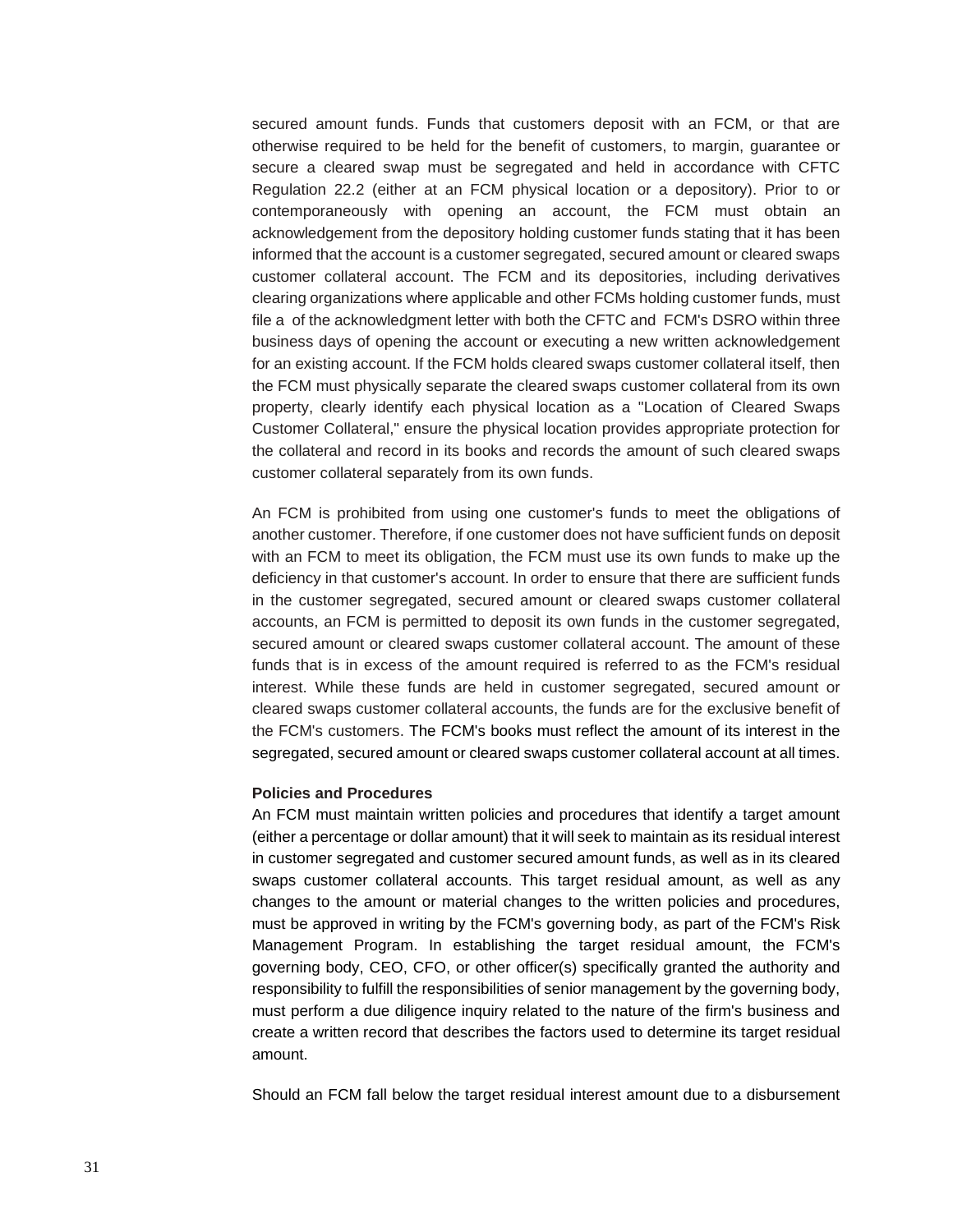secured amount funds. Funds that customers deposit with an FCM, or that are otherwise required to be held for the benefit of customers, to margin, guarantee or secure a cleared swap must be segregated and held in accordance with CFTC Regulation 22.2 (either at an FCM physical location or a depository). Prior to or contemporaneously with opening an account, the FCM must obtain an acknowledgement from the depository holding customer funds stating that it has been informed that the account is a customer segregated, secured amount or cleared swaps customer collateral account. The FCM and its depositories, including derivatives clearing organizations where applicable and other FCMs holding customer funds, must file a of the acknowledgment letter with both the CFTC and FCM's DSRO within three business days of opening the account or executing a new written acknowledgement for an existing account. If the FCM holds cleared swaps customer collateral itself, then the FCM must physically separate the cleared swaps customer collateral from its own property, clearly identify each physical location as a "Location of Cleared Swaps Customer Collateral," ensure the physical location provides appropriate protection for the collateral and record in its books and records the amount of such cleared swaps customer collateral separately from its own funds.

An FCM is prohibited from using one customer's funds to meet the obligations of another customer. Therefore, if one customer does not have sufficient funds on deposit with an FCM to meet its obligation, the FCM must use its own funds to make up the deficiency in that customer's account. In order to ensure that there are sufficient funds in the customer segregated, secured amount or cleared swaps customer collateral accounts, an FCM is permitted to deposit its own funds in the customer segregated, secured amount or cleared swaps customer collateral account. The amount of these funds that is in excess of the amount required is referred to as the FCM's residual interest. While these funds are held in customer segregated, secured amount or cleared swaps customer collateral accounts, the funds are for the exclusive benefit of the FCM's customers. The FCM's books must reflect the amount of its interest in the segregated, secured amount or cleared swaps customer collateral account at all times.

**Policies and Procedures**

An FCM must maintain written policies and procedures that identify a target amount (either a percentage or dollar amount) that it will seek to maintain as its residual interest in customer segregated and customer secured amount funds, as well as in its cleared swaps customer collateral accounts. This target residual amount, as well as any changes to the amount or material changes to the written policies and procedures, must be approved in writing by the FCM's governing body, as part of the FCM's Risk Management Program. In establishing the target residual amount, the FCM's governing body, CEO, CFO, or other officer(s) specifically granted the authority and responsibility to fulfill the responsibilities of senior management by the governing body, must perform a due diligence inquiry related to the nature of the firm's business and create a written record that describes the factors used to determine its target residual amount.

Should an FCM fall below the target residual interest amount due to a disbursement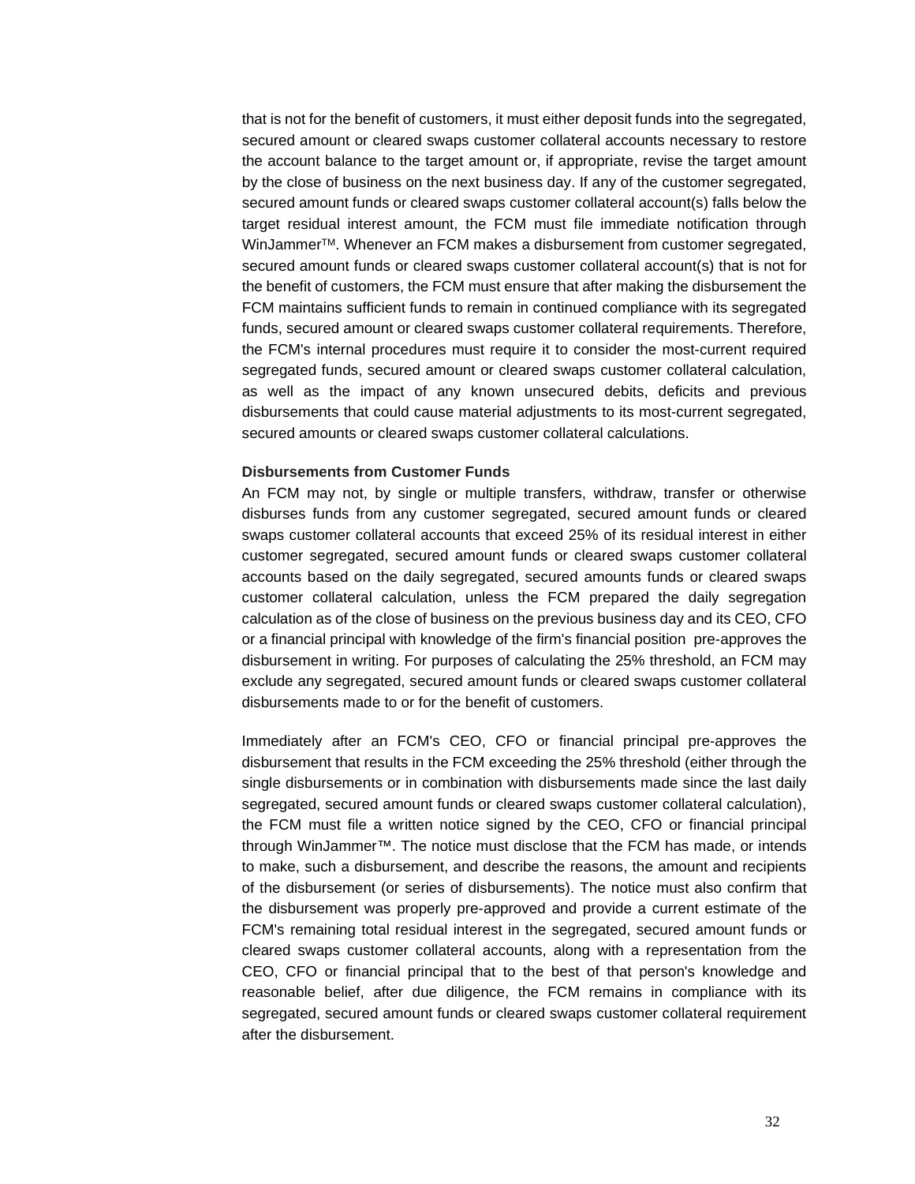that is not for the benefit of customers, it must either deposit funds into the segregated, secured amount or cleared swaps customer collateral accounts necessary to restore the account balance to the target amount or, if appropriate, revise the target amount by the close of business on the next business day. If any of the customer segregated, secured amount funds or cleared swaps customer collateral account(s) falls below the target residual interest amount, the FCM must file immediate notification through WinJammer™. Whenever an FCM makes a disbursement from customer segregated, secured amount funds or cleared swaps customer collateral account(s) that is not for the benefit of customers, the FCM must ensure that after making the disbursement the FCM maintains sufficient funds to remain in continued compliance with its segregated funds, secured amount or cleared swaps customer collateral requirements. Therefore, the FCM's internal procedures must require it to consider the most-current required segregated funds, secured amount or cleared swaps customer collateral calculation, as well as the impact of any known unsecured debits, deficits and previous disbursements that could cause material adjustments to its most-current segregated, secured amounts or cleared swaps customer collateral calculations.

**Disbursements from Customer Funds**

An FCM may not, by single or multiple transfers, withdraw, transfer or otherwise disburses funds from any customer segregated, secured amount funds or cleared swaps customer collateral accounts that exceed 25% of its residual interest in either customer segregated, secured amount funds or cleared swaps customer collateral accounts based on the daily segregated, secured amounts funds or cleared swaps customer collateral calculation, unless the FCM prepared the daily segregation calculation as of the close of business on the previous business day and its CEO, CFO or a financial principal with knowledge of the firm's financial position pre-approves the disbursement in writing. For purposes of calculating the 25% threshold, an FCM may exclude any segregated, secured amount funds or cleared swaps customer collateral disbursements made to or for the benefit of customers.

Immediately after an FCM's CEO, CFO or financial principal pre-approves the disbursement that results in the FCM exceeding the 25% threshold (either through the single disbursements or in combination with disbursements made since the last daily segregated, secured amount funds or cleared swaps customer collateral calculation), the FCM must file a written notice signed by the CEO, CFO or financial principal through WinJammer™. The notice must disclose that the FCM has made, or intends to make, such a disbursement, and describe the reasons, the amount and recipients of the disbursement (or series of disbursements). The notice must also confirm that the disbursement was properly pre-approved and provide a current estimate of the FCM's remaining total residual interest in the segregated, secured amount funds or cleared swaps customer collateral accounts, along with a representation from the CEO, CFO or financial principal that to the best of that person's knowledge and reasonable belief, after due diligence, the FCM remains in compliance with its segregated, secured amount funds or cleared swaps customer collateral requirement after the disbursement.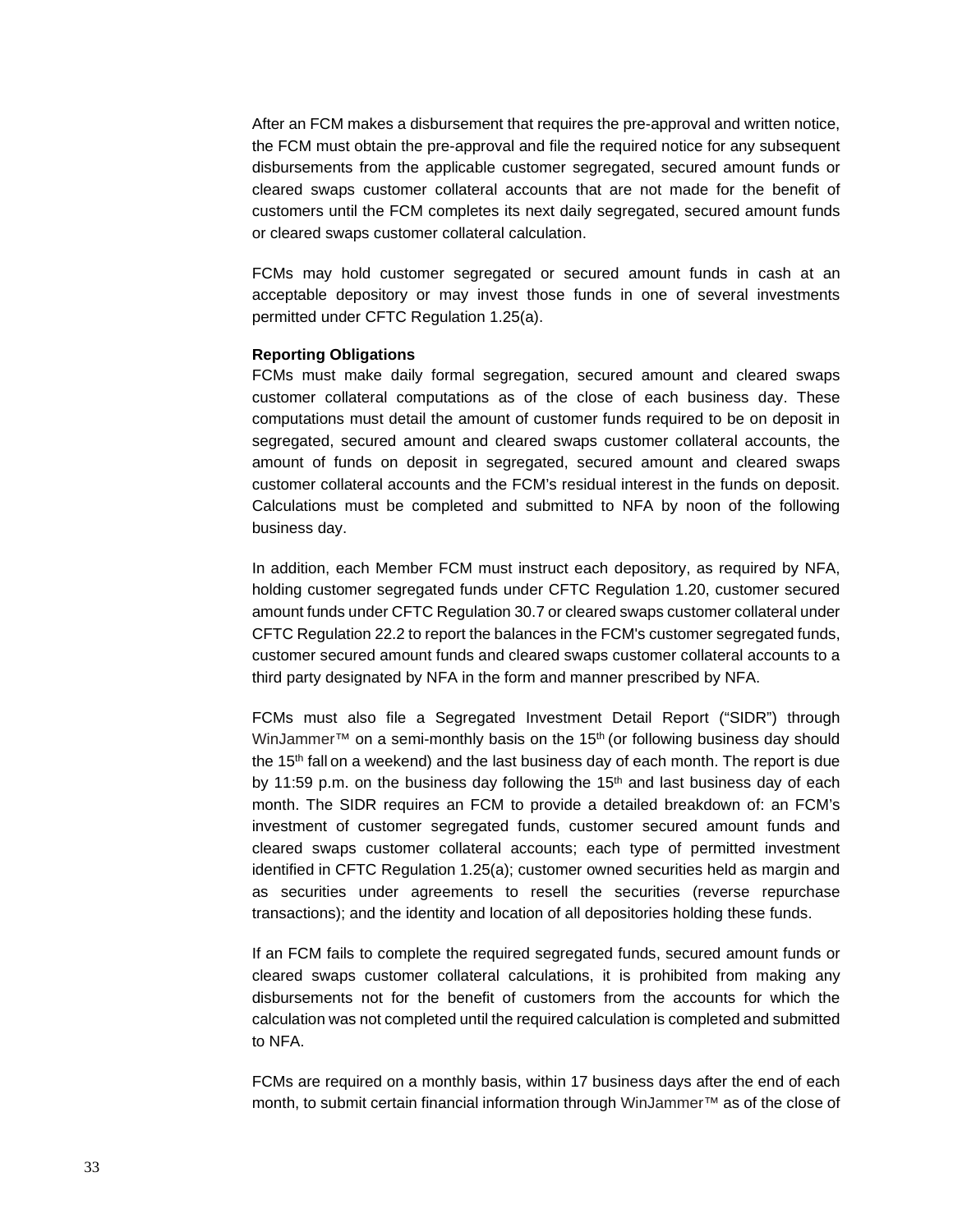After an FCM makes a disbursement that requires the pre-approval and written notice, the FCM must obtain the pre-approval and file the required notice for any subsequent disbursements from the applicable customer segregated, secured amount funds or cleared swaps customer collateral accounts that are not made for the benefit of customers until the FCM completes its next daily segregated, secured amount funds or cleared swaps customer collateral calculation.

FCMs may hold customer segregated or secured amount funds in cash at an acceptable depository or may invest those funds in one of several investments permitted under CFTC Regulation 1.25(a).

**Reporting Obligations**

FCMs must make daily formal segregation, secured amount and cleared swaps customer collateral computations as of the close of each business day. These computations must detail the amount of customer funds required to be on deposit in segregated, secured amount and cleared swaps customer collateral accounts, the amount of funds on deposit in segregated, secured amount and cleared swaps customer collateral accounts and the FCM's residual interest in the funds on deposit. Calculations must be completed and submitted to NFA by noon of the following business day.

In addition, each Member FCM must instruct each depository, as required by NFA, holding customer segregated funds under CFTC Regulation 1.20, customer secured amount funds under CFTC Regulation 30.7 or cleared swaps customer collateral under CFTC Regulation 22.2 to report the balances in the FCM's customer segregated funds, customer secured amount funds and cleared swaps customer collateral accounts to a third party designated by NFA in the form and manner prescribed by NFA.

FCMs must also file a Segregated Investment Detail Report ("SIDR") through WinJammer™ on a semi-monthly basis on the 15th (or following business day should the 15th fall on a weekend) and the last business day of each month. The report is due by 11:59 p.m. on the business day following the 15th and last business day of each month. The SIDR requires an FCM to provide a detailed breakdown of: an FCM's investment of customer segregated funds, customer secured amount funds and cleared swaps customer collateral accounts; each type of permitted investment identified in CFTC Regulation 1.25(a); customer owned securities held as margin and as securities under agreements to resell the securities (reverse repurchase transactions); and the identity and location of all depositories holding these funds.

If an FCM fails to complete the required segregated funds, secured amount funds or cleared swaps customer collateral calculations, it is prohibited from making any disbursements not for the benefit of customers from the accounts for which the calculation was not completed until the required calculation is completed and submitted to NFA.

FCMs are required on a monthly basis, within 17 business days after the end of each month, to submit certain financial information through WinJammer™ as of the close of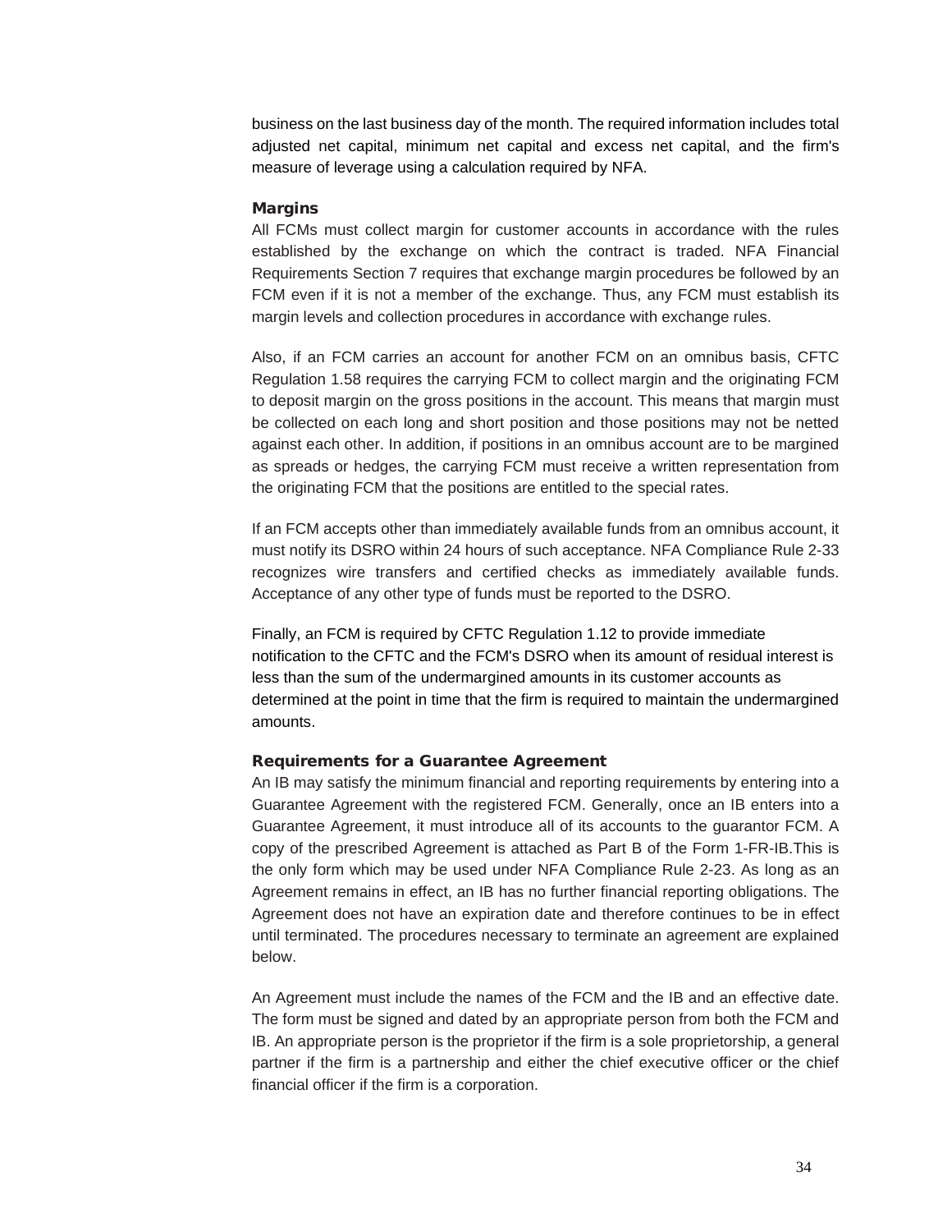business on the last business day of the month. The required information includes total adjusted net capital, minimum net capital and excess net capital, and the firm's measure of leverage using a calculation required by NFA.

### Margins

All FCMs must collect margin for customer accounts in accordance with the rules established by the exchange on which the contract is traded. NFA Financial Requirements Section 7 requires that exchange margin procedures be followed by an FCM even if it is not a member of the exchange. Thus, any FCM must establish its margin levels and collection procedures in accordance with exchange rules.

Also, if an FCM carries an account for another FCM on an omnibus basis, CFTC Regulation 1.58 requires the carrying FCM to collect margin and the originating FCM to deposit margin on the gross positions in the account. This means that margin must be collected on each long and short position and those positions may not be netted against each other. In addition, if positions in an omnibus account are to be margined as spreads or hedges, the carrying FCM must receive a written representation from the originating FCM that the positions are entitled to the special rates.

If an FCM accepts other than immediately available funds from an omnibus account, it must notify its DSRO within 24 hours of such acceptance. NFA Compliance Rule 2-33 recognizes wire transfers and certified checks as immediately available funds. Acceptance of any other type of funds must be reported to the DSRO.

Finally, an FCM is required by CFTC Regulation 1.12 to provide immediate notification to the CFTC and the FCM's DSRO when its amount of residual interest is less than the sum of the undermargined amounts in its customer accounts as determined at the point in time that the firm is required to maintain the undermargined amounts.

### Requirements for a Guarantee Agreement

An IB may satisfy the minimum financial and reporting requirements by entering into a Guarantee Agreement with the registered FCM. Generally, once an IB enters into a Guarantee Agreement, it must introduce all of its accounts to the guarantor FCM. A copy of the prescribed Agreement is attached as Part B of the Form 1-FR-IB.This is the only form which may be used under NFA Compliance Rule 2-23. As long as an Agreement remains in effect, an IB has no further financial reporting obligations. The Agreement does not have an expiration date and therefore continues to be in effect until terminated. The procedures necessary to terminate an agreement are explained below.

An Agreement must include the names of the FCM and the IB and an effective date. The form must be signed and dated by an appropriate person from both the FCM and IB. An appropriate person is the proprietor if the firm is a sole proprietorship, a general partner if the firm is a partnership and either the chief executive officer or the chief financial officer if the firm is a corporation.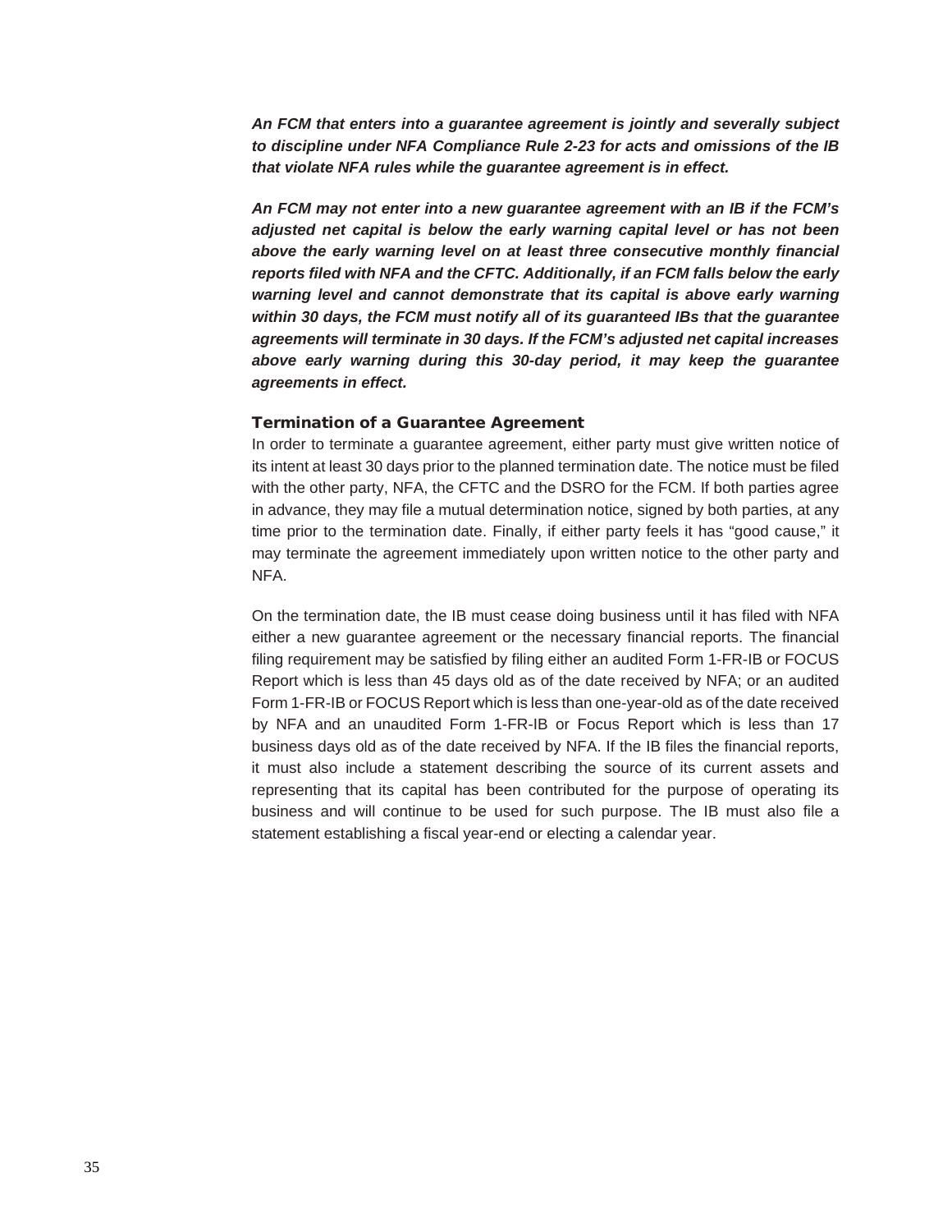***An FCM that enters into a guarantee agreement is jointly and severally subject to discipline under NFA Compliance Rule 2-23 for acts and omissions of the IB that violate NFA rules while the guarantee agreement is in effect.***

***An FCM may not enter into a new guarantee agreement with an IB if the FCM's adjusted net capital is below the early warning capital level or has not been above the early warning level on at least three consecutive monthly financial reports filed with NFA and the CFTC. Additionally, if an FCM falls below the early warning level and cannot demonstrate that its capital is above early warning within 30 days, the FCM must notify all of its guaranteed IBs that the guarantee agreements will terminate in 30 days. If the FCM's adjusted net capital increases above early warning during this 30-day period, it may keep the guarantee agreements in effect.***

### Termination of a Guarantee Agreement

In order to terminate a guarantee agreement, either party must give written notice of its intent at least 30 days prior to the planned termination date. The notice must be filed with the other party, NFA, the CFTC and the DSRO for the FCM. If both parties agree in advance, they may file a mutual determination notice, signed by both parties, at any time prior to the termination date. Finally, if either party feels it has "good cause," it may terminate the agreement immediately upon written notice to the other party and NFA.

On the termination date, the IB must cease doing business until it has filed with NFA either a new guarantee agreement or the necessary financial reports. The financial filing requirement may be satisfied by filing either an audited Form 1-FR-IB or FOCUS Report which is less than 45 days old as of the date received by NFA; or an audited Form 1-FR-IB or FOCUS Report which is less than one-year-old as of the date received by NFA and an unaudited Form 1-FR-IB or Focus Report which is less than 17 business days old as of the date received by NFA. If the IB files the financial reports, it must also include a statement describing the source of its current assets and representing that its capital has been contributed for the purpose of operating its business and will continue to be used for such purpose. The IB must also file a statement establishing a fiscal year-end or electing a calendar year.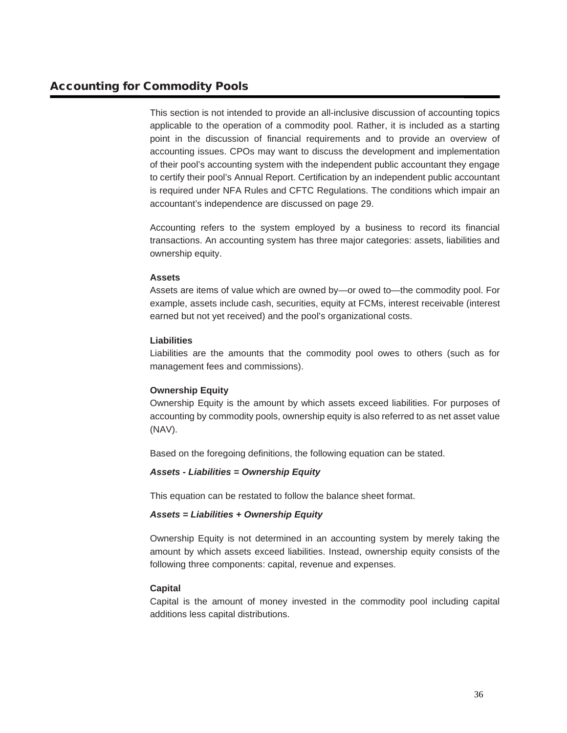## Accounting for Commodity Pools

This section is not intended to provide an all-inclusive discussion of accounting topics applicable to the operation of a commodity pool. Rather, it is included as a starting point in the discussion of financial requirements and to provide an overview of accounting issues. CPOs may want to discuss the development and implementation of their pool's accounting system with the independent public accountant they engage to certify their pool's Annual Report. Certification by an independent public accountant is required under NFA Rules and CFTC Regulations. The conditions which impair an accountant's independence are discussed on page 29.

Accounting refers to the system employed by a business to record its financial transactions. An accounting system has three major categories: assets, liabilities and ownership equity.

**Assets**
Assets are items of value which are owned by—or owed to—the commodity pool. For example, assets include cash, securities, equity at FCMs, interest receivable (interest earned but not yet received) and the pool's organizational costs.

**Liabilities**
Liabilities are the amounts that the commodity pool owes to others (such as for management fees and commissions).

**Ownership Equity**
Ownership Equity is the amount by which assets exceed liabilities. For purposes of accounting by commodity pools, ownership equity is also referred to as net asset value (NAV).

Based on the foregoing definitions, the following equation can be stated.

***Assets - Liabilities = Ownership Equity***

This equation can be restated to follow the balance sheet format.

***Assets = Liabilities + Ownership Equity***

Ownership Equity is not determined in an accounting system by merely taking the amount by which assets exceed liabilities. Instead, ownership equity consists of the following three components: capital, revenue and expenses.

**Capital**
Capital is the amount of money invested in the commodity pool including capital additions less capital distributions.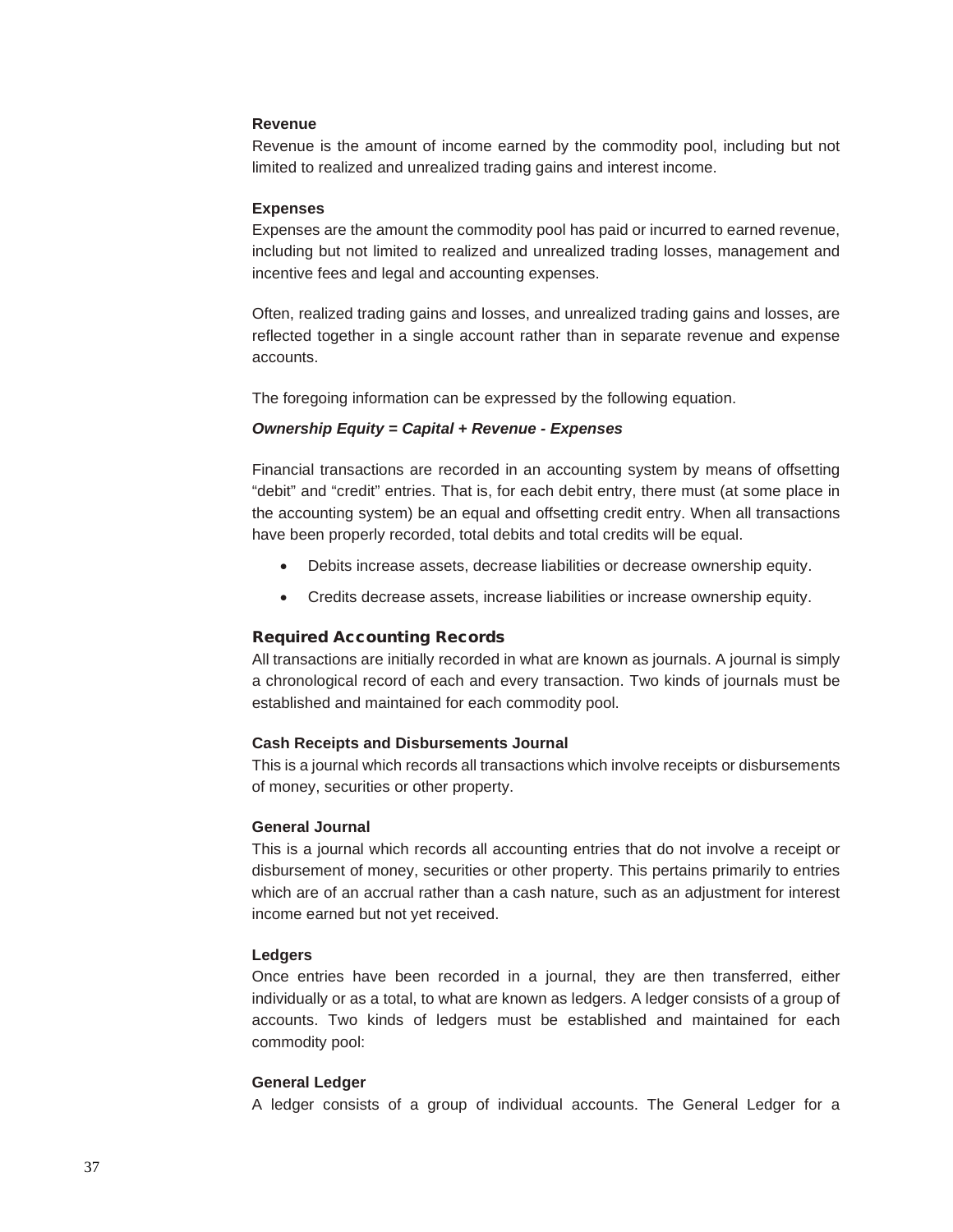**Revenue**

Revenue is the amount of income earned by the commodity pool, including but not limited to realized and unrealized trading gains and interest income.

**Expenses**

Expenses are the amount the commodity pool has paid or incurred to earned revenue, including but not limited to realized and unrealized trading losses, management and incentive fees and legal and accounting expenses.

Often, realized trading gains and losses, and unrealized trading gains and losses, are reflected together in a single account rather than in separate revenue and expense accounts.

The foregoing information can be expressed by the following equation.

***Ownership Equity = Capital + Revenue - Expenses***

Financial transactions are recorded in an accounting system by means of offsetting "debit" and "credit" entries. That is, for each debit entry, there must (at some place in the accounting system) be an equal and offsetting credit entry. When all transactions have been properly recorded, total debits and total credits will be equal.

- Debits increase assets, decrease liabilities or decrease ownership equity.
- Credits decrease assets, increase liabilities or increase ownership equity.

## Required Accounting Records

All transactions are initially recorded in what are known as journals. A journal is simply a chronological record of each and every transaction. Two kinds of journals must be established and maintained for each commodity pool.

**Cash Receipts and Disbursements Journal**

This is a journal which records all transactions which involve receipts or disbursements of money, securities or other property.

**General Journal**

This is a journal which records all accounting entries that do not involve a receipt or disbursement of money, securities or other property. This pertains primarily to entries which are of an accrual rather than a cash nature, such as an adjustment for interest income earned but not yet received.

**Ledgers**

Once entries have been recorded in a journal, they are then transferred, either individually or as a total, to what are known as ledgers. A ledger consists of a group of accounts. Two kinds of ledgers must be established and maintained for each commodity pool:

**General Ledger**

A ledger consists of a group of individual accounts. The General Ledger for a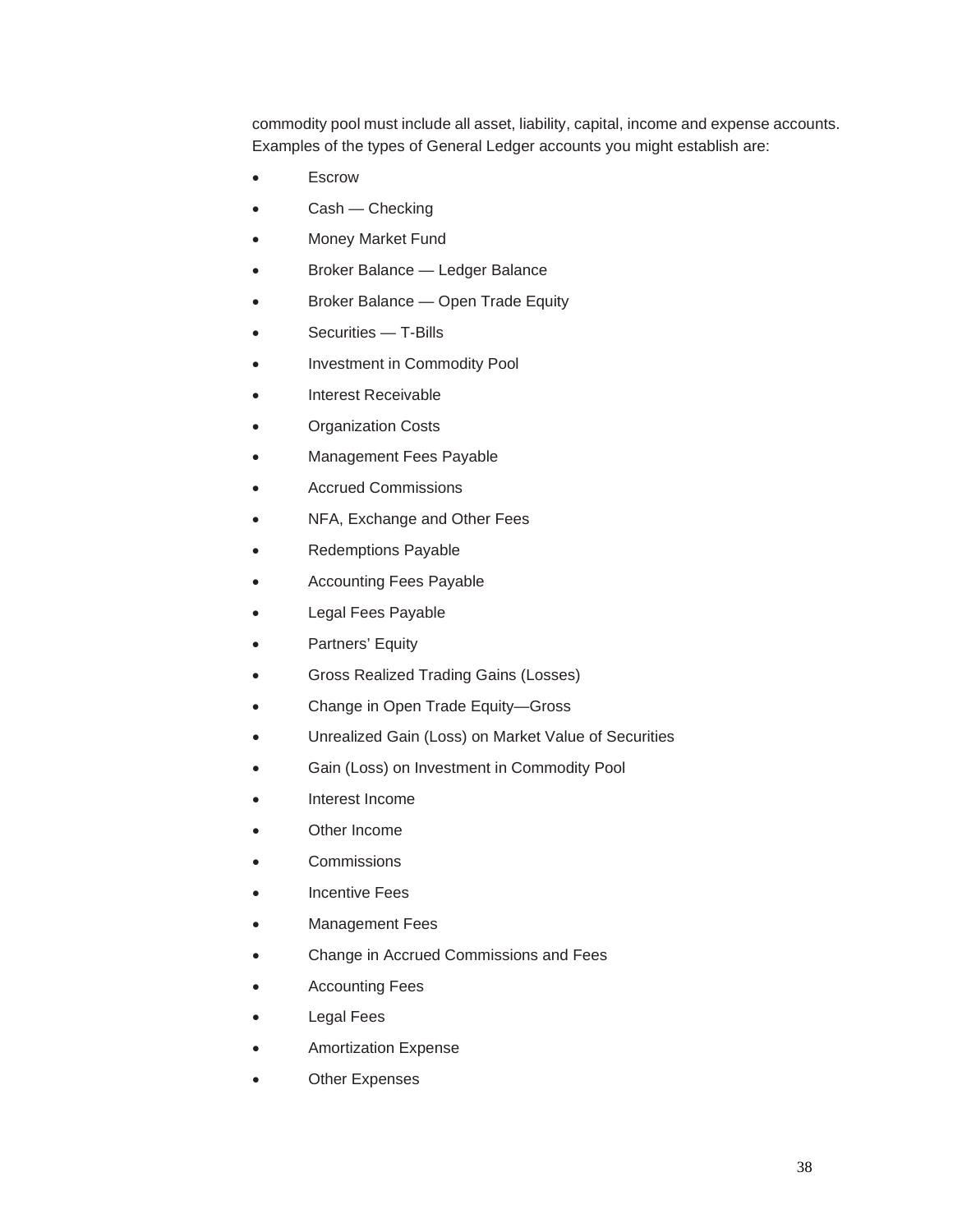commodity pool must include all asset, liability, capital, income and expense accounts. Examples of the types of General Ledger accounts you might establish are:

- Escrow
- Cash — Checking
- Money Market Fund
- Broker Balance — Ledger Balance
- Broker Balance — Open Trade Equity
- Securities — T-Bills
- Investment in Commodity Pool
- Interest Receivable
- Organization Costs
- Management Fees Payable
- Accrued Commissions
- NFA, Exchange and Other Fees
- Redemptions Payable
- Accounting Fees Payable
- Legal Fees Payable
- Partners' Equity
- Gross Realized Trading Gains (Losses)
- Change in Open Trade Equity—Gross
- Unrealized Gain (Loss) on Market Value of Securities
- Gain (Loss) on Investment in Commodity Pool
- Interest Income
- Other Income
- Commissions
- Incentive Fees
- Management Fees
- Change in Accrued Commissions and Fees
- Accounting Fees
- Legal Fees
- Amortization Expense
- Other Expenses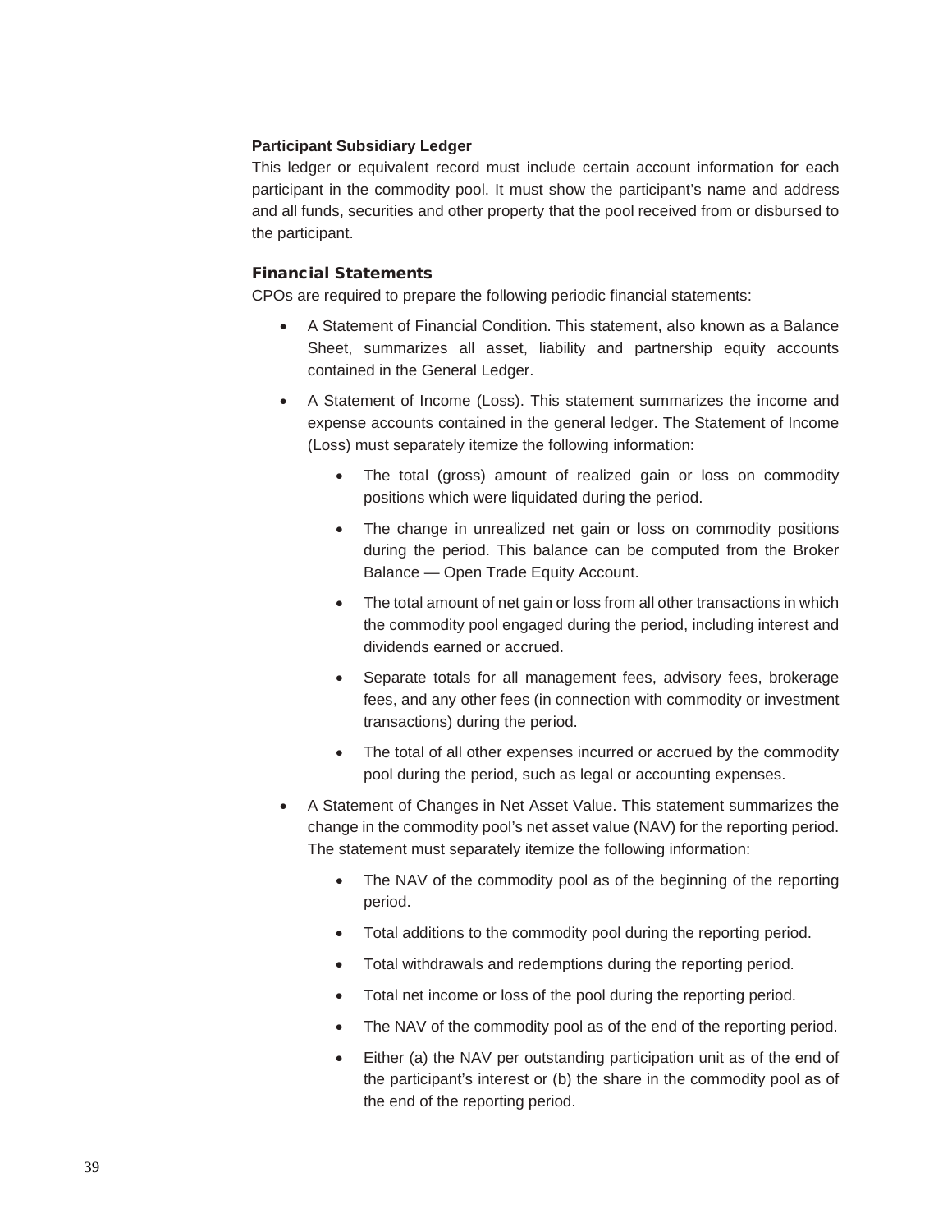### Participant Subsidiary Ledger

This ledger or equivalent record must include certain account information for each participant in the commodity pool. It must show the participant's name and address and all funds, securities and other property that the pool received from or disbursed to the participant.

### Financial Statements

CPOs are required to prepare the following periodic financial statements:

- A Statement of Financial Condition. This statement, also known as a Balance Sheet, summarizes all asset, liability and partnership equity accounts contained in the General Ledger.
- A Statement of Income (Loss). This statement summarizes the income and expense accounts contained in the general ledger. The Statement of Income (Loss) must separately itemize the following information:
    - The total (gross) amount of realized gain or loss on commodity positions which were liquidated during the period.
    - The change in unrealized net gain or loss on commodity positions during the period. This balance can be computed from the Broker Balance — Open Trade Equity Account.
    - The total amount of net gain or loss from all other transactions in which the commodity pool engaged during the period, including interest and dividends earned or accrued.
    - Separate totals for all management fees, advisory fees, brokerage fees, and any other fees (in connection with commodity or investment transactions) during the period.
    - The total of all other expenses incurred or accrued by the commodity pool during the period, such as legal or accounting expenses.
- A Statement of Changes in Net Asset Value. This statement summarizes the change in the commodity pool's net asset value (NAV) for the reporting period. The statement must separately itemize the following information:
    - The NAV of the commodity pool as of the beginning of the reporting period.
    - Total additions to the commodity pool during the reporting period.
    - Total withdrawals and redemptions during the reporting period.
    - Total net income or loss of the pool during the reporting period.
    - The NAV of the commodity pool as of the end of the reporting period.
    - Either (a) the NAV per outstanding participation unit as of the end of the participant's interest or (b) the share in the commodity pool as of the end of the reporting period.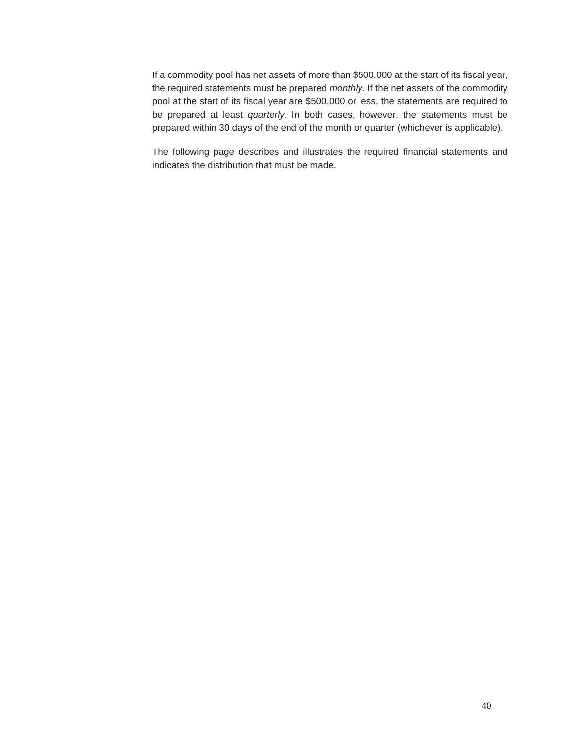If a commodity pool has net assets of more than $500,000 at the start of its fiscal year, the required statements must be prepared *monthly*. If the net assets of the commodity pool at the start of its fiscal year are $500,000 or less, the statements are required to be prepared at least *quarterly*. In both cases, however, the statements must be prepared within 30 days of the end of the month or quarter (whichever is applicable).

The following page describes and illustrates the required financial statements and indicates the distribution that must be made.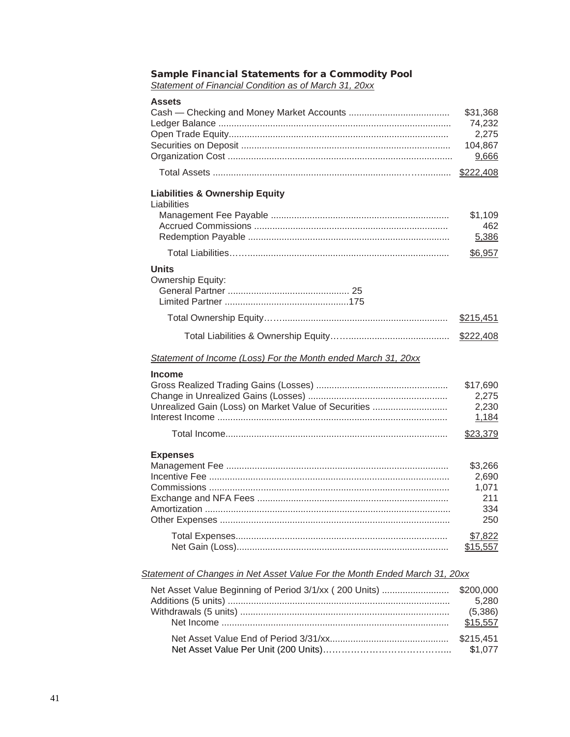## Sample Financial Statements for a Commodity Pool

*Statement of Financial Condition as of March 31, 20xx*

| **Assets** | |
|---|---|
| Cash — Checking and Money Market Accounts | $31,368 |
| Ledger Balance | 74,232 |
| Open Trade Equity | 2,275 |
| Securities on Deposit | 104,867 |
| Organization Cost | 9,666 |
| Total Assets | $222,408 |

| **Liabilities & Ownership Equity** | |
|---|---|
| Liabilities | |
| Management Fee Payable | $1,109 |
| Accrued Commissions | 462 |
| Redemption Payable | 5,386 |
| Total Liabilities | $6,957 |

| **Units** | | |
|---|---|---|
| Ownership Equity: | | |
| General Partner | 25 | |
| Limited Partner | 175 | |
| Total Ownership Equity | | $215,451 |
| Total Liabilities & Ownership Equity | | $222,408 |

*Statement of Income (Loss) For the Month ended March 31, 20xx*

| **Income** | |
|---|---|
| Gross Realized Trading Gains (Losses) | $17,690 |
| Change in Unrealized Gains (Losses) | 2,275 |
| Unrealized Gain (Loss) on Market Value of Securities | 2,230 |
| Interest Income | 1,184 |
| Total Income | $23,379 |

| **Expenses** | |
|---|---|
| Management Fee | $3,266 |
| Incentive Fee | 2,690 |
| Commissions | 1,071 |
| Exchange and NFA Fees | 211 |
| Amortization | 334 |
| Other Expenses | 250 |
| Total Expenses | $7,822 |
| Net Gain (Loss) | $15,557 |

*Statement of Changes in Net Asset Value For the Month Ended March 31, 20xx*

| | |
|---|---|
| Net Asset Value Beginning of Period 3/1/xx ( 200 Units) | $200,000 |
| Additions (5 units) | 5,280 |
| Withdrawals (5 units) | (5,386) |
| Net Income | $15,557 |
| Net Asset Value End of Period 3/31/xx | $215,451 |
| Net Asset Value Per Unit (200 Units) | $1,077 |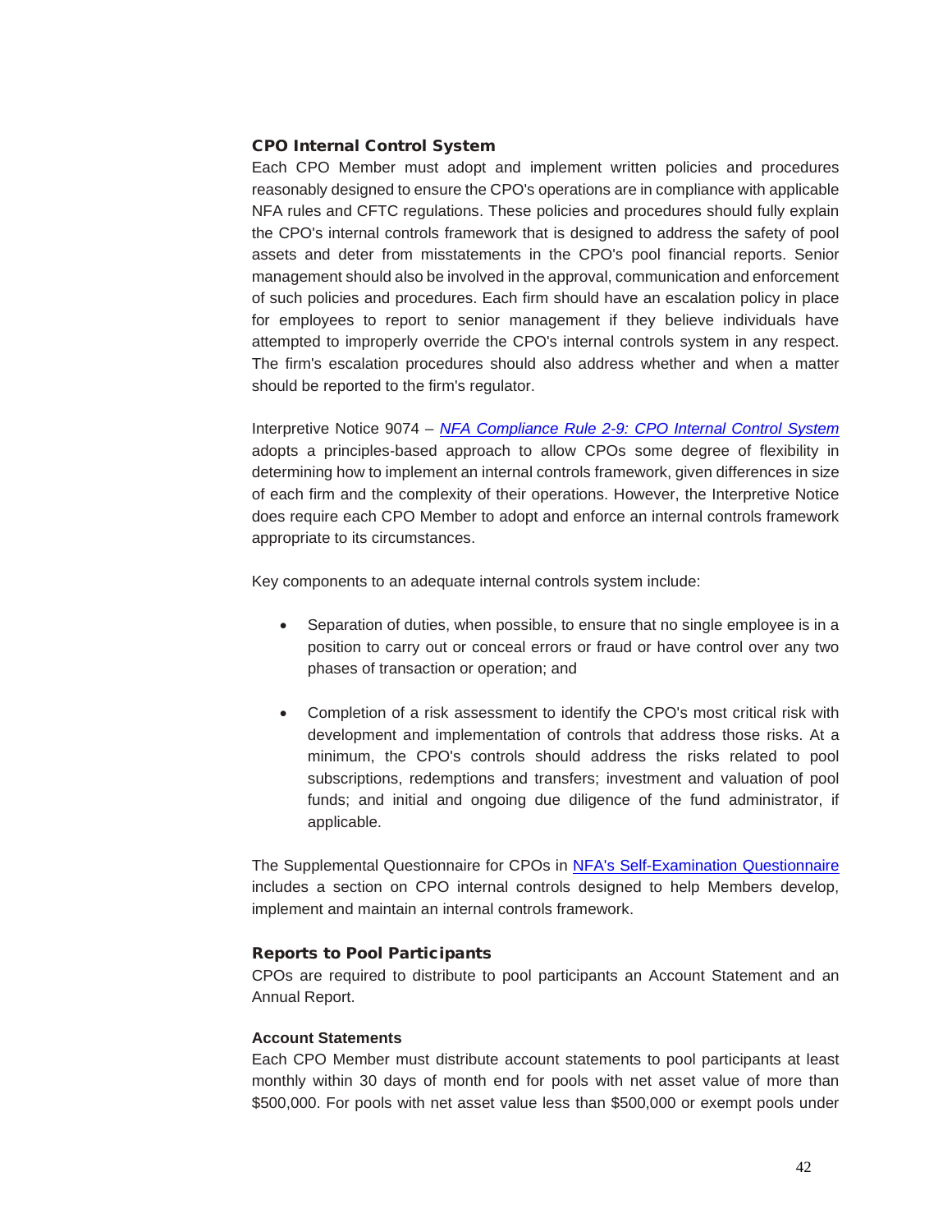### CPO Internal Control System

Each CPO Member must adopt and implement written policies and procedures reasonably designed to ensure the CPO's operations are in compliance with applicable NFA rules and CFTC regulations. These policies and procedures should fully explain the CPO's internal controls framework that is designed to address the safety of pool assets and deter from misstatements in the CPO's pool financial reports. Senior management should also be involved in the approval, communication and enforcement of such policies and procedures. Each firm should have an escalation policy in place for employees to report to senior management if they believe individuals have attempted to improperly override the CPO's internal controls system in any respect. The firm's escalation procedures should also address whether and when a matter should be reported to the firm's regulator.

Interpretive Notice 9074 – *NFA Compliance Rule 2-9: CPO Internal Control System* adopts a principles-based approach to allow CPOs some degree of flexibility in determining how to implement an internal controls framework, given differences in size of each firm and the complexity of their operations. However, the Interpretive Notice does require each CPO Member to adopt and enforce an internal controls framework appropriate to its circumstances.

Key components to an adequate internal controls system include:

- Separation of duties, when possible, to ensure that no single employee is in a position to carry out or conceal errors or fraud or have control over any two phases of transaction or operation; and

- Completion of a risk assessment to identify the CPO's most critical risk with development and implementation of controls that address those risks. At a minimum, the CPO's controls should address the risks related to pool subscriptions, redemptions and transfers; investment and valuation of pool funds; and initial and ongoing due diligence of the fund administrator, if applicable.

The Supplemental Questionnaire for CPOs in NFA's Self-Examination Questionnaire includes a section on CPO internal controls designed to help Members develop, implement and maintain an internal controls framework.

### Reports to Pool Participants

CPOs are required to distribute to pool participants an Account Statement and an Annual Report.

#### Account Statements

Each CPO Member must distribute account statements to pool participants at least monthly within 30 days of month end for pools with net asset value of more than $500,000. For pools with net asset value less than $500,000 or exempt pools under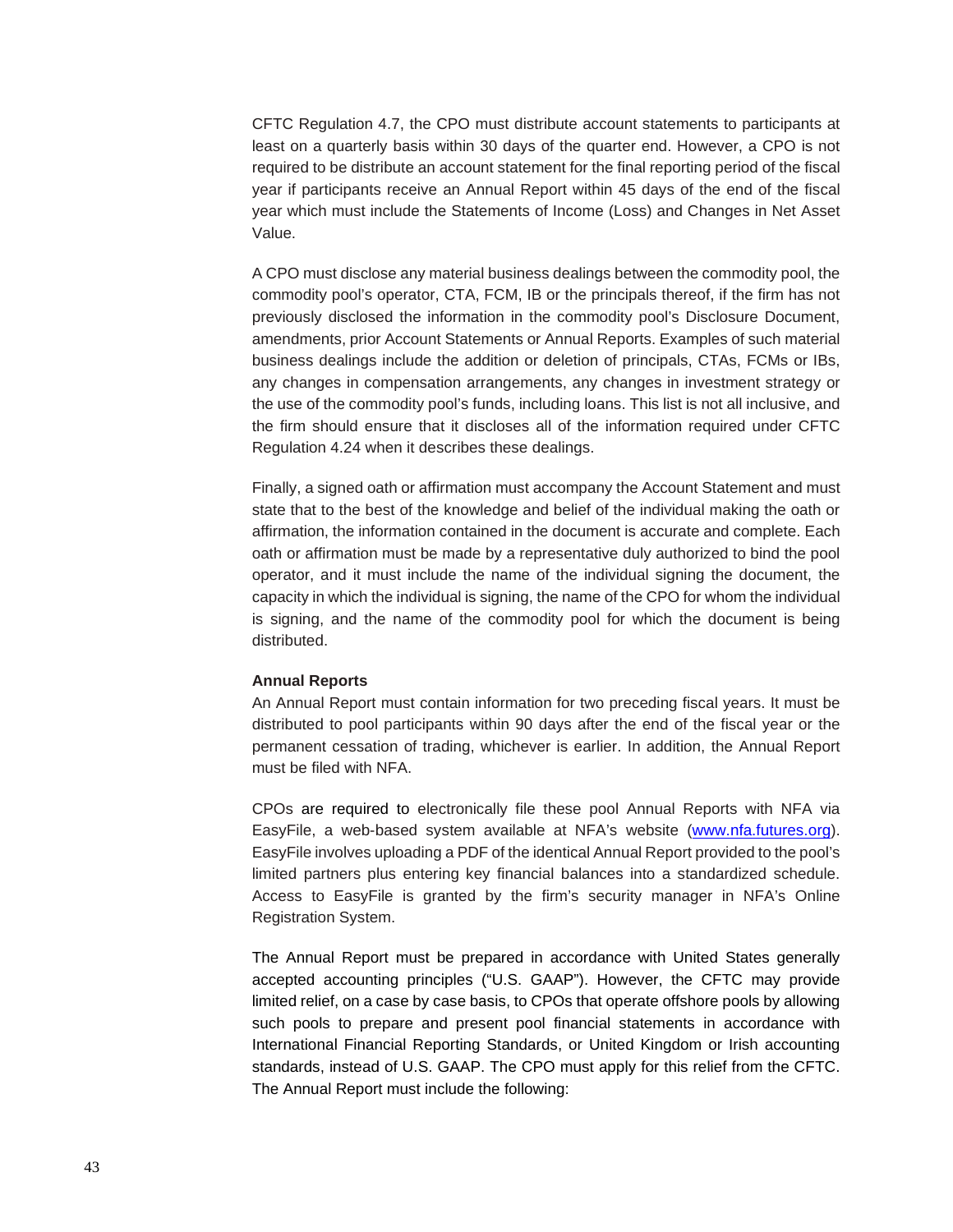CFTC Regulation 4.7, the CPO must distribute account statements to participants at least on a quarterly basis within 30 days of the quarter end. However, a CPO is not required to be distribute an account statement for the final reporting period of the fiscal year if participants receive an Annual Report within 45 days of the end of the fiscal year which must include the Statements of Income (Loss) and Changes in Net Asset Value.

A CPO must disclose any material business dealings between the commodity pool, the commodity pool's operator, CTA, FCM, IB or the principals thereof, if the firm has not previously disclosed the information in the commodity pool's Disclosure Document, amendments, prior Account Statements or Annual Reports. Examples of such material business dealings include the addition or deletion of principals, CTAs, FCMs or IBs, any changes in compensation arrangements, any changes in investment strategy or the use of the commodity pool's funds, including loans. This list is not all inclusive, and the firm should ensure that it discloses all of the information required under CFTC Regulation 4.24 when it describes these dealings.

Finally, a signed oath or affirmation must accompany the Account Statement and must state that to the best of the knowledge and belief of the individual making the oath or affirmation, the information contained in the document is accurate and complete. Each oath or affirmation must be made by a representative duly authorized to bind the pool operator, and it must include the name of the individual signing the document, the capacity in which the individual is signing, the name of the CPO for whom the individual is signing, and the name of the commodity pool for which the document is being distributed.

**Annual Reports**

An Annual Report must contain information for two preceding fiscal years. It must be distributed to pool participants within 90 days after the end of the fiscal year or the permanent cessation of trading, whichever is earlier. In addition, the Annual Report must be filed with NFA.

CPOs are required to electronically file these pool Annual Reports with NFA via EasyFile, a web-based system available at NFA's website ([www.nfa.futures.org](http://www.nfa.futures.org)). EasyFile involves uploading a PDF of the identical Annual Report provided to the pool's limited partners plus entering key financial balances into a standardized schedule. Access to EasyFile is granted by the firm's security manager in NFA's Online Registration System.

The Annual Report must be prepared in accordance with United States generally accepted accounting principles ("U.S. GAAP"). However, the CFTC may provide limited relief, on a case by case basis, to CPOs that operate offshore pools by allowing such pools to prepare and present pool financial statements in accordance with International Financial Reporting Standards, or United Kingdom or Irish accounting standards, instead of U.S. GAAP. The CPO must apply for this relief from the CFTC. The Annual Report must include the following: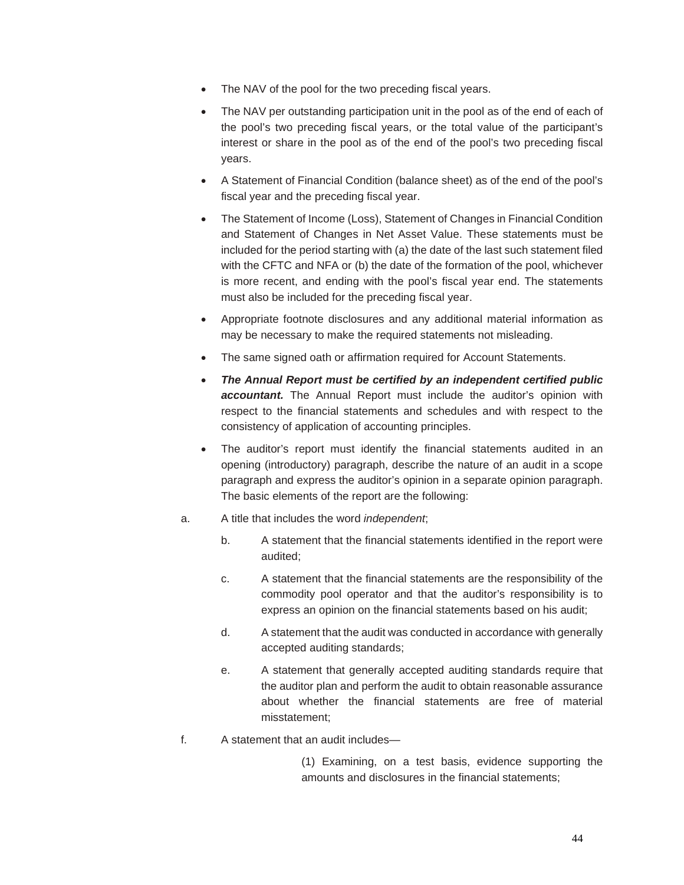- The NAV of the pool for the two preceding fiscal years.
- The NAV per outstanding participation unit in the pool as of the end of each of the pool's two preceding fiscal years, or the total value of the participant's interest or share in the pool as of the end of the pool's two preceding fiscal years.
- A Statement of Financial Condition (balance sheet) as of the end of the pool's fiscal year and the preceding fiscal year.
- The Statement of Income (Loss), Statement of Changes in Financial Condition and Statement of Changes in Net Asset Value. These statements must be included for the period starting with (a) the date of the last such statement filed with the CFTC and NFA or (b) the date of the formation of the pool, whichever is more recent, and ending with the pool's fiscal year end. The statements must also be included for the preceding fiscal year.
- Appropriate footnote disclosures and any additional material information as may be necessary to make the required statements not misleading.
- The same signed oath or affirmation required for Account Statements.
- ***The Annual Report must be certified by an independent certified public accountant.*** The Annual Report must include the auditor's opinion with respect to the financial statements and schedules and with respect to the consistency of application of accounting principles.
- The auditor's report must identify the financial statements audited in an opening (introductory) paragraph, describe the nature of an audit in a scope paragraph and express the auditor's opinion in a separate opinion paragraph. The basic elements of the report are the following:

a. A title that includes the word *independent*;

b. A statement that the financial statements identified in the report were audited;

c. A statement that the financial statements are the responsibility of the commodity pool operator and that the auditor's responsibility is to express an opinion on the financial statements based on his audit;

d. A statement that the audit was conducted in accordance with generally accepted auditing standards;

e. A statement that generally accepted auditing standards require that the auditor plan and perform the audit to obtain reasonable assurance about whether the financial statements are free of material misstatement;

f. A statement that an audit includes—

(1) Examining, on a test basis, evidence supporting the amounts and disclosures in the financial statements;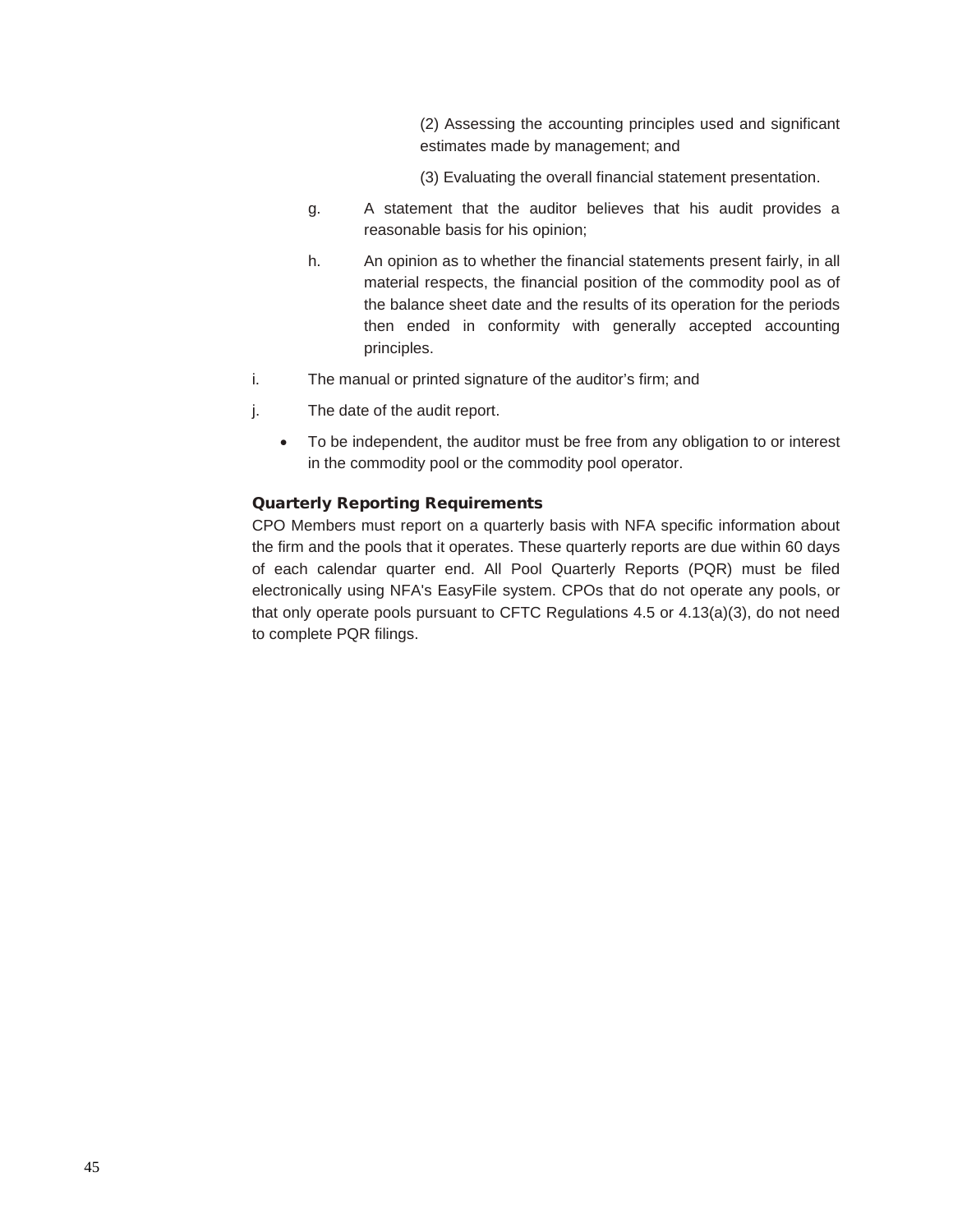(2) Assessing the accounting principles used and significant estimates made by management; and

(3) Evaluating the overall financial statement presentation.

g. A statement that the auditor believes that his audit provides a reasonable basis for his opinion;

h. An opinion as to whether the financial statements present fairly, in all material respects, the financial position of the commodity pool as of the balance sheet date and the results of its operation for the periods then ended in conformity with generally accepted accounting principles.

i. The manual or printed signature of the auditor's firm; and

j. The date of the audit report.

- To be independent, the auditor must be free from any obligation to or interest in the commodity pool or the commodity pool operator.

### Quarterly Reporting Requirements

CPO Members must report on a quarterly basis with NFA specific information about the firm and the pools that it operates. These quarterly reports are due within 60 days of each calendar quarter end. All Pool Quarterly Reports (PQR) must be filed electronically using NFA's EasyFile system. CPOs that do not operate any pools, or that only operate pools pursuant to CFTC Regulations 4.5 or 4.13(a)(3), do not need to complete PQR filings.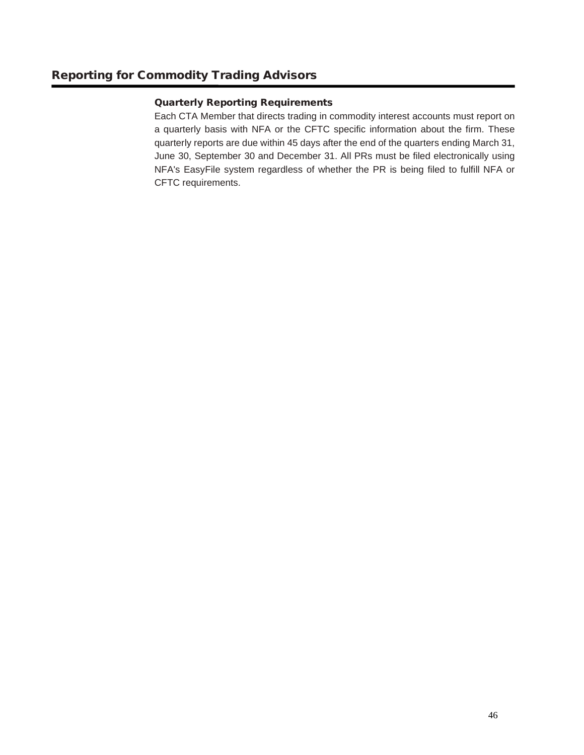## Reporting for Commodity Trading Advisors

### Quarterly Reporting Requirements

Each CTA Member that directs trading in commodity interest accounts must report on a quarterly basis with NFA or the CFTC specific information about the firm. These quarterly reports are due within 45 days after the end of the quarters ending March 31, June 30, September 30 and December 31. All PRs must be filed electronically using NFA's EasyFile system regardless of whether the PR is being filed to fulfill NFA or CFTC requirements.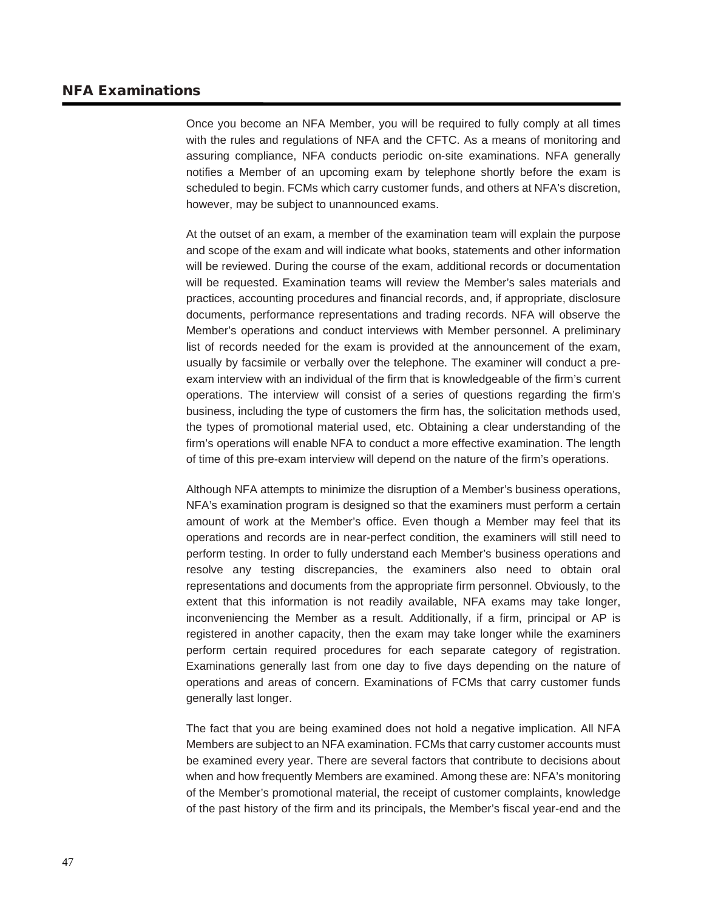## NFA Examinations

Once you become an NFA Member, you will be required to fully comply at all times with the rules and regulations of NFA and the CFTC. As a means of monitoring and assuring compliance, NFA conducts periodic on-site examinations. NFA generally notifies a Member of an upcoming exam by telephone shortly before the exam is scheduled to begin. FCMs which carry customer funds, and others at NFA's discretion, however, may be subject to unannounced exams.

At the outset of an exam, a member of the examination team will explain the purpose and scope of the exam and will indicate what books, statements and other information will be reviewed. During the course of the exam, additional records or documentation will be requested. Examination teams will review the Member's sales materials and practices, accounting procedures and financial records, and, if appropriate, disclosure documents, performance representations and trading records. NFA will observe the Member's operations and conduct interviews with Member personnel. A preliminary list of records needed for the exam is provided at the announcement of the exam, usually by facsimile or verbally over the telephone. The examiner will conduct a pre-exam interview with an individual of the firm that is knowledgeable of the firm's current operations. The interview will consist of a series of questions regarding the firm's business, including the type of customers the firm has, the solicitation methods used, the types of promotional material used, etc. Obtaining a clear understanding of the firm's operations will enable NFA to conduct a more effective examination. The length of time of this pre-exam interview will depend on the nature of the firm's operations.

Although NFA attempts to minimize the disruption of a Member's business operations, NFA's examination program is designed so that the examiners must perform a certain amount of work at the Member's office. Even though a Member may feel that its operations and records are in near-perfect condition, the examiners will still need to perform testing. In order to fully understand each Member's business operations and resolve any testing discrepancies, the examiners also need to obtain oral representations and documents from the appropriate firm personnel. Obviously, to the extent that this information is not readily available, NFA exams may take longer, inconveniencing the Member as a result. Additionally, if a firm, principal or AP is registered in another capacity, then the exam may take longer while the examiners perform certain required procedures for each separate category of registration. Examinations generally last from one day to five days depending on the nature of operations and areas of concern. Examinations of FCMs that carry customer funds generally last longer.

The fact that you are being examined does not hold a negative implication. All NFA Members are subject to an NFA examination. FCMs that carry customer accounts must be examined every year. There are several factors that contribute to decisions about when and how frequently Members are examined. Among these are: NFA's monitoring of the Member's promotional material, the receipt of customer complaints, knowledge of the past history of the firm and its principals, the Member's fiscal year-end and the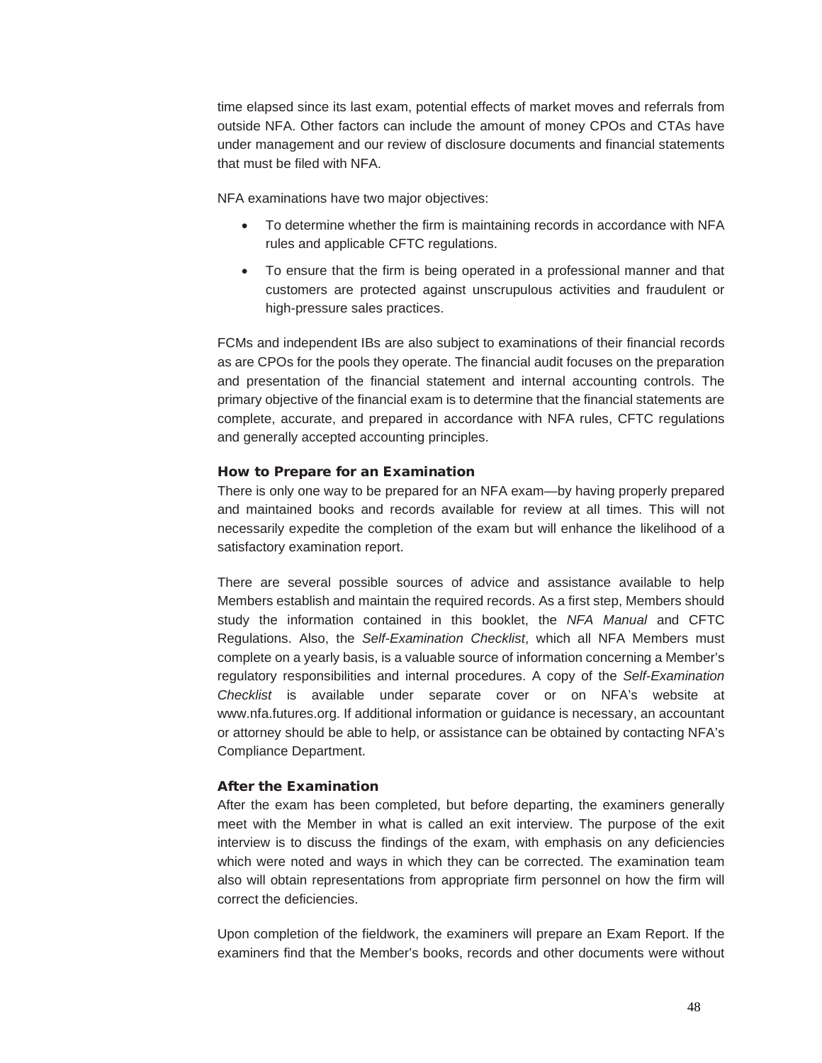time elapsed since its last exam, potential effects of market moves and referrals from outside NFA. Other factors can include the amount of money CPOs and CTAs have under management and our review of disclosure documents and financial statements that must be filed with NFA.

NFA examinations have two major objectives:

- To determine whether the firm is maintaining records in accordance with NFA rules and applicable CFTC regulations.
- To ensure that the firm is being operated in a professional manner and that customers are protected against unscrupulous activities and fraudulent or high-pressure sales practices.

FCMs and independent IBs are also subject to examinations of their financial records as are CPOs for the pools they operate. The financial audit focuses on the preparation and presentation of the financial statement and internal accounting controls. The primary objective of the financial exam is to determine that the financial statements are complete, accurate, and prepared in accordance with NFA rules, CFTC regulations and generally accepted accounting principles.

### How to Prepare for an Examination

There is only one way to be prepared for an NFA exam—by having properly prepared and maintained books and records available for review at all times. This will not necessarily expedite the completion of the exam but will enhance the likelihood of a satisfactory examination report.

There are several possible sources of advice and assistance available to help Members establish and maintain the required records. As a first step, Members should study the information contained in this booklet, the *NFA Manual* and CFTC Regulations. Also, the *Self-Examination Checklist*, which all NFA Members must complete on a yearly basis, is a valuable source of information concerning a Member's regulatory responsibilities and internal procedures. A copy of the *Self-Examination Checklist* is available under separate cover or on NFA's website at www.nfa.futures.org. If additional information or guidance is necessary, an accountant or attorney should be able to help, or assistance can be obtained by contacting NFA's Compliance Department.

### After the Examination

After the exam has been completed, but before departing, the examiners generally meet with the Member in what is called an exit interview. The purpose of the exit interview is to discuss the findings of the exam, with emphasis on any deficiencies which were noted and ways in which they can be corrected. The examination team also will obtain representations from appropriate firm personnel on how the firm will correct the deficiencies.

Upon completion of the fieldwork, the examiners will prepare an Exam Report. If the examiners find that the Member's books, records and other documents were without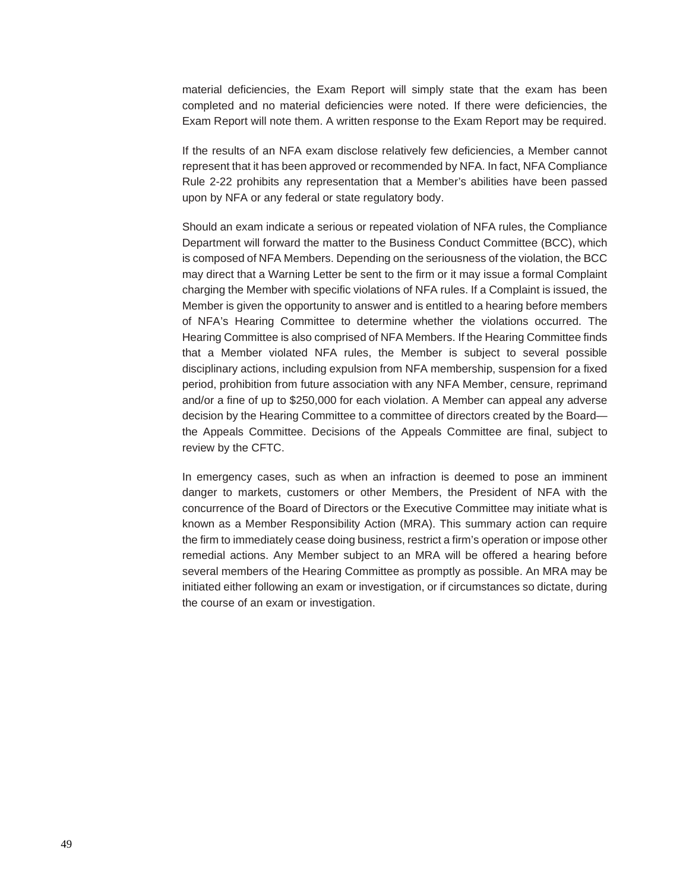material deficiencies, the Exam Report will simply state that the exam has been completed and no material deficiencies were noted. If there were deficiencies, the Exam Report will note them. A written response to the Exam Report may be required.

If the results of an NFA exam disclose relatively few deficiencies, a Member cannot represent that it has been approved or recommended by NFA. In fact, NFA Compliance Rule 2-22 prohibits any representation that a Member's abilities have been passed upon by NFA or any federal or state regulatory body.

Should an exam indicate a serious or repeated violation of NFA rules, the Compliance Department will forward the matter to the Business Conduct Committee (BCC), which is composed of NFA Members. Depending on the seriousness of the violation, the BCC may direct that a Warning Letter be sent to the firm or it may issue a formal Complaint charging the Member with specific violations of NFA rules. If a Complaint is issued, the Member is given the opportunity to answer and is entitled to a hearing before members of NFA's Hearing Committee to determine whether the violations occurred. The Hearing Committee is also comprised of NFA Members. If the Hearing Committee finds that a Member violated NFA rules, the Member is subject to several possible disciplinary actions, including expulsion from NFA membership, suspension for a fixed period, prohibition from future association with any NFA Member, censure, reprimand and/or a fine of up to $250,000 for each violation. A Member can appeal any adverse decision by the Hearing Committee to a committee of directors created by the Board—the Appeals Committee. Decisions of the Appeals Committee are final, subject to review by the CFTC.

In emergency cases, such as when an infraction is deemed to pose an imminent danger to markets, customers or other Members, the President of NFA with the concurrence of the Board of Directors or the Executive Committee may initiate what is known as a Member Responsibility Action (MRA). This summary action can require the firm to immediately cease doing business, restrict a firm's operation or impose other remedial actions. Any Member subject to an MRA will be offered a hearing before several members of the Hearing Committee as promptly as possible. An MRA may be initiated either following an exam or investigation, or if circumstances so dictate, during the course of an exam or investigation.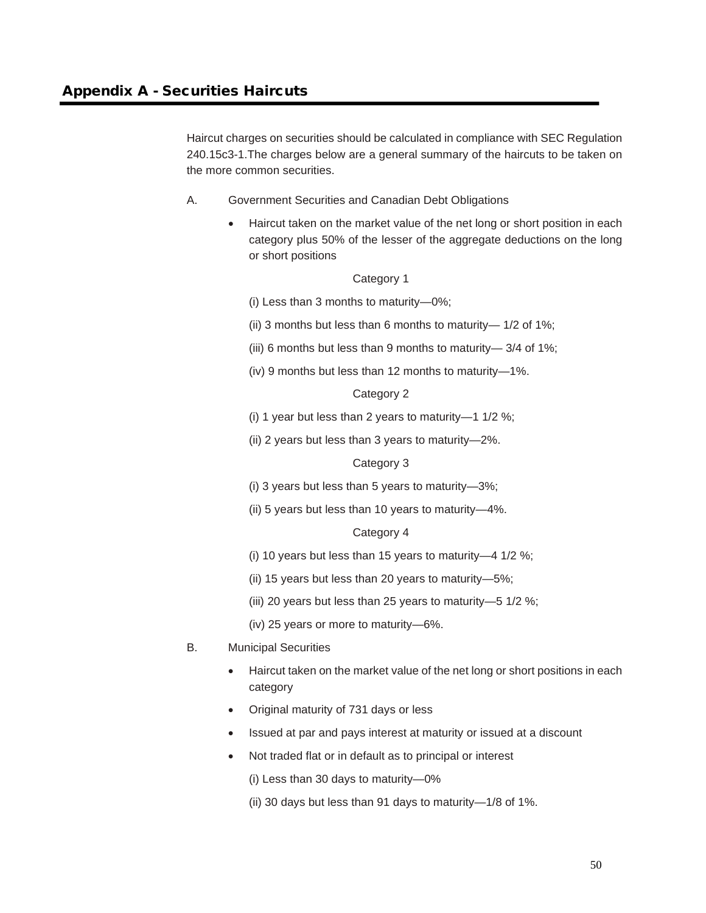## Appendix A - Securities Haircuts

Haircut charges on securities should be calculated in compliance with SEC Regulation 240.15c3-1.The charges below are a general summary of the haircuts to be taken on the more common securities.

A. Government Securities and Canadian Debt Obligations

- Haircut taken on the market value of the net long or short position in each category plus 50% of the lesser of the aggregate deductions on the long or short positions

  Category 1

  (i) Less than 3 months to maturity—0%;

  (ii) 3 months but less than 6 months to maturity— 1/2 of 1%;

  (iii) 6 months but less than 9 months to maturity— 3/4 of 1%;

  (iv) 9 months but less than 12 months to maturity—1%.

  Category 2

  (i) 1 year but less than 2 years to maturity—1 1/2 %;

  (ii) 2 years but less than 3 years to maturity—2%.

  Category 3

  (i) 3 years but less than 5 years to maturity—3%;

  (ii) 5 years but less than 10 years to maturity—4%.

  Category 4

  (i) 10 years but less than 15 years to maturity—4 1/2 %;

  (ii) 15 years but less than 20 years to maturity—5%;

  (iii) 20 years but less than 25 years to maturity—5 1/2 %;

  (iv) 25 years or more to maturity—6%.

B. Municipal Securities

- Haircut taken on the market value of the net long or short positions in each category
- Original maturity of 731 days or less
- Issued at par and pays interest at maturity or issued at a discount
- Not traded flat or in default as to principal or interest

  (i) Less than 30 days to maturity—0%

  (ii) 30 days but less than 91 days to maturity—1/8 of 1%.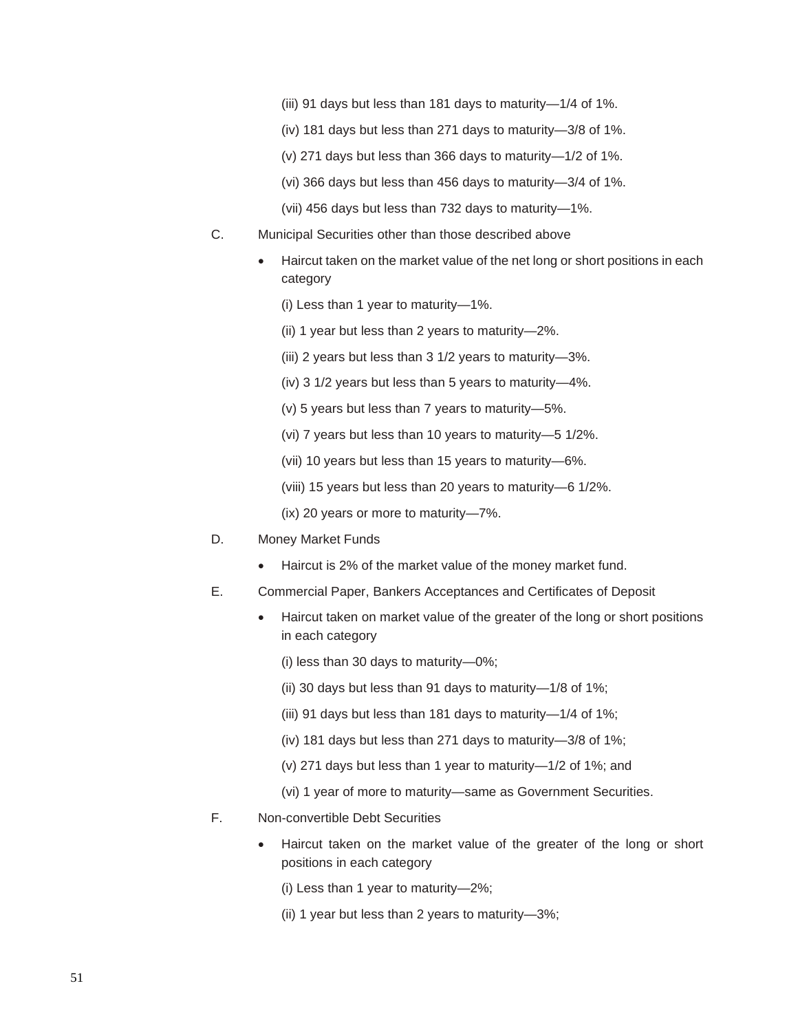(iii) 91 days but less than 181 days to maturity—1/4 of 1%.

(iv) 181 days but less than 271 days to maturity—3/8 of 1%.

(v) 271 days but less than 366 days to maturity—1/2 of 1%.

(vi) 366 days but less than 456 days to maturity—3/4 of 1%.

(vii) 456 days but less than 732 days to maturity—1%.

C. Municipal Securities other than those described above

- Haircut taken on the market value of the net long or short positions in each category

  (i) Less than 1 year to maturity—1%.

  (ii) 1 year but less than 2 years to maturity—2%.

  (iii) 2 years but less than 3 1/2 years to maturity—3%.

  (iv) 3 1/2 years but less than 5 years to maturity—4%.

  (v) 5 years but less than 7 years to maturity—5%.

  (vi) 7 years but less than 10 years to maturity—5 1/2%.

  (vii) 10 years but less than 15 years to maturity—6%.

  (viii) 15 years but less than 20 years to maturity—6 1/2%.

  (ix) 20 years or more to maturity—7%.

D. Money Market Funds

- Haircut is 2% of the market value of the money market fund.

E. Commercial Paper, Bankers Acceptances and Certificates of Deposit

- Haircut taken on market value of the greater of the long or short positions in each category

  (i) less than 30 days to maturity—0%;

  (ii) 30 days but less than 91 days to maturity—1/8 of 1%;

  (iii) 91 days but less than 181 days to maturity—1/4 of 1%;

  (iv) 181 days but less than 271 days to maturity—3/8 of 1%;

  (v) 271 days but less than 1 year to maturity—1/2 of 1%; and

  (vi) 1 year of more to maturity—same as Government Securities.

F. Non-convertible Debt Securities

- Haircut taken on the market value of the greater of the long or short positions in each category

  (i) Less than 1 year to maturity—2%;

  (ii) 1 year but less than 2 years to maturity—3%;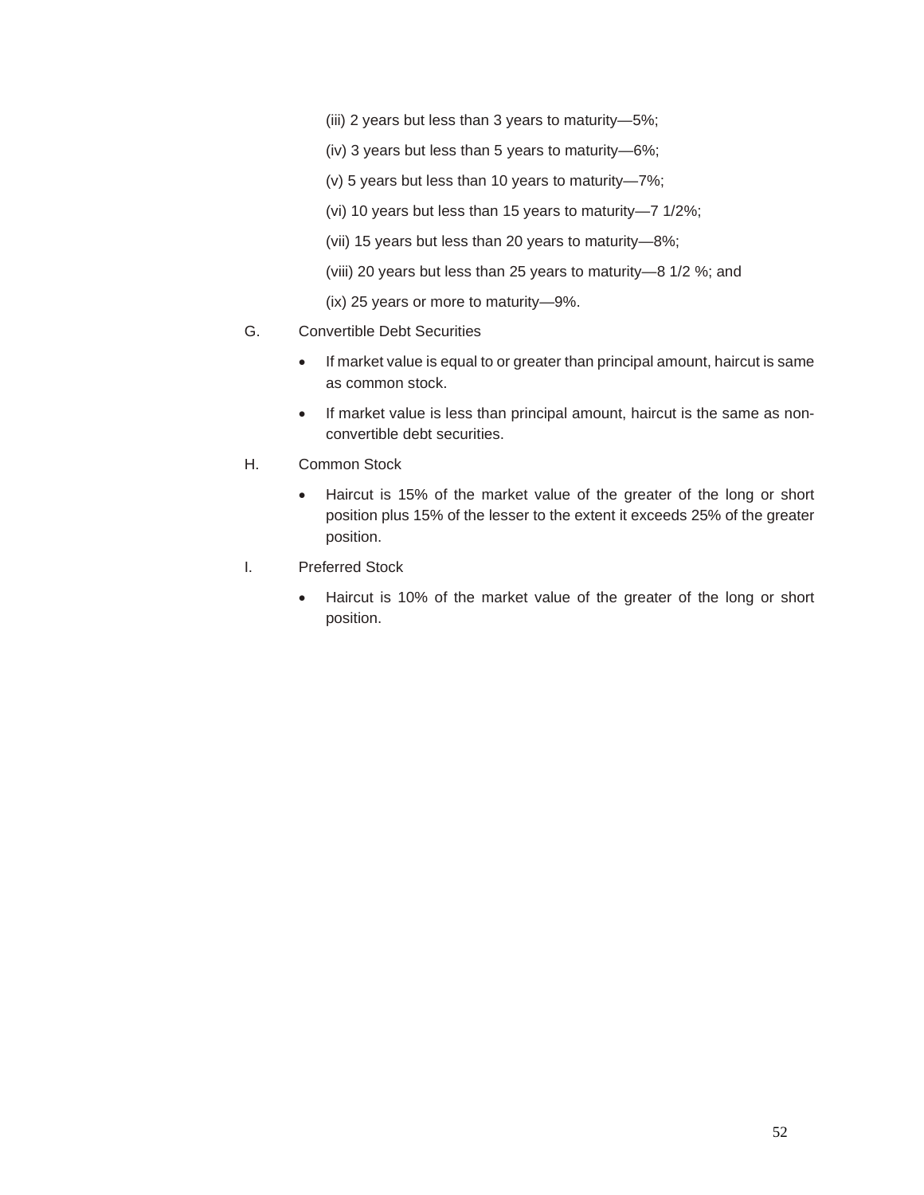(iii) 2 years but less than 3 years to maturity—5%;

(iv) 3 years but less than 5 years to maturity—6%;

(v) 5 years but less than 10 years to maturity—7%;

(vi) 10 years but less than 15 years to maturity—7 1/2%;

(vii) 15 years but less than 20 years to maturity—8%;

(viii) 20 years but less than 25 years to maturity—8 1/2 %; and

(ix) 25 years or more to maturity—9%.

G. Convertible Debt Securities

- If market value is equal to or greater than principal amount, haircut is same as common stock.
- If market value is less than principal amount, haircut is the same as non-convertible debt securities.

H. Common Stock

- Haircut is 15% of the market value of the greater of the long or short position plus 15% of the lesser to the extent it exceeds 25% of the greater position.

I. Preferred Stock

- Haircut is 10% of the market value of the greater of the long or short position.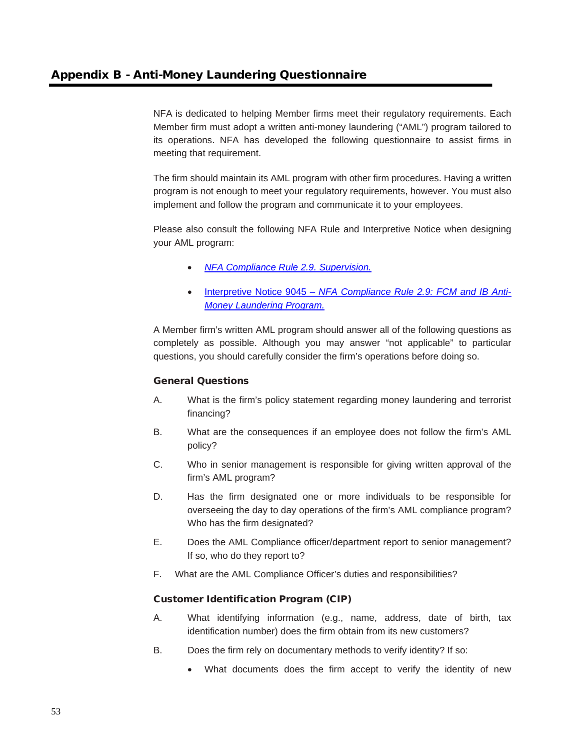## Appendix B - Anti-Money Laundering Questionnaire

NFA is dedicated to helping Member firms meet their regulatory requirements. Each Member firm must adopt a written anti-money laundering ("AML") program tailored to its operations. NFA has developed the following questionnaire to assist firms in meeting that requirement.

The firm should maintain its AML program with other firm procedures. Having a written program is not enough to meet your regulatory requirements, however. You must also implement and follow the program and communicate it to your employees.

Please also consult the following NFA Rule and Interpretive Notice when designing your AML program:

- *NFA Compliance Rule 2.9. Supervision.*
- Interpretive Notice 9045 – *NFA Compliance Rule 2.9: FCM and IB Anti-Money Laundering Program.*

A Member firm's written AML program should answer all of the following questions as completely as possible. Although you may answer "not applicable" to particular questions, you should carefully consider the firm's operations before doing so.

### General Questions

A. What is the firm's policy statement regarding money laundering and terrorist financing?

B. What are the consequences if an employee does not follow the firm's AML policy?

C. Who in senior management is responsible for giving written approval of the firm's AML program?

D. Has the firm designated one or more individuals to be responsible for overseeing the day to day operations of the firm's AML compliance program? Who has the firm designated?

E. Does the AML Compliance officer/department report to senior management? If so, who do they report to?

F. What are the AML Compliance Officer's duties and responsibilities?

### Customer Identification Program (CIP)

A. What identifying information (e.g., name, address, date of birth, tax identification number) does the firm obtain from its new customers?

B. Does the firm rely on documentary methods to verify identity? If so:

- What documents does the firm accept to verify the identity of new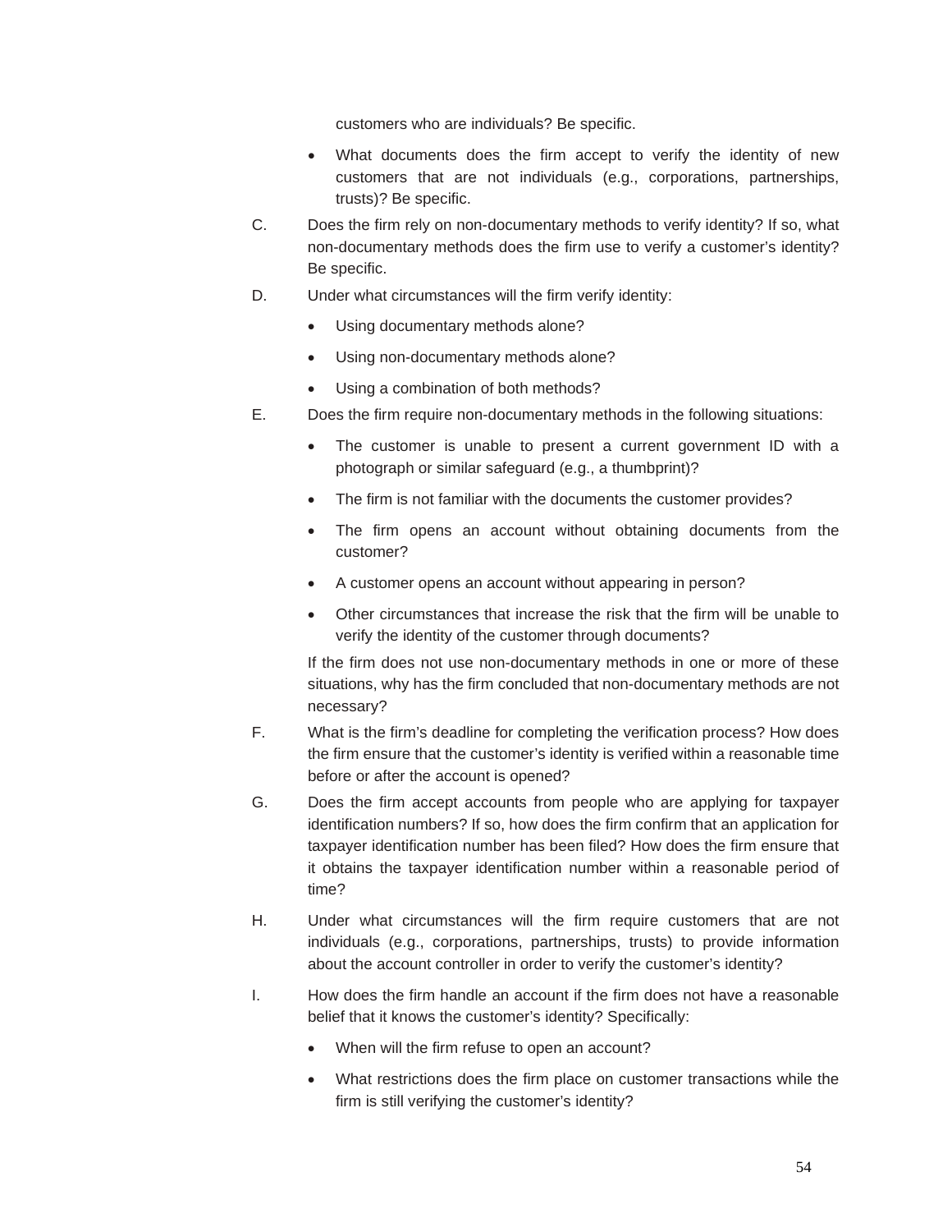customers who are individuals? Be specific.

- What documents does the firm accept to verify the identity of new customers that are not individuals (e.g., corporations, partnerships, trusts)? Be specific.

C. Does the firm rely on non-documentary methods to verify identity? If so, what non-documentary methods does the firm use to verify a customer's identity? Be specific.

D. Under what circumstances will the firm verify identity:

- Using documentary methods alone?
- Using non-documentary methods alone?
- Using a combination of both methods?

E. Does the firm require non-documentary methods in the following situations:

- The customer is unable to present a current government ID with a photograph or similar safeguard (e.g., a thumbprint)?
- The firm is not familiar with the documents the customer provides?
- The firm opens an account without obtaining documents from the customer?
- A customer opens an account without appearing in person?
- Other circumstances that increase the risk that the firm will be unable to verify the identity of the customer through documents?

If the firm does not use non-documentary methods in one or more of these situations, why has the firm concluded that non-documentary methods are not necessary?

F. What is the firm's deadline for completing the verification process? How does the firm ensure that the customer's identity is verified within a reasonable time before or after the account is opened?

G. Does the firm accept accounts from people who are applying for taxpayer identification numbers? If so, how does the firm confirm that an application for taxpayer identification number has been filed? How does the firm ensure that it obtains the taxpayer identification number within a reasonable period of time?

H. Under what circumstances will the firm require customers that are not individuals (e.g., corporations, partnerships, trusts) to provide information about the account controller in order to verify the customer's identity?

I. How does the firm handle an account if the firm does not have a reasonable belief that it knows the customer's identity? Specifically:

- When will the firm refuse to open an account?
- What restrictions does the firm place on customer transactions while the firm is still verifying the customer's identity?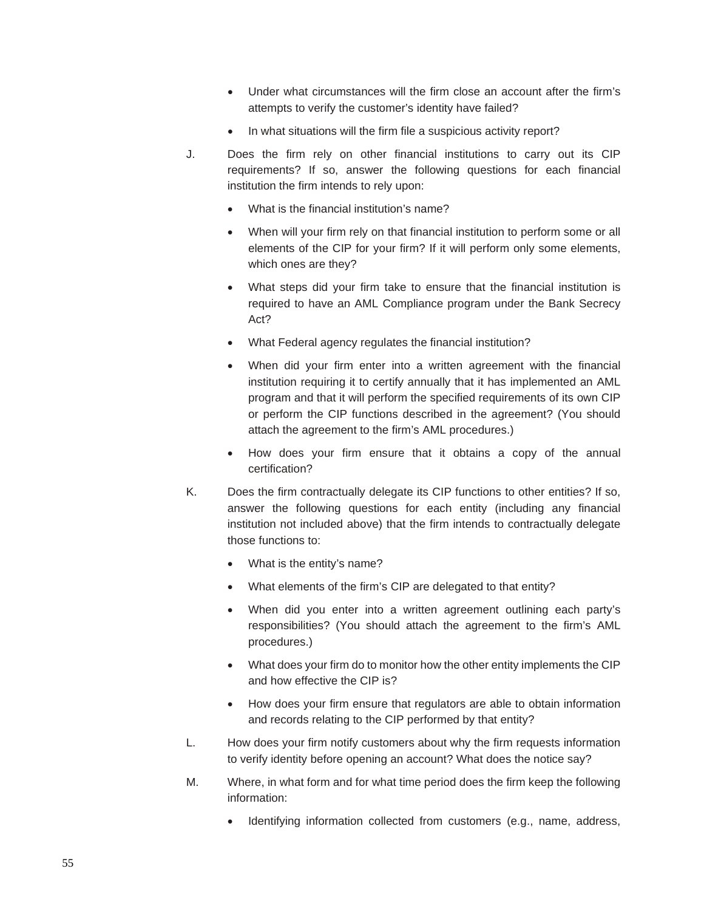- Under what circumstances will the firm close an account after the firm's attempts to verify the customer's identity have failed?
- In what situations will the firm file a suspicious activity report?

J. Does the firm rely on other financial institutions to carry out its CIP requirements? If so, answer the following questions for each financial institution the firm intends to rely upon:

- What is the financial institution's name?
- When will your firm rely on that financial institution to perform some or all elements of the CIP for your firm? If it will perform only some elements, which ones are they?
- What steps did your firm take to ensure that the financial institution is required to have an AML Compliance program under the Bank Secrecy Act?
- What Federal agency regulates the financial institution?
- When did your firm enter into a written agreement with the financial institution requiring it to certify annually that it has implemented an AML program and that it will perform the specified requirements of its own CIP or perform the CIP functions described in the agreement? (You should attach the agreement to the firm's AML procedures.)
- How does your firm ensure that it obtains a copy of the annual certification?

K. Does the firm contractually delegate its CIP functions to other entities? If so, answer the following questions for each entity (including any financial institution not included above) that the firm intends to contractually delegate those functions to:

- What is the entity's name?
- What elements of the firm's CIP are delegated to that entity?
- When did you enter into a written agreement outlining each party's responsibilities? (You should attach the agreement to the firm's AML procedures.)
- What does your firm do to monitor how the other entity implements the CIP and how effective the CIP is?
- How does your firm ensure that regulators are able to obtain information and records relating to the CIP performed by that entity?

L. How does your firm notify customers about why the firm requests information to verify identity before opening an account? What does the notice say?

M. Where, in what form and for what time period does the firm keep the following information:

- Identifying information collected from customers (e.g., name, address,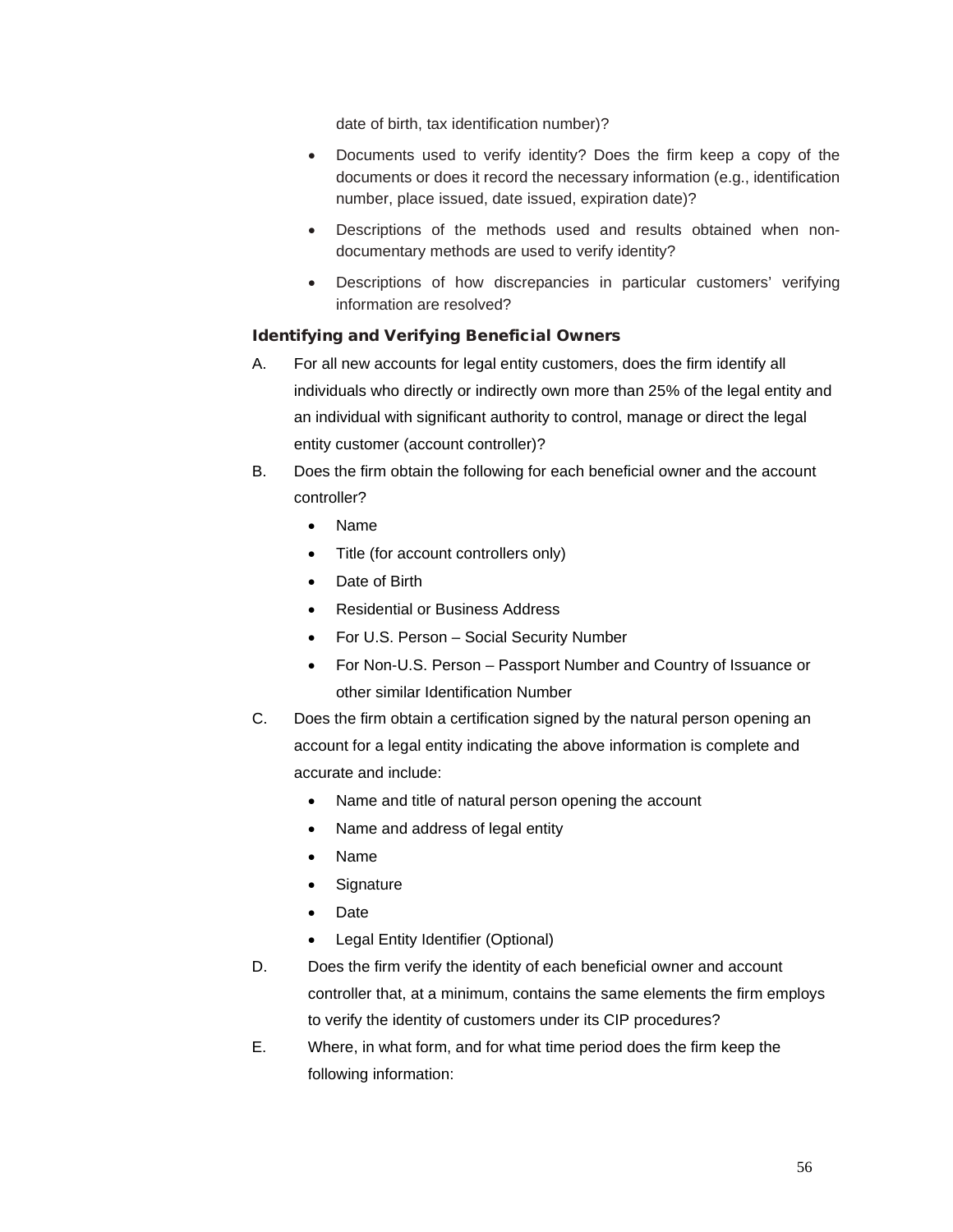date of birth, tax identification number)?

- Documents used to verify identity? Does the firm keep a copy of the documents or does it record the necessary information (e.g., identification number, place issued, date issued, expiration date)?
- Descriptions of the methods used and results obtained when non-documentary methods are used to verify identity?
- Descriptions of how discrepancies in particular customers' verifying information are resolved?

### Identifying and Verifying Beneficial Owners

A. For all new accounts for legal entity customers, does the firm identify all individuals who directly or indirectly own more than 25% of the legal entity and an individual with significant authority to control, manage or direct the legal entity customer (account controller)?

B. Does the firm obtain the following for each beneficial owner and the account controller?

- Name
- Title (for account controllers only)
- Date of Birth
- Residential or Business Address
- For U.S. Person – Social Security Number
- For Non-U.S. Person – Passport Number and Country of Issuance or other similar Identification Number

C. Does the firm obtain a certification signed by the natural person opening an account for a legal entity indicating the above information is complete and accurate and include:

- Name and title of natural person opening the account
- Name and address of legal entity
- Name
- Signature
- Date
- Legal Entity Identifier (Optional)

D. Does the firm verify the identity of each beneficial owner and account controller that, at a minimum, contains the same elements the firm employs to verify the identity of customers under its CIP procedures?

E. Where, in what form, and for what time period does the firm keep the following information: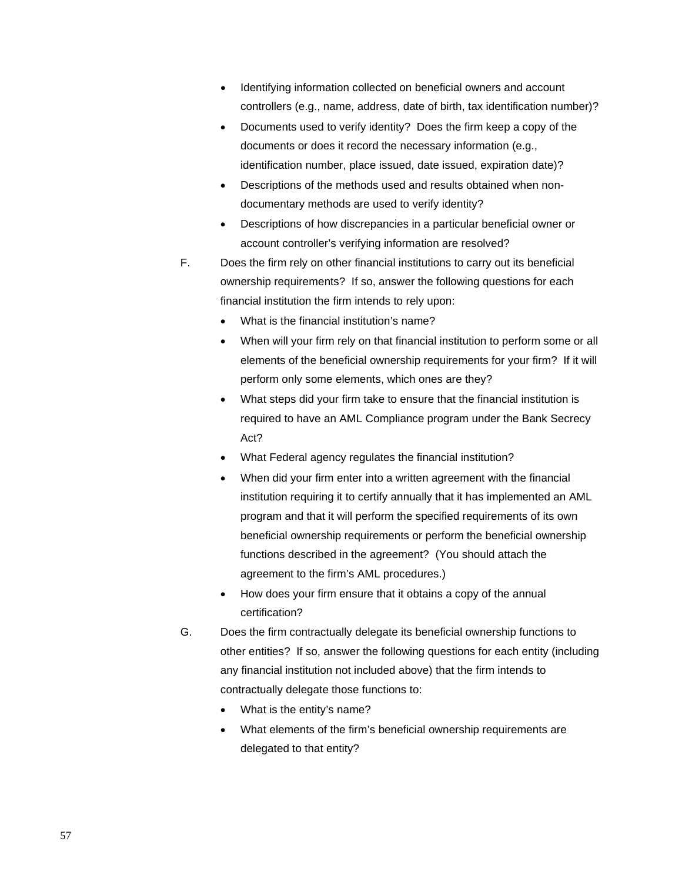- Identifying information collected on beneficial owners and account controllers (e.g., name, address, date of birth, tax identification number)?
- Documents used to verify identity? Does the firm keep a copy of the documents or does it record the necessary information (e.g., identification number, place issued, date issued, expiration date)?
- Descriptions of the methods used and results obtained when non-documentary methods are used to verify identity?
- Descriptions of how discrepancies in a particular beneficial owner or account controller's verifying information are resolved?

F. Does the firm rely on other financial institutions to carry out its beneficial ownership requirements? If so, answer the following questions for each financial institution the firm intends to rely upon:

- What is the financial institution's name?
- When will your firm rely on that financial institution to perform some or all elements of the beneficial ownership requirements for your firm? If it will perform only some elements, which ones are they?
- What steps did your firm take to ensure that the financial institution is required to have an AML Compliance program under the Bank Secrecy Act?
- What Federal agency regulates the financial institution?
- When did your firm enter into a written agreement with the financial institution requiring it to certify annually that it has implemented an AML program and that it will perform the specified requirements of its own beneficial ownership requirements or perform the beneficial ownership functions described in the agreement? (You should attach the agreement to the firm's AML procedures.)
- How does your firm ensure that it obtains a copy of the annual certification?

G. Does the firm contractually delegate its beneficial ownership functions to other entities? If so, answer the following questions for each entity (including any financial institution not included above) that the firm intends to contractually delegate those functions to:

- What is the entity's name?
- What elements of the firm's beneficial ownership requirements are delegated to that entity?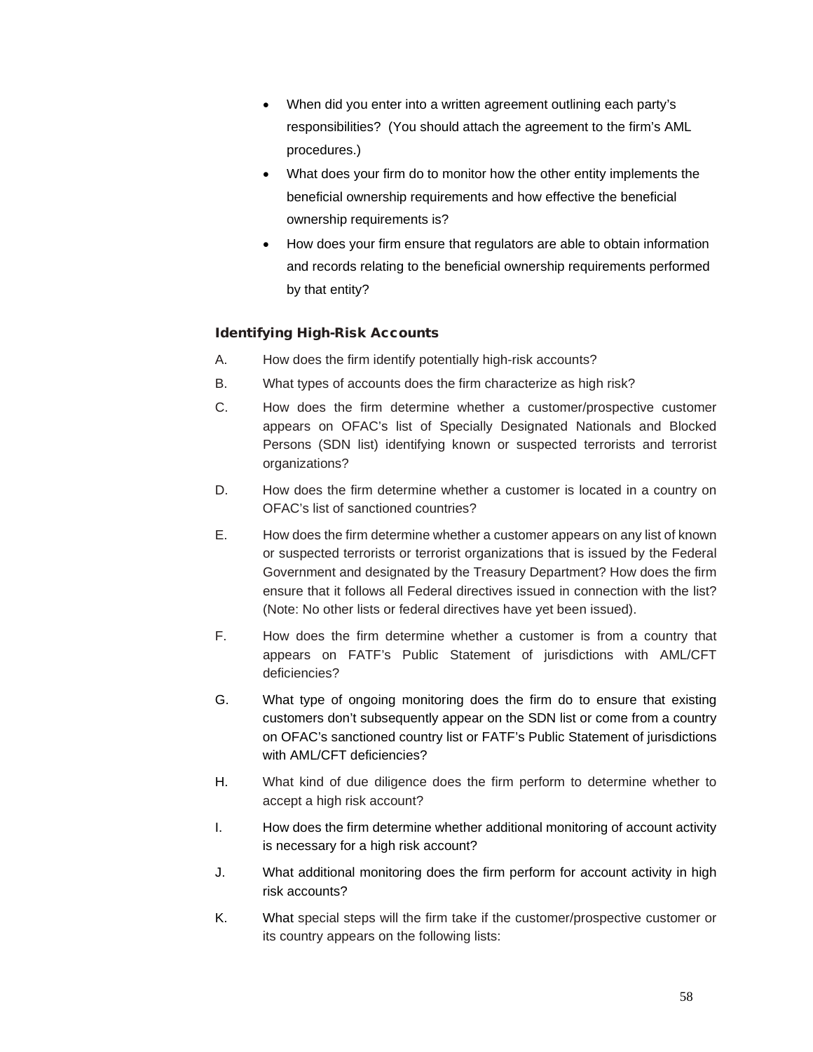- When did you enter into a written agreement outlining each party's responsibilities? (You should attach the agreement to the firm's AML procedures.)
- What does your firm do to monitor how the other entity implements the beneficial ownership requirements and how effective the beneficial ownership requirements is?
- How does your firm ensure that regulators are able to obtain information and records relating to the beneficial ownership requirements performed by that entity?

### Identifying High-Risk Accounts

A. How does the firm identify potentially high-risk accounts?

B. What types of accounts does the firm characterize as high risk?

C. How does the firm determine whether a customer/prospective customer appears on OFAC's list of Specially Designated Nationals and Blocked Persons (SDN list) identifying known or suspected terrorists and terrorist organizations?

D. How does the firm determine whether a customer is located in a country on OFAC's list of sanctioned countries?

E. How does the firm determine whether a customer appears on any list of known or suspected terrorists or terrorist organizations that is issued by the Federal Government and designated by the Treasury Department? How does the firm ensure that it follows all Federal directives issued in connection with the list? (Note: No other lists or federal directives have yet been issued).

F. How does the firm determine whether a customer is from a country that appears on FATF's Public Statement of jurisdictions with AML/CFT deficiencies?

G. What type of ongoing monitoring does the firm do to ensure that existing customers don't subsequently appear on the SDN list or come from a country on OFAC's sanctioned country list or FATF's Public Statement of jurisdictions with AML/CFT deficiencies?

H. What kind of due diligence does the firm perform to determine whether to accept a high risk account?

I. How does the firm determine whether additional monitoring of account activity is necessary for a high risk account?

J. What additional monitoring does the firm perform for account activity in high risk accounts?

K. What special steps will the firm take if the customer/prospective customer or its country appears on the following lists: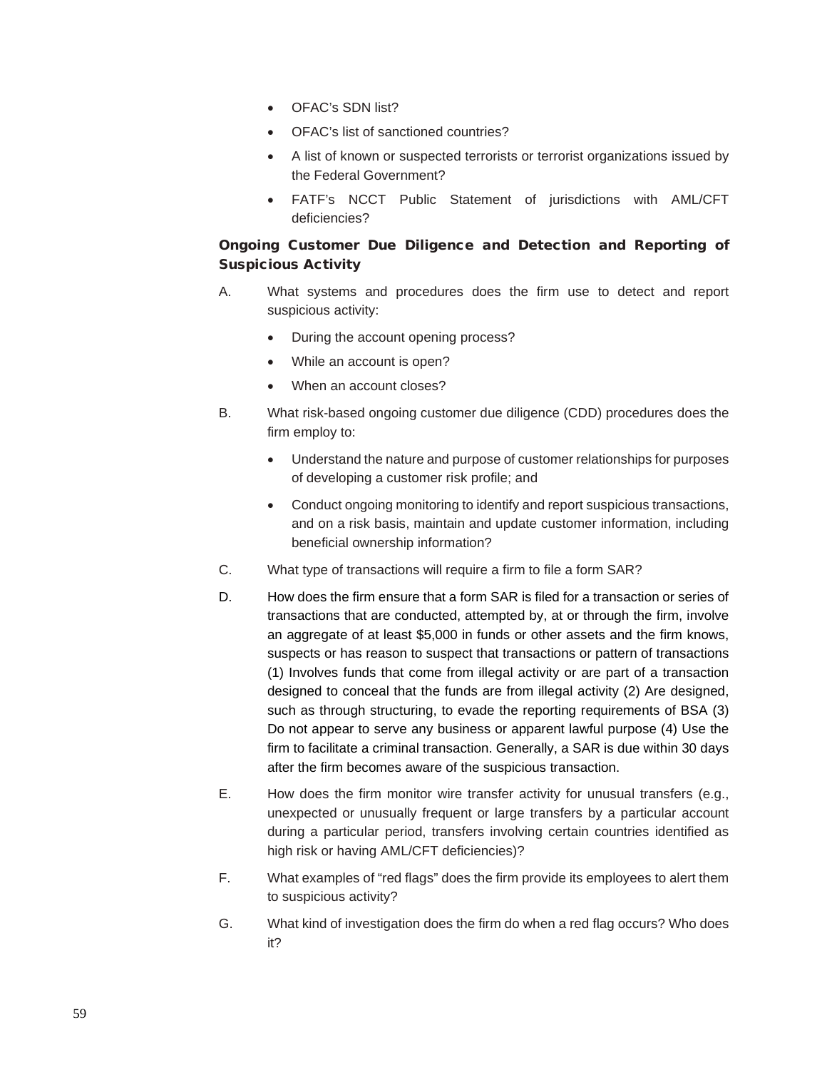- OFAC's SDN list?
- OFAC's list of sanctioned countries?
- A list of known or suspected terrorists or terrorist organizations issued by the Federal Government?
- FATF's NCCT Public Statement of jurisdictions with AML/CFT deficiencies?

### Ongoing Customer Due Diligence and Detection and Reporting of Suspicious Activity

A. What systems and procedures does the firm use to detect and report suspicious activity:

- During the account opening process?
- While an account is open?
- When an account closes?

B. What risk-based ongoing customer due diligence (CDD) procedures does the firm employ to:

- Understand the nature and purpose of customer relationships for purposes of developing a customer risk profile; and
- Conduct ongoing monitoring to identify and report suspicious transactions, and on a risk basis, maintain and update customer information, including beneficial ownership information?

C. What type of transactions will require a firm to file a form SAR?

D. How does the firm ensure that a form SAR is filed for a transaction or series of transactions that are conducted, attempted by, at or through the firm, involve an aggregate of at least $5,000 in funds or other assets and the firm knows, suspects or has reason to suspect that transactions or pattern of transactions (1) Involves funds that come from illegal activity or are part of a transaction designed to conceal that the funds are from illegal activity (2) Are designed, such as through structuring, to evade the reporting requirements of BSA (3) Do not appear to serve any business or apparent lawful purpose (4) Use the firm to facilitate a criminal transaction. Generally, a SAR is due within 30 days after the firm becomes aware of the suspicious transaction.

E. How does the firm monitor wire transfer activity for unusual transfers (e.g., unexpected or unusually frequent or large transfers by a particular account during a particular period, transfers involving certain countries identified as high risk or having AML/CFT deficiencies)?

F. What examples of "red flags" does the firm provide its employees to alert them to suspicious activity?

G. What kind of investigation does the firm do when a red flag occurs? Who does it?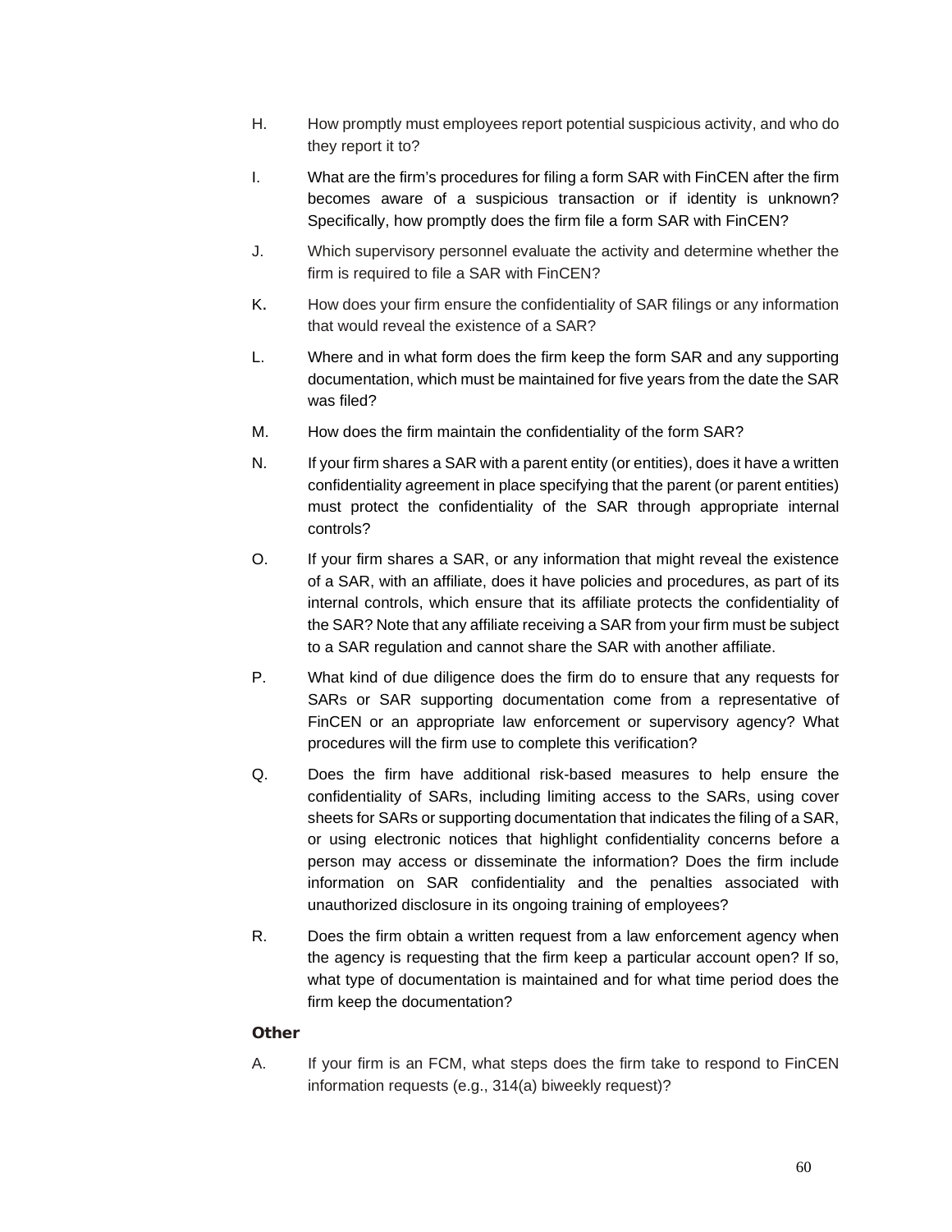H. How promptly must employees report potential suspicious activity, and who do they report it to?

I. What are the firm's procedures for filing a form SAR with FinCEN after the firm becomes aware of a suspicious transaction or if identity is unknown? Specifically, how promptly does the firm file a form SAR with FinCEN?

J. Which supervisory personnel evaluate the activity and determine whether the firm is required to file a SAR with FinCEN?

K. How does your firm ensure the confidentiality of SAR filings or any information that would reveal the existence of a SAR?

L. Where and in what form does the firm keep the form SAR and any supporting documentation, which must be maintained for five years from the date the SAR was filed?

M. How does the firm maintain the confidentiality of the form SAR?

N. If your firm shares a SAR with a parent entity (or entities), does it have a written confidentiality agreement in place specifying that the parent (or parent entities) must protect the confidentiality of the SAR through appropriate internal controls?

O. If your firm shares a SAR, or any information that might reveal the existence of a SAR, with an affiliate, does it have policies and procedures, as part of its internal controls, which ensure that its affiliate protects the confidentiality of the SAR? Note that any affiliate receiving a SAR from your firm must be subject to a SAR regulation and cannot share the SAR with another affiliate.

P. What kind of due diligence does the firm do to ensure that any requests for SARs or SAR supporting documentation come from a representative of FinCEN or an appropriate law enforcement or supervisory agency? What procedures will the firm use to complete this verification?

Q. Does the firm have additional risk-based measures to help ensure the confidentiality of SARs, including limiting access to the SARs, using cover sheets for SARs or supporting documentation that indicates the filing of a SAR, or using electronic notices that highlight confidentiality concerns before a person may access or disseminate the information? Does the firm include information on SAR confidentiality and the penalties associated with unauthorized disclosure in its ongoing training of employees?

R. Does the firm obtain a written request from a law enforcement agency when the agency is requesting that the firm keep a particular account open? If so, what type of documentation is maintained and for what time period does the firm keep the documentation?

**Other**

A. If your firm is an FCM, what steps does the firm take to respond to FinCEN information requests (e.g., 314(a) biweekly request)?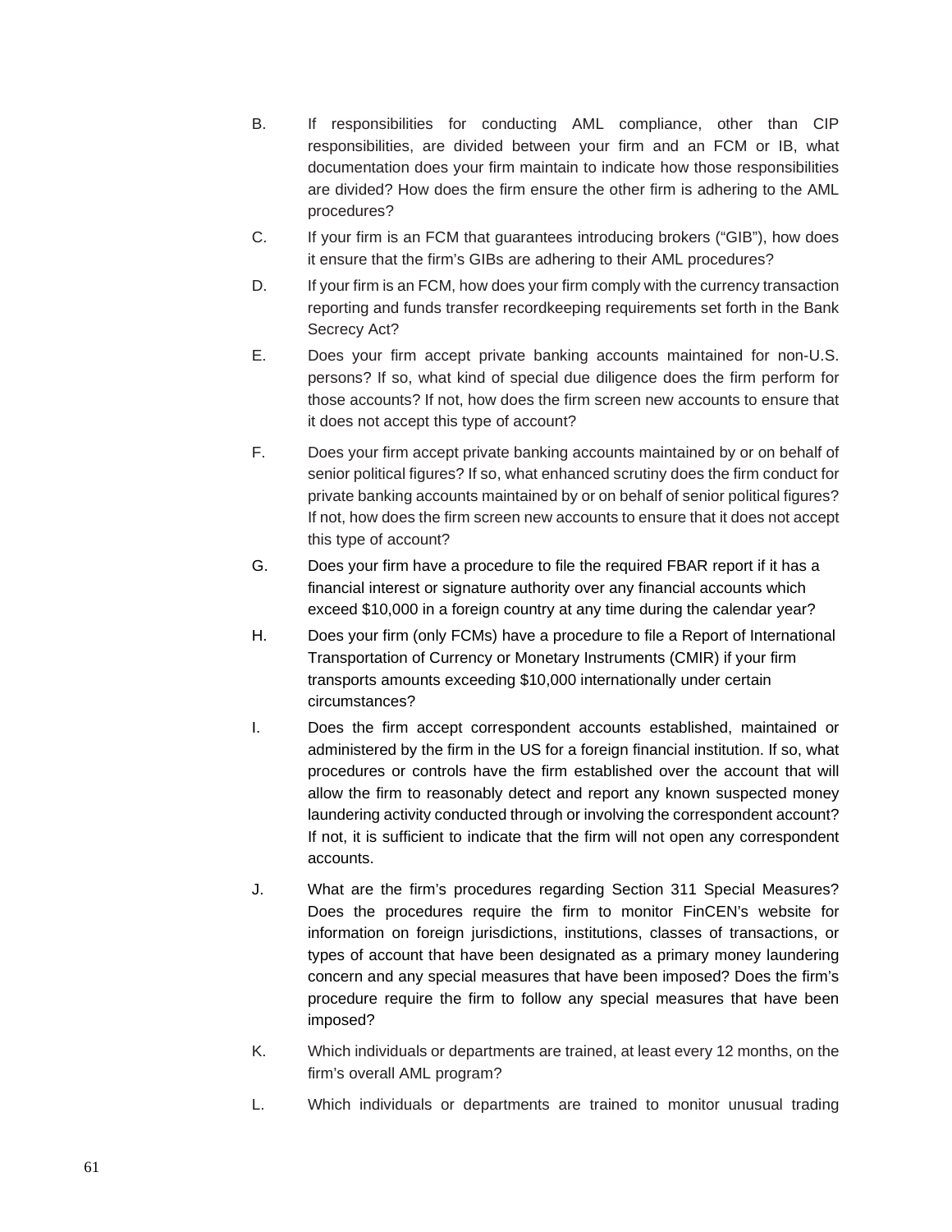B. If responsibilities for conducting AML compliance, other than CIP responsibilities, are divided between your firm and an FCM or IB, what documentation does your firm maintain to indicate how those responsibilities are divided? How does the firm ensure the other firm is adhering to the AML procedures?

C. If your firm is an FCM that guarantees introducing brokers ("GIB"), how does it ensure that the firm's GIBs are adhering to their AML procedures?

D. If your firm is an FCM, how does your firm comply with the currency transaction reporting and funds transfer recordkeeping requirements set forth in the Bank Secrecy Act?

E. Does your firm accept private banking accounts maintained for non-U.S. persons? If so, what kind of special due diligence does the firm perform for those accounts? If not, how does the firm screen new accounts to ensure that it does not accept this type of account?

F. Does your firm accept private banking accounts maintained by or on behalf of senior political figures? If so, what enhanced scrutiny does the firm conduct for private banking accounts maintained by or on behalf of senior political figures? If not, how does the firm screen new accounts to ensure that it does not accept this type of account?

G. Does your firm have a procedure to file the required FBAR report if it has a financial interest or signature authority over any financial accounts which exceed $10,000 in a foreign country at any time during the calendar year?

H. Does your firm (only FCMs) have a procedure to file a Report of International Transportation of Currency or Monetary Instruments (CMIR) if your firm transports amounts exceeding $10,000 internationally under certain circumstances?

I. Does the firm accept correspondent accounts established, maintained or administered by the firm in the US for a foreign financial institution. If so, what procedures or controls have the firm established over the account that will allow the firm to reasonably detect and report any known suspected money laundering activity conducted through or involving the correspondent account? If not, it is sufficient to indicate that the firm will not open any correspondent accounts.

J. What are the firm's procedures regarding Section 311 Special Measures? Does the procedures require the firm to monitor FinCEN's website for information on foreign jurisdictions, institutions, classes of transactions, or types of account that have been designated as a primary money laundering concern and any special measures that have been imposed? Does the firm's procedure require the firm to follow any special measures that have been imposed?

K. Which individuals or departments are trained, at least every 12 months, on the firm's overall AML program?

L. Which individuals or departments are trained to monitor unusual trading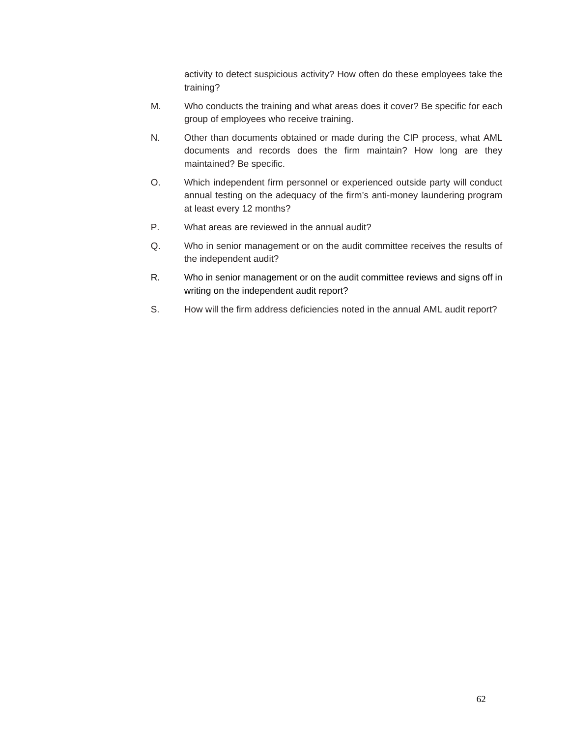activity to detect suspicious activity? How often do these employees take the training?

M. Who conducts the training and what areas does it cover? Be specific for each group of employees who receive training.

N. Other than documents obtained or made during the CIP process, what AML documents and records does the firm maintain? How long are they maintained? Be specific.

O. Which independent firm personnel or experienced outside party will conduct annual testing on the adequacy of the firm's anti-money laundering program at least every 12 months?

P. What areas are reviewed in the annual audit?

Q. Who in senior management or on the audit committee receives the results of the independent audit?

R. Who in senior management or on the audit committee reviews and signs off in writing on the independent audit report?

S. How will the firm address deficiencies noted in the annual AML audit report?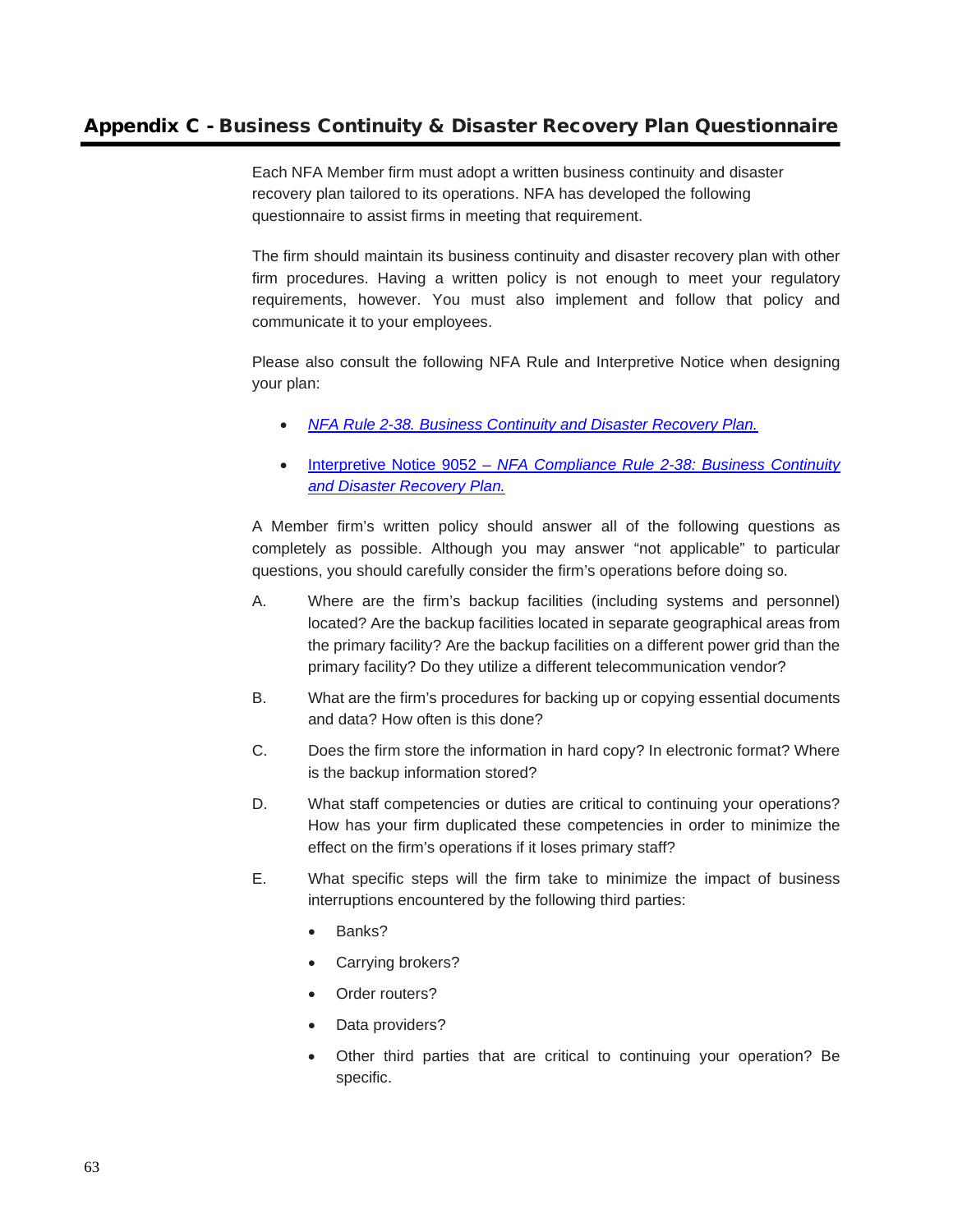## Appendix C - Business Continuity & Disaster Recovery Plan Questionnaire

Each NFA Member firm must adopt a written business continuity and disaster recovery plan tailored to its operations. NFA has developed the following questionnaire to assist firms in meeting that requirement.

The firm should maintain its business continuity and disaster recovery plan with other firm procedures. Having a written policy is not enough to meet your regulatory requirements, however. You must also implement and follow that policy and communicate it to your employees.

Please also consult the following NFA Rule and Interpretive Notice when designing your plan:

- *NFA Rule 2-38. Business Continuity and Disaster Recovery Plan.*
- Interpretive Notice 9052 – *NFA Compliance Rule 2-38: Business Continuity and Disaster Recovery Plan.*

A Member firm's written policy should answer all of the following questions as completely as possible. Although you may answer "not applicable" to particular questions, you should carefully consider the firm's operations before doing so.

A. Where are the firm's backup facilities (including systems and personnel) located? Are the backup facilities located in separate geographical areas from the primary facility? Are the backup facilities on a different power grid than the primary facility? Do they utilize a different telecommunication vendor?

B. What are the firm's procedures for backing up or copying essential documents and data? How often is this done?

C. Does the firm store the information in hard copy? In electronic format? Where is the backup information stored?

D. What staff competencies or duties are critical to continuing your operations? How has your firm duplicated these competencies in order to minimize the effect on the firm's operations if it loses primary staff?

E. What specific steps will the firm take to minimize the impact of business interruptions encountered by the following third parties:

- Banks?
- Carrying brokers?
- Order routers?
- Data providers?
- Other third parties that are critical to continuing your operation? Be specific.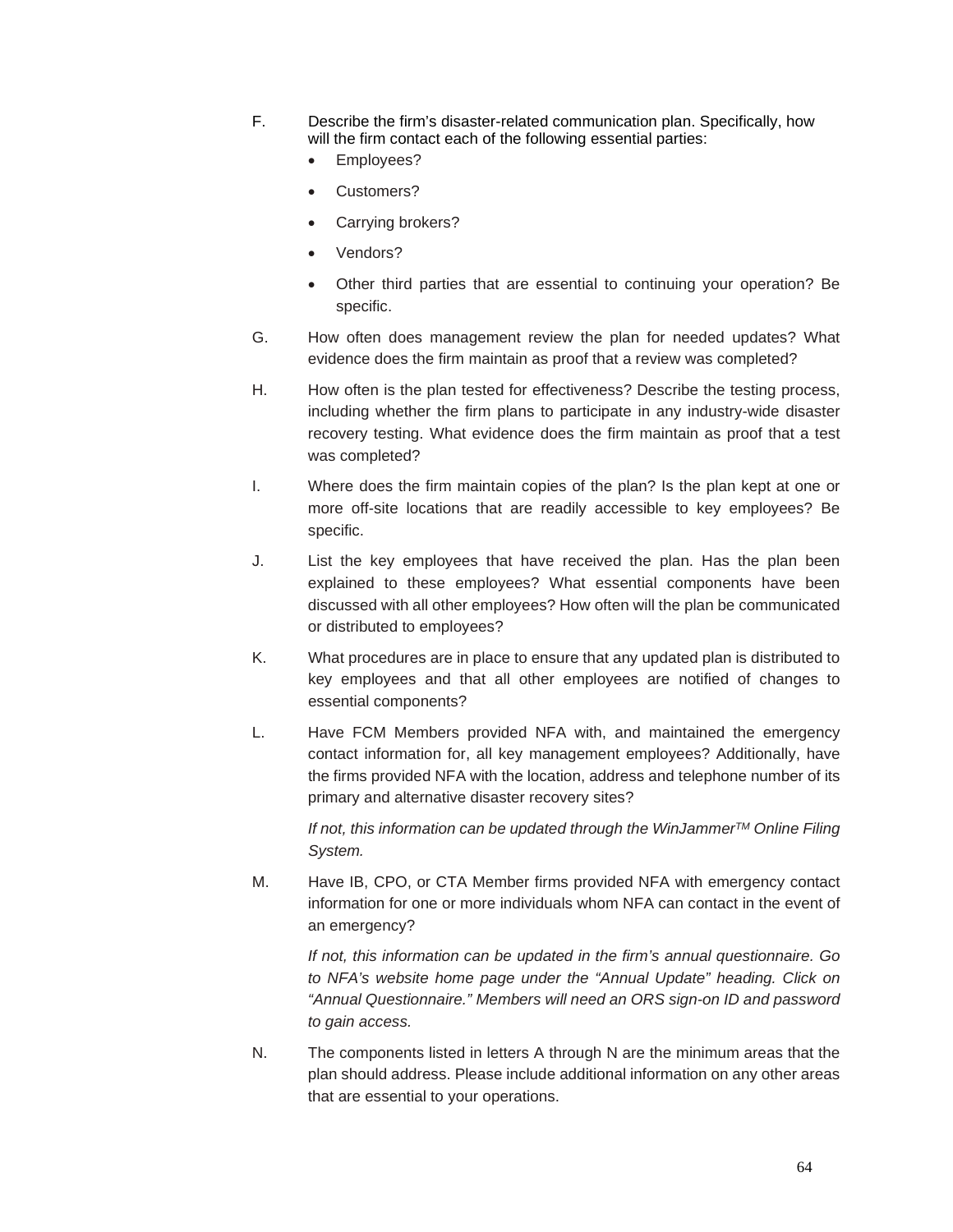F. Describe the firm's disaster-related communication plan. Specifically, how will the firm contact each of the following essential parties:

- Employees?
- Customers?
- Carrying brokers?
- Vendors?
- Other third parties that are essential to continuing your operation? Be specific.

G. How often does management review the plan for needed updates? What evidence does the firm maintain as proof that a review was completed?

H. How often is the plan tested for effectiveness? Describe the testing process, including whether the firm plans to participate in any industry-wide disaster recovery testing. What evidence does the firm maintain as proof that a test was completed?

I. Where does the firm maintain copies of the plan? Is the plan kept at one or more off-site locations that are readily accessible to key employees? Be specific.

J. List the key employees that have received the plan. Has the plan been explained to these employees? What essential components have been discussed with all other employees? How often will the plan be communicated or distributed to employees?

K. What procedures are in place to ensure that any updated plan is distributed to key employees and that all other employees are notified of changes to essential components?

L. Have FCM Members provided NFA with, and maintained the emergency contact information for, all key management employees? Additionally, have the firms provided NFA with the location, address and telephone number of its primary and alternative disaster recovery sites?

*If not, this information can be updated through the WinJammer™ Online Filing System.*

M. Have IB, CPO, or CTA Member firms provided NFA with emergency contact information for one or more individuals whom NFA can contact in the event of an emergency?

*If not, this information can be updated in the firm's annual questionnaire. Go to NFA's website home page under the "Annual Update" heading. Click on "Annual Questionnaire." Members will need an ORS sign-on ID and password to gain access.*

N. The components listed in letters A through N are the minimum areas that the plan should address. Please include additional information on any other areas that are essential to your operations.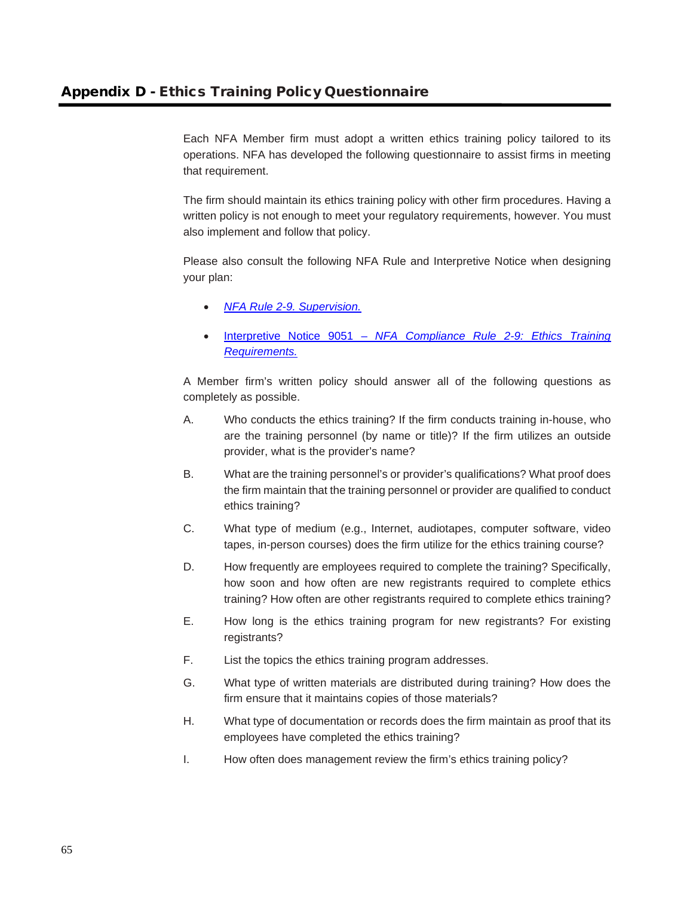## Appendix D - Ethics Training Policy Questionnaire

Each NFA Member firm must adopt a written ethics training policy tailored to its operations. NFA has developed the following questionnaire to assist firms in meeting that requirement.

The firm should maintain its ethics training policy with other firm procedures. Having a written policy is not enough to meet your regulatory requirements, however. You must also implement and follow that policy.

Please also consult the following NFA Rule and Interpretive Notice when designing your plan:

- *NFA Rule 2-9. Supervision.*
- Interpretive Notice 9051 – *NFA Compliance Rule 2-9: Ethics Training Requirements.*

A Member firm's written policy should answer all of the following questions as completely as possible.

A. Who conducts the ethics training? If the firm conducts training in-house, who are the training personnel (by name or title)? If the firm utilizes an outside provider, what is the provider's name?

B. What are the training personnel's or provider's qualifications? What proof does the firm maintain that the training personnel or provider are qualified to conduct ethics training?

C. What type of medium (e.g., Internet, audiotapes, computer software, video tapes, in-person courses) does the firm utilize for the ethics training course?

D. How frequently are employees required to complete the training? Specifically, how soon and how often are new registrants required to complete ethics training? How often are other registrants required to complete ethics training?

E. How long is the ethics training program for new registrants? For existing registrants?

F. List the topics the ethics training program addresses.

G. What type of written materials are distributed during training? How does the firm ensure that it maintains copies of those materials?

H. What type of documentation or records does the firm maintain as proof that its employees have completed the ethics training?

I. How often does management review the firm's ethics training policy?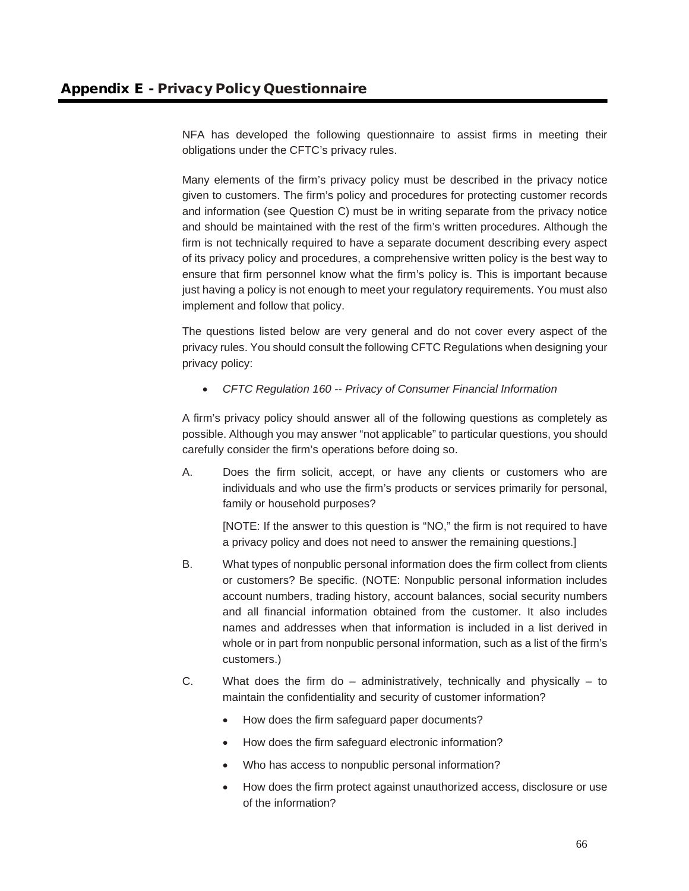## Appendix E - Privacy Policy Questionnaire

NFA has developed the following questionnaire to assist firms in meeting their obligations under the CFTC's privacy rules.

Many elements of the firm's privacy policy must be described in the privacy notice given to customers. The firm's policy and procedures for protecting customer records and information (see Question C) must be in writing separate from the privacy notice and should be maintained with the rest of the firm's written procedures. Although the firm is not technically required to have a separate document describing every aspect of its privacy policy and procedures, a comprehensive written policy is the best way to ensure that firm personnel know what the firm's policy is. This is important because just having a policy is not enough to meet your regulatory requirements. You must also implement and follow that policy.

The questions listed below are very general and do not cover every aspect of the privacy rules. You should consult the following CFTC Regulations when designing your privacy policy:

- *CFTC Regulation 160 -- Privacy of Consumer Financial Information*

A firm's privacy policy should answer all of the following questions as completely as possible. Although you may answer "not applicable" to particular questions, you should carefully consider the firm's operations before doing so.

A. Does the firm solicit, accept, or have any clients or customers who are individuals and who use the firm's products or services primarily for personal, family or household purposes?

   [NOTE: If the answer to this question is "NO," the firm is not required to have a privacy policy and does not need to answer the remaining questions.]

B. What types of nonpublic personal information does the firm collect from clients or customers? Be specific. (NOTE: Nonpublic personal information includes account numbers, trading history, account balances, social security numbers and all financial information obtained from the customer. It also includes names and addresses when that information is included in a list derived in whole or in part from nonpublic personal information, such as a list of the firm's customers.)

C. What does the firm do – administratively, technically and physically – to maintain the confidentiality and security of customer information?

   - How does the firm safeguard paper documents?
   - How does the firm safeguard electronic information?
   - Who has access to nonpublic personal information?
   - How does the firm protect against unauthorized access, disclosure or use of the information?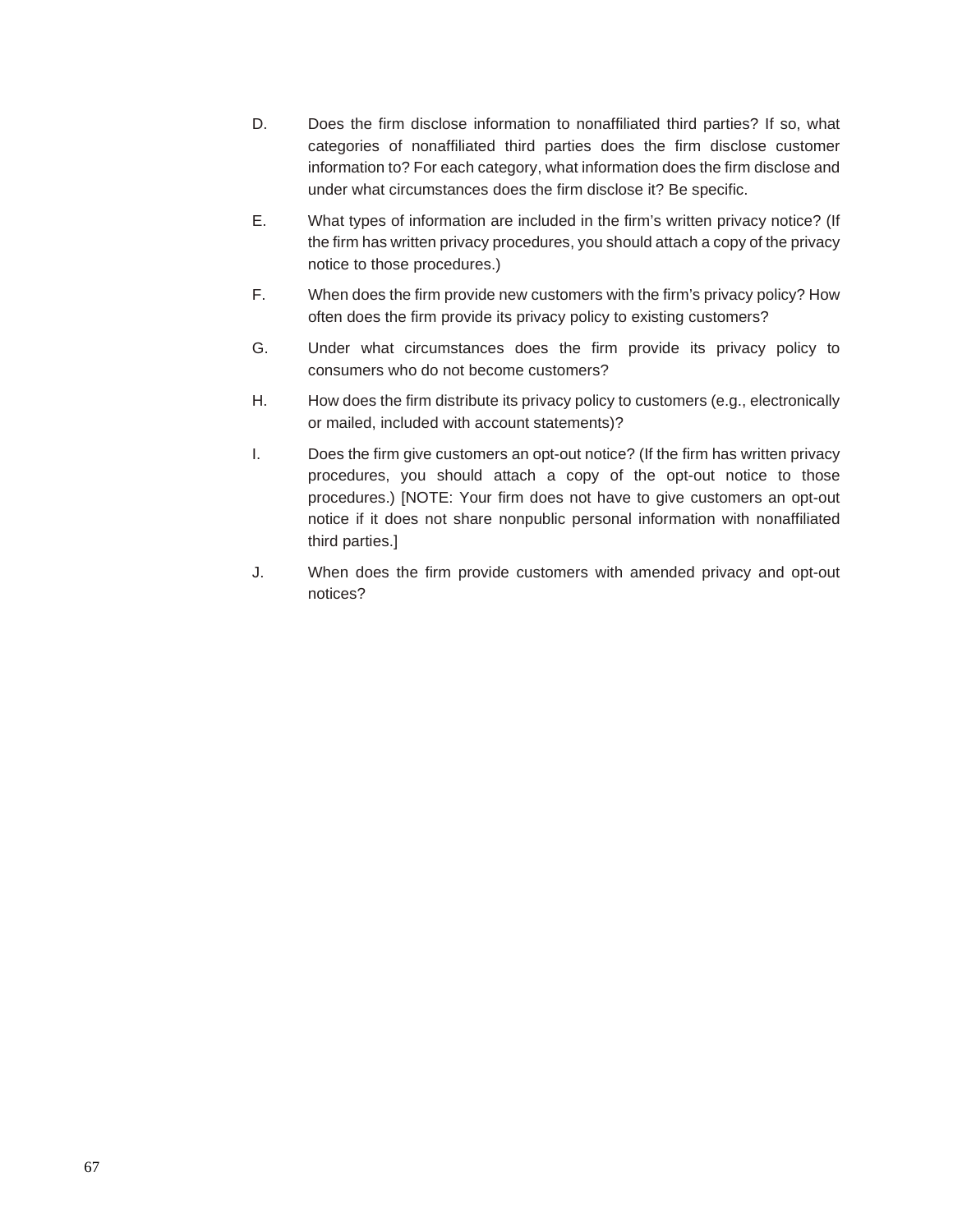D. Does the firm disclose information to nonaffiliated third parties? If so, what categories of nonaffiliated third parties does the firm disclose customer information to? For each category, what information does the firm disclose and under what circumstances does the firm disclose it? Be specific.

E. What types of information are included in the firm's written privacy notice? (If the firm has written privacy procedures, you should attach a copy of the privacy notice to those procedures.)

F. When does the firm provide new customers with the firm's privacy policy? How often does the firm provide its privacy policy to existing customers?

G. Under what circumstances does the firm provide its privacy policy to consumers who do not become customers?

H. How does the firm distribute its privacy policy to customers (e.g., electronically or mailed, included with account statements)?

I. Does the firm give customers an opt-out notice? (If the firm has written privacy procedures, you should attach a copy of the opt-out notice to those procedures.) [NOTE: Your firm does not have to give customers an opt-out notice if it does not share nonpublic personal information with nonaffiliated third parties.]

J. When does the firm provide customers with amended privacy and opt-out notices?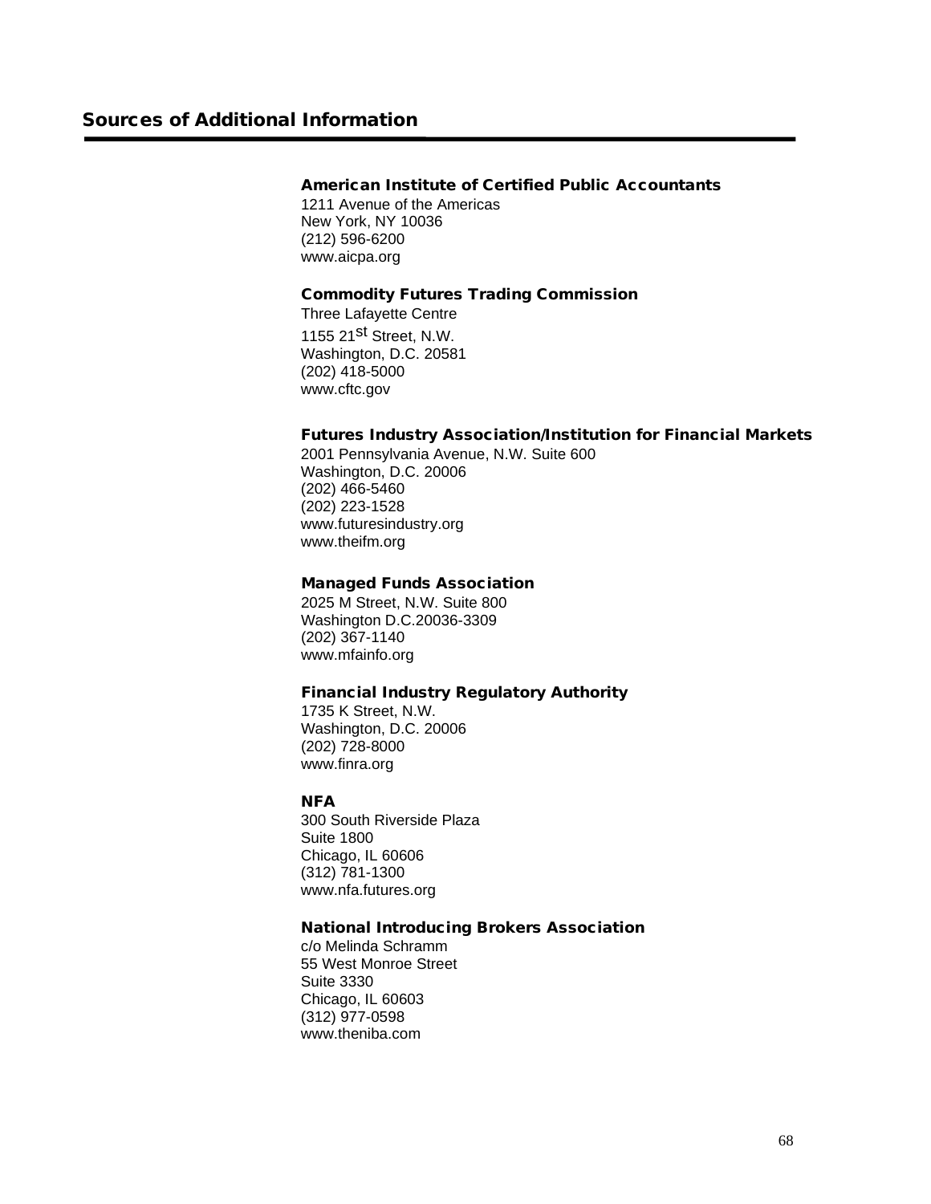## Sources of Additional Information

**American Institute of Certified Public Accountants**
1211 Avenue of the Americas
New York, NY 10036
(212) 596-6200
www.aicpa.org

**Commodity Futures Trading Commission**
Three Lafayette Centre
1155 21st Street, N.W.
Washington, D.C. 20581
(202) 418-5000
www.cftc.gov

**Futures Industry Association/Institution for Financial Markets**
2001 Pennsylvania Avenue, N.W. Suite 600
Washington, D.C. 20006
(202) 466-5460
(202) 223-1528
www.futuresindustry.org
www.theifm.org

**Managed Funds Association**
2025 M Street, N.W. Suite 800
Washington D.C.20036-3309
(202) 367-1140
www.mfainfo.org

**Financial Industry Regulatory Authority**
1735 K Street, N.W.
Washington, D.C. 20006
(202) 728-8000
www.finra.org

**NFA**
300 South Riverside Plaza
Suite 1800
Chicago, IL 60606
(312) 781-1300
www.nfa.futures.org

**National Introducing Brokers Association**
c/o Melinda Schramm
55 West Monroe Street
Suite 3330
Chicago, IL 60603
(312) 977-0598
www.theniba.com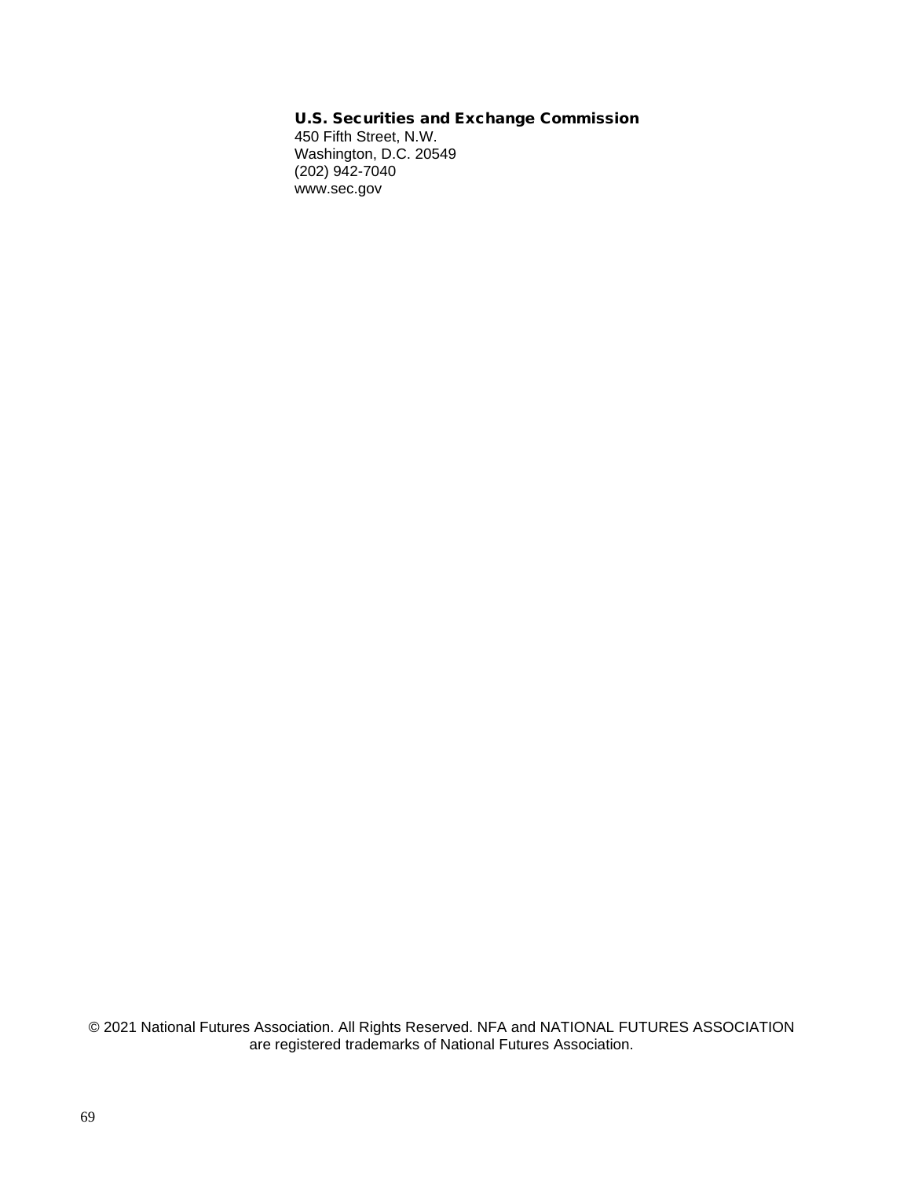**U.S. Securities and Exchange Commission**
450 Fifth Street, N.W.
Washington, D.C. 20549
(202) 942-7040
www.sec.gov

© 2021 National Futures Association. All Rights Reserved. NFA and NATIONAL FUTURES ASSOCIATION are registered trademarks of National Futures Association.